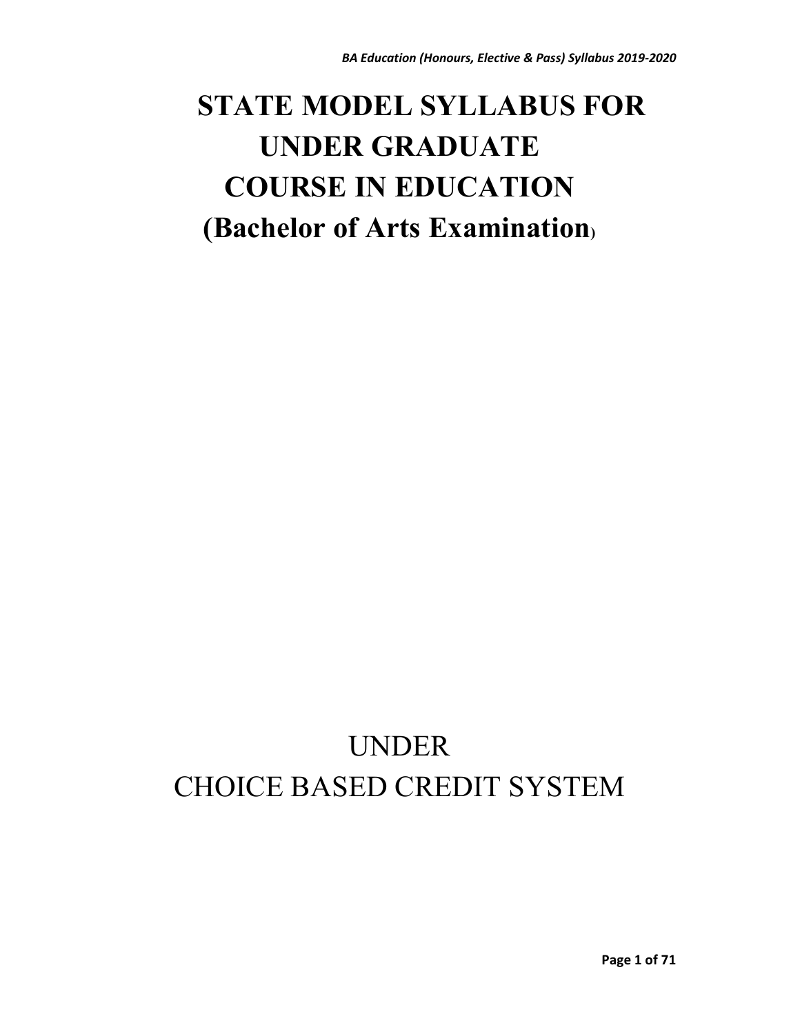# STATE MODEL SYLLABUS FOR UNDER GRADUATE COURSE IN EDUCATION (Bachelor of Arts Examination)

UNDER

CHOICE BASED CREDIT SYSTEM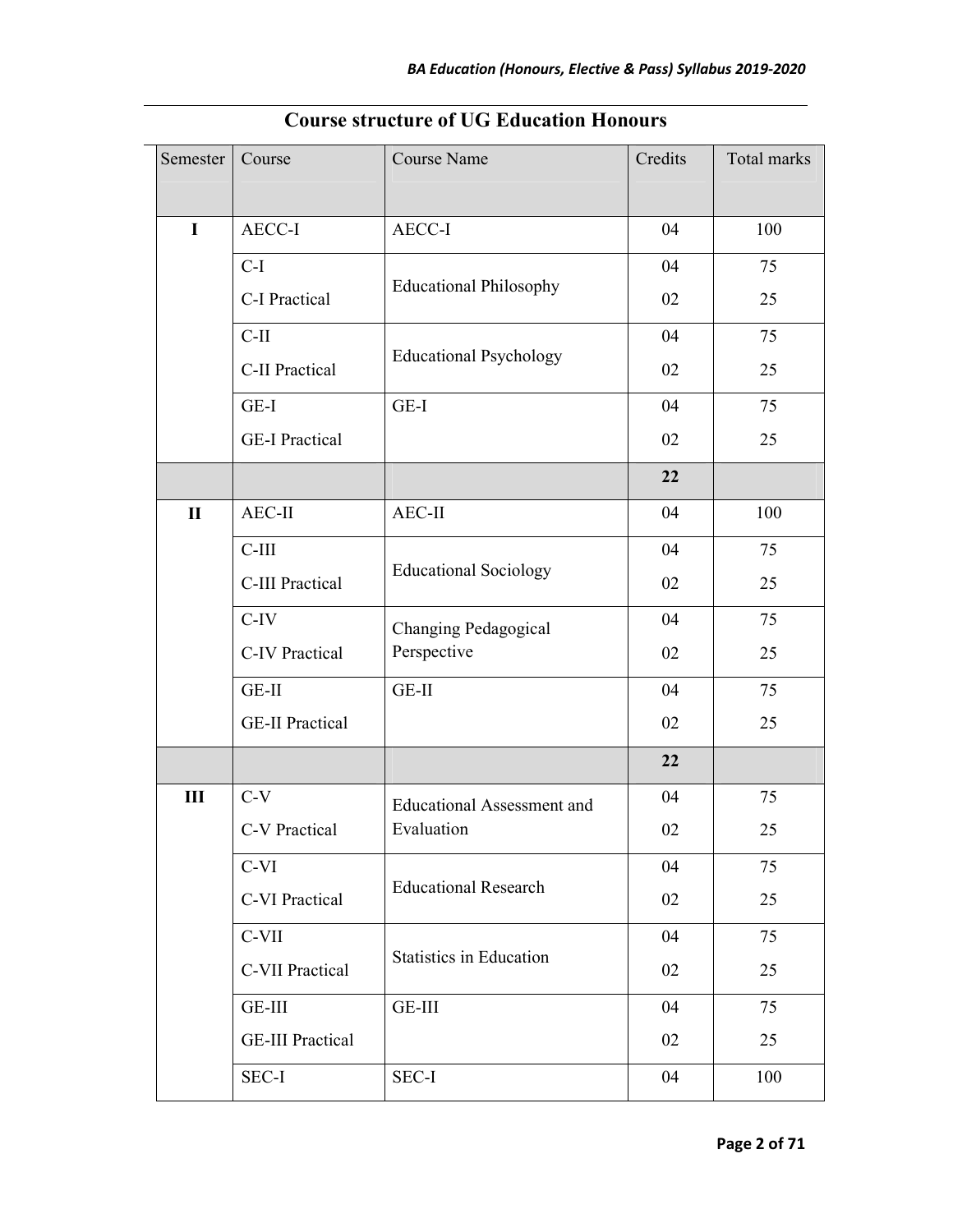## Course structure of UG Education Honours

| Semester | Course | Course Name | Credits | Total marks |
|---|---|---|---|---|
| **I** | AECC-I | AECC-I | 04 | 100 |
| | C-I | Educational Philosophy | 04 | 75 |
| | C-I Practical | | 02 | 25 |
| | C-II | Educational Psychology | 04 | 75 |
| | C-II Practical | | 02 | 25 |
| | GE-I | GE-I | 04 | 75 |
| | GE-I Practical | | 02 | 25 |
| | | | **22** | |
| **II** | AEC-II | AEC-II | 04 | 100 |
| | C-III | Educational Sociology | 04 | 75 |
| | C-III Practical | | 02 | 25 |
| | C-IV | Changing Pedagogical Perspective | 04 | 75 |
| | C-IV Practical | | 02 | 25 |
| | GE-II | GE-II | 04 | 75 |
| | GE-II Practical | | 02 | 25 |
| | | | **22** | |
| **III** | C-V | Educational Assessment and Evaluation | 04 | 75 |
| | C-V Practical | | 02 | 25 |
| | C-VI | Educational Research | 04 | 75 |
| | C-VI Practical | | 02 | 25 |
| | C-VII | Statistics in Education | 04 | 75 |
| | C-VII Practical | | 02 | 25 |
| | GE-III | GE-III | 04 | 75 |
| | GE-III Practical | | 02 | 25 |
| | SEC-I | SEC-I | 04 | 100 |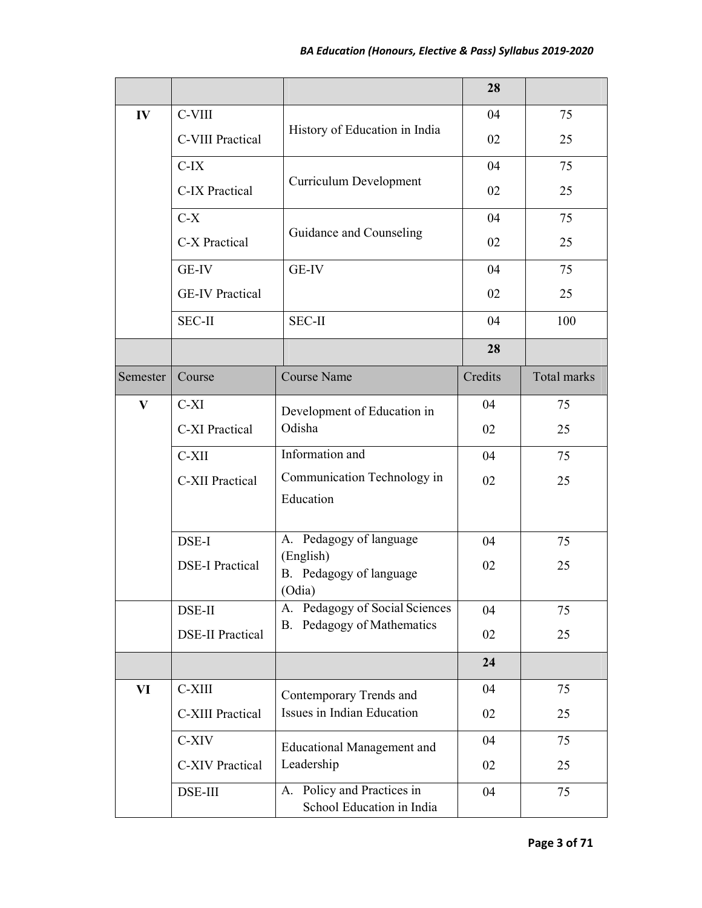| Semester | Course | Course Name | Credits | Total marks |
|---|---|---|---|---|
| | | | **28** | |
| **IV** | C-VIII | History of Education in India | 04 | 75 |
| | C-VIII Practical | | 02 | 25 |
| | C-IX | Curriculum Development | 04 | 75 |
| | C-IX Practical | | 02 | 25 |
| | C-X | Guidance and Counseling | 04 | 75 |
| | C-X Practical | | 02 | 25 |
| | GE-IV | GE-IV | 04 | 75 |
| | GE-IV Practical | | 02 | 25 |
| | SEC-II | SEC-II | 04 | 100 |
| | | | **28** | |
| Semester | Course | Course Name | Credits | Total marks |
| **V** | C-XI | Development of Education in Odisha | 04 | 75 |
| | C-XI Practical | | 02 | 25 |
| | C-XII | Information and Communication Technology in Education | 04 | 75 |
| | C-XII Practical | | 02 | 25 |
| | DSE-I | A. Pedagogy of language (English)<br>B. Pedagogy of language (Odia) | 04 | 75 |
| | DSE-I Practical | | 02 | 25 |
| | DSE-II | A. Pedagogy of Social Sciences<br>B. Pedagogy of Mathematics | 04 | 75 |
| | DSE-II Practical | | 02 | 25 |
| | | | **24** | |
| **VI** | C-XIII | Contemporary Trends and Issues in Indian Education | 04 | 75 |
| | C-XIII Practical | | 02 | 25 |
| | C-XIV | Educational Management and Leadership | 04 | 75 |
| | C-XIV Practical | | 02 | 25 |
| | DSE-III | A. Policy and Practices in School Education in India | 04 | 75 |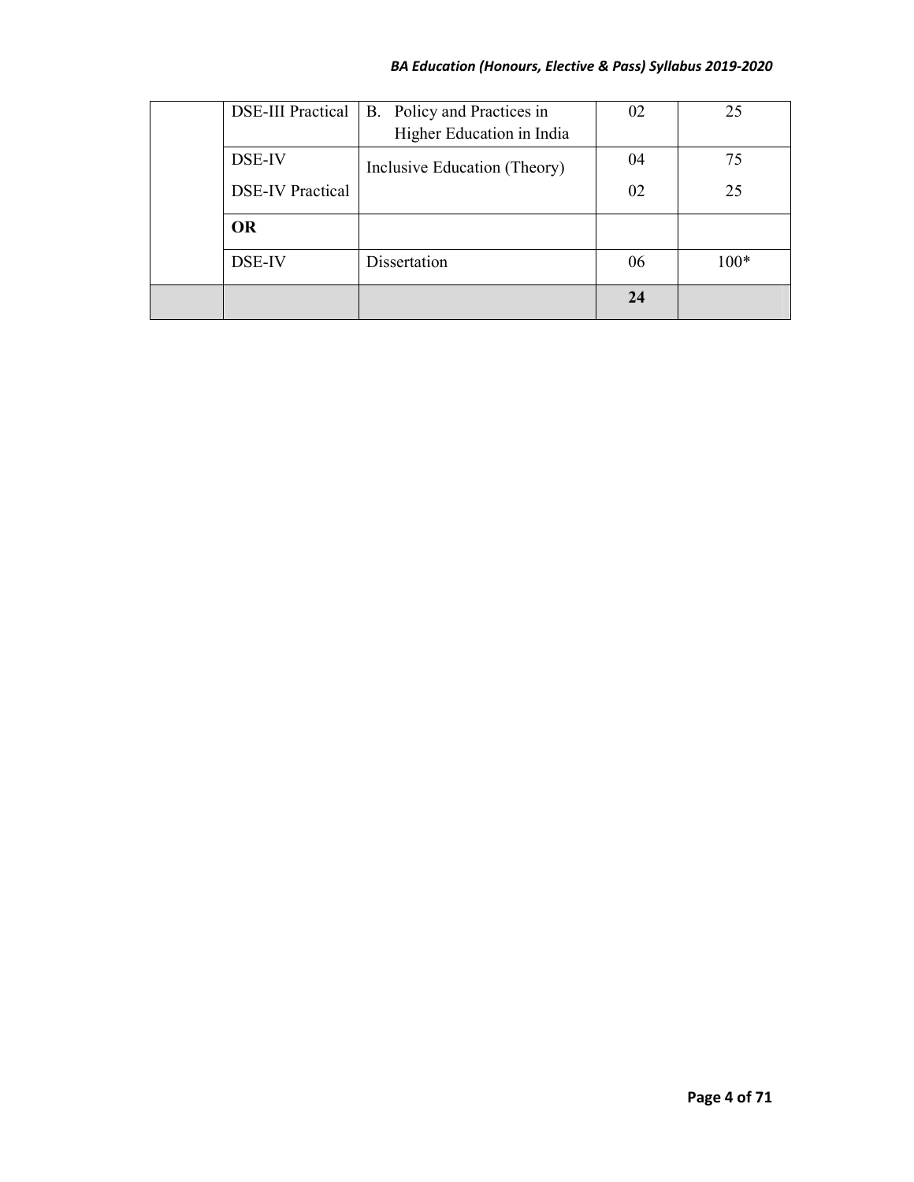| | | | | |
|---|---|---|---|---|
| | DSE-III Practical | B. Policy and Practices in Higher Education in India | 02 | 25 |
| | DSE-IV<br>DSE-IV Practical | Inclusive Education (Theory) | 04<br>02 | 75<br>25 |
| | **OR** | | | |
| | DSE-IV | Dissertation | 06 | 100* |
| | | | **24** | |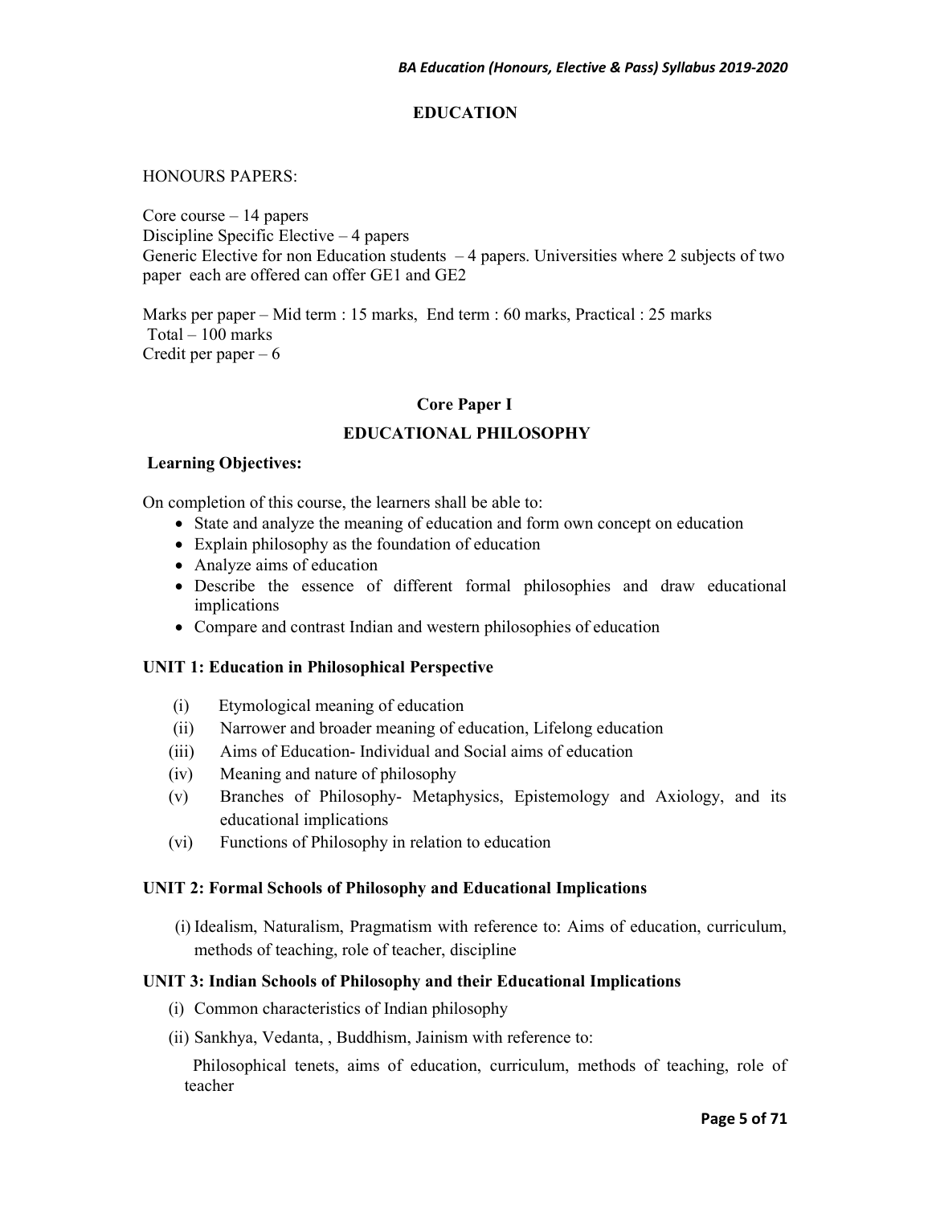# EDUCATION

HONOURS PAPERS:

Core course – 14 papers
Discipline Specific Elective – 4 papers
Generic Elective for non Education students – 4 papers. Universities where 2 subjects of two paper each are offered can offer GE1 and GE2

Marks per paper – Mid term : 15 marks, End term : 60 marks, Practical : 25 marks
Total – 100 marks
Credit per paper – 6

## Core Paper I

## EDUCATIONAL PHILOSOPHY

**Learning Objectives:**

On completion of this course, the learners shall be able to:

- State and analyze the meaning of education and form own concept on education
- Explain philosophy as the foundation of education
- Analyze aims of education
- Describe the essence of different formal philosophies and draw educational implications
- Compare and contrast Indian and western philosophies of education

### UNIT 1: Education in Philosophical Perspective

(i) Etymological meaning of education
(ii) Narrower and broader meaning of education, Lifelong education
(iii) Aims of Education- Individual and Social aims of education
(iv) Meaning and nature of philosophy
(v) Branches of Philosophy- Metaphysics, Epistemology and Axiology, and its educational implications
(vi) Functions of Philosophy in relation to education

### UNIT 2: Formal Schools of Philosophy and Educational Implications

(i) Idealism, Naturalism, Pragmatism with reference to: Aims of education, curriculum, methods of teaching, role of teacher, discipline

### UNIT 3: Indian Schools of Philosophy and their Educational Implications

(i) Common characteristics of Indian philosophy
(ii) Sankhya, Vedanta, , Buddhism, Jainism with reference to:

Philosophical tenets, aims of education, curriculum, methods of teaching, role of teacher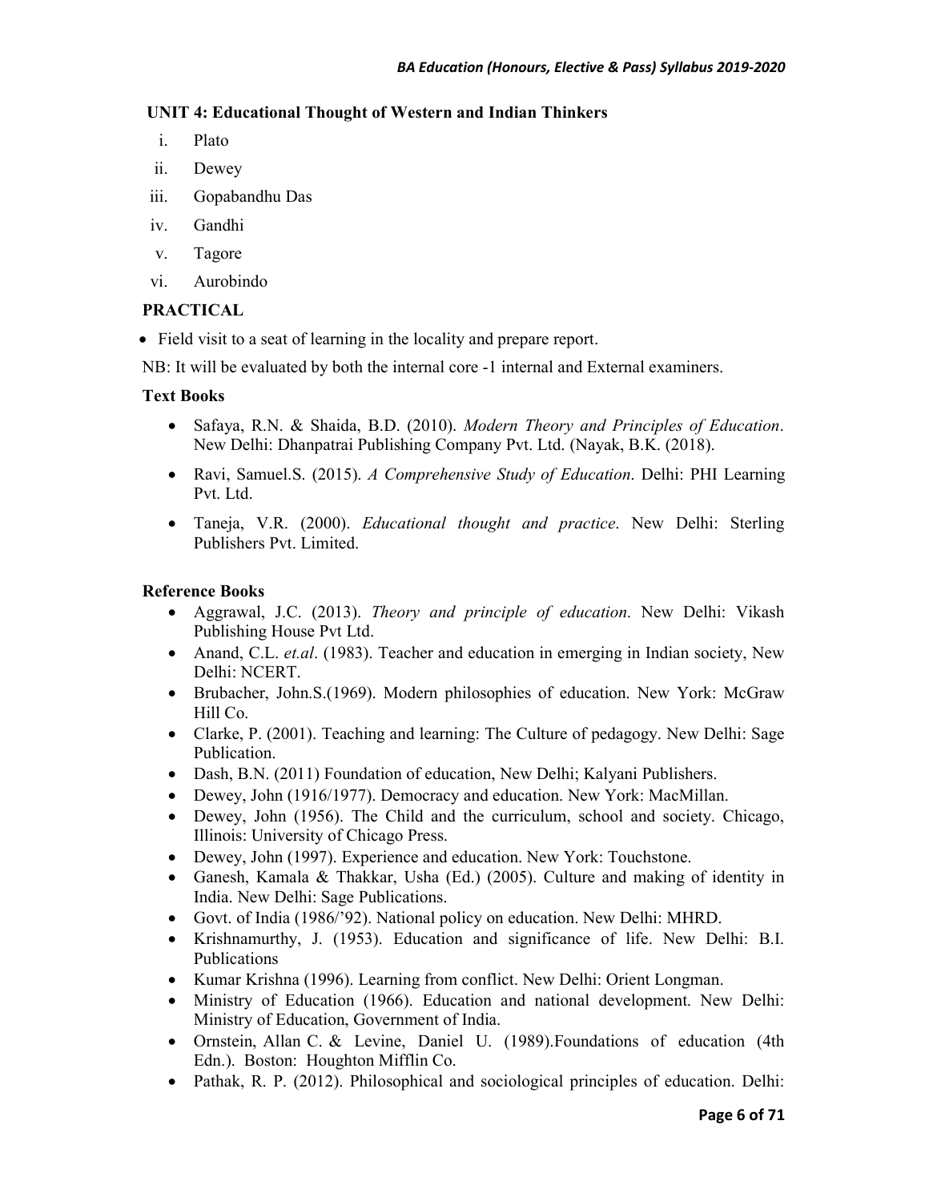### UNIT 4: Educational Thought of Western and Indian Thinkers

i. Plato
ii. Dewey
iii. Gopabandhu Das
iv. Gandhi
v. Tagore
vi. Aurobindo

### PRACTICAL

- Field visit to a seat of learning in the locality and prepare report.

NB: It will be evaluated by both the internal core -1 internal and External examiners.

### Text Books

- Safaya, R.N. & Shaida, B.D. (2010). *Modern Theory and Principles of Education*. New Delhi: Dhanpatrai Publishing Company Pvt. Ltd. (Nayak, B.K. (2018).
- Ravi, Samuel.S. (2015). *A Comprehensive Study of Education*. Delhi: PHI Learning Pvt. Ltd.
- Taneja, V.R. (2000). *Educational thought and practice*. New Delhi: Sterling Publishers Pvt. Limited.

### Reference Books

- Aggrawal, J.C. (2013). *Theory and principle of education*. New Delhi: Vikash Publishing House Pvt Ltd.
- Anand, C.L. *et.al*. (1983). Teacher and education in emerging in Indian society, New Delhi: NCERT.
- Brubacher, John.S.(1969). Modern philosophies of education. New York: McGraw Hill Co.
- Clarke, P. (2001). Teaching and learning: The Culture of pedagogy. New Delhi: Sage Publication.
- Dash, B.N. (2011) Foundation of education, New Delhi; Kalyani Publishers.
- Dewey, John (1916/1977). Democracy and education. New York: MacMillan.
- Dewey, John (1956). The Child and the curriculum, school and society. Chicago, Illinois: University of Chicago Press.
- Dewey, John (1997). Experience and education. New York: Touchstone.
- Ganesh, Kamala & Thakkar, Usha (Ed.) (2005). Culture and making of identity in India. New Delhi: Sage Publications.
- Govt. of India (1986/'92). National policy on education. New Delhi: MHRD.
- Krishnamurthy, J. (1953). Education and significance of life. New Delhi: B.I. Publications
- Kumar Krishna (1996). Learning from conflict. New Delhi: Orient Longman.
- Ministry of Education (1966). Education and national development. New Delhi: Ministry of Education, Government of India.
- Ornstein, Allan C. & Levine, Daniel U. (1989).Foundations of education (4th Edn.). Boston: Houghton Mifflin Co.
- Pathak, R. P. (2012). Philosophical and sociological principles of education. Delhi: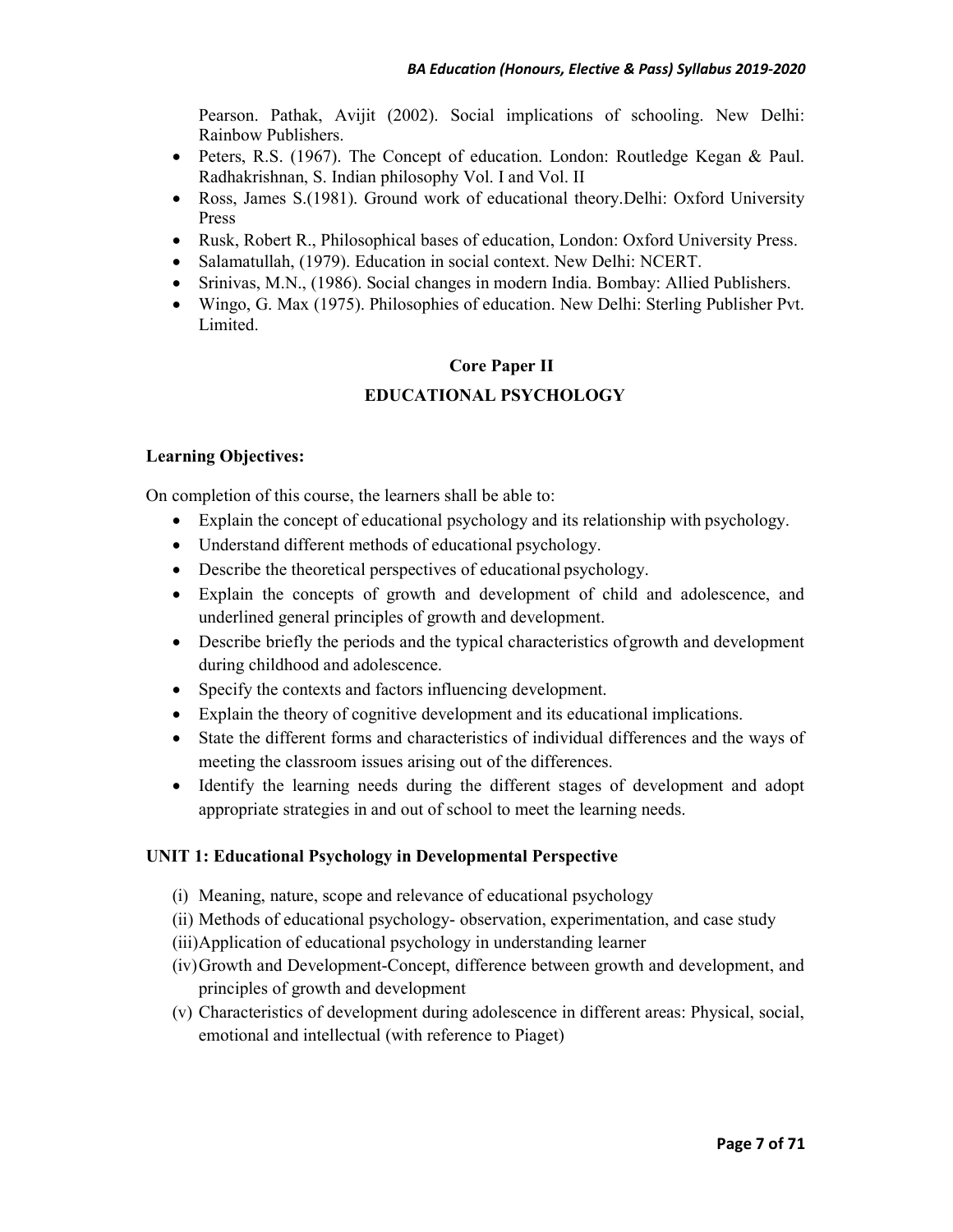Pearson. Pathak, Avijit (2002). Social implications of schooling. New Delhi: Rainbow Publishers.

- Peters, R.S. (1967). The Concept of education. London: Routledge Kegan & Paul. Radhakrishnan, S. Indian philosophy Vol. I and Vol. II
- Ross, James S.(1981). Ground work of educational theory.Delhi: Oxford University Press
- Rusk, Robert R., Philosophical bases of education, London: Oxford University Press.
- Salamatullah, (1979). Education in social context. New Delhi: NCERT.
- Srinivas, M.N., (1986). Social changes in modern India. Bombay: Allied Publishers.
- Wingo, G. Max (1975). Philosophies of education. New Delhi: Sterling Publisher Pvt. Limited.

## Core Paper II

## EDUCATIONAL PSYCHOLOGY

**Learning Objectives:**

On completion of this course, the learners shall be able to:

- Explain the concept of educational psychology and its relationship with psychology.
- Understand different methods of educational psychology.
- Describe the theoretical perspectives of educational psychology.
- Explain the concepts of growth and development of child and adolescence, and underlined general principles of growth and development.
- Describe briefly the periods and the typical characteristics of growth and development during childhood and adolescence.
- Specify the contexts and factors influencing development.
- Explain the theory of cognitive development and its educational implications.
- State the different forms and characteristics of individual differences and the ways of meeting the classroom issues arising out of the differences.
- Identify the learning needs during the different stages of development and adopt appropriate strategies in and out of school to meet the learning needs.

**UNIT 1: Educational Psychology in Developmental Perspective**

(i) Meaning, nature, scope and relevance of educational psychology
(ii) Methods of educational psychology- observation, experimentation, and case study
(iii) Application of educational psychology in understanding learner
(iv) Growth and Development-Concept, difference between growth and development, and principles of growth and development
(v) Characteristics of development during adolescence in different areas: Physical, social, emotional and intellectual (with reference to Piaget)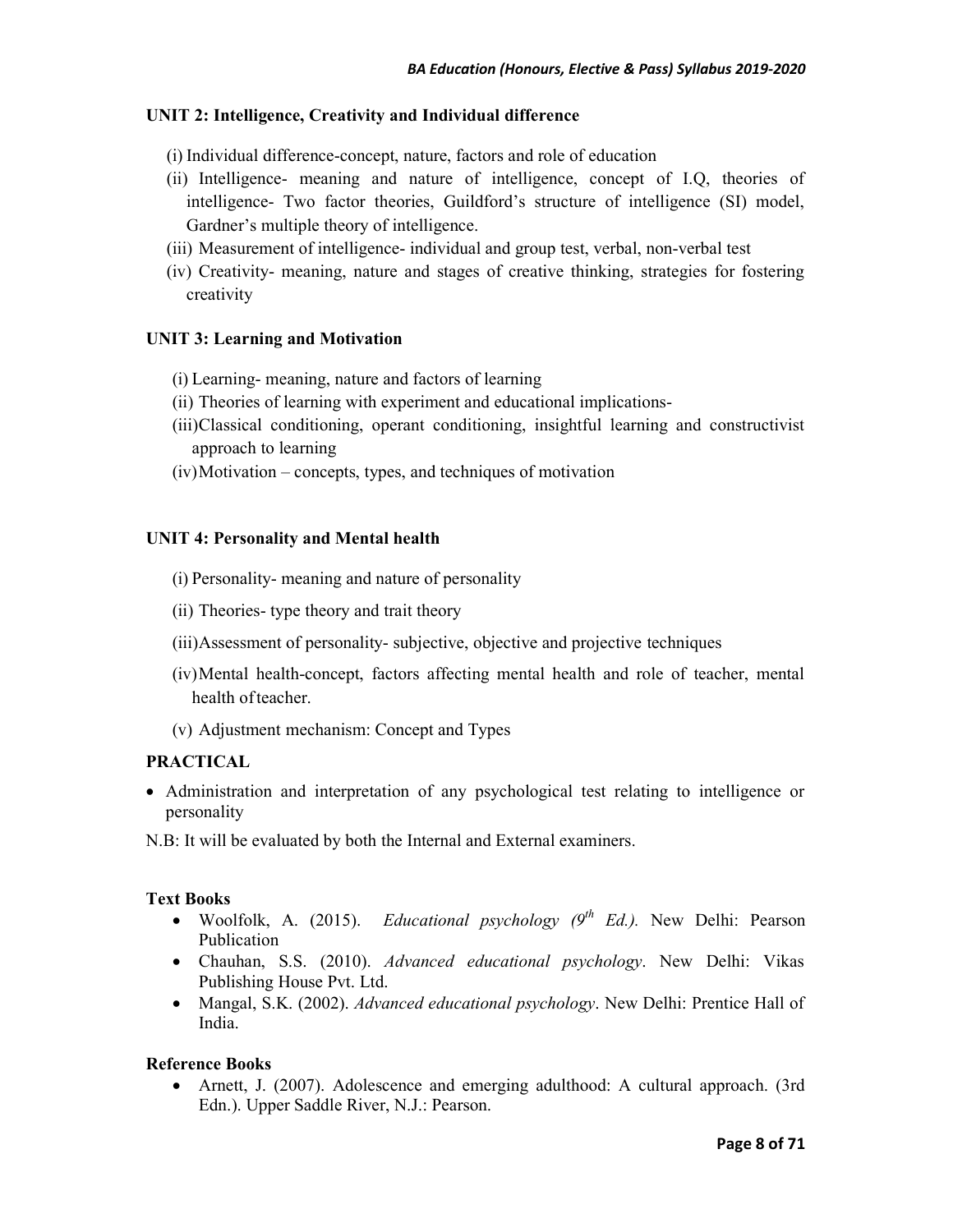### UNIT 2: Intelligence, Creativity and Individual difference

(i) Individual difference-concept, nature, factors and role of education

(ii) Intelligence- meaning and nature of intelligence, concept of I.Q, theories of intelligence- Two factor theories, Guildford's structure of intelligence (SI) model, Gardner's multiple theory of intelligence.

(iii) Measurement of intelligence- individual and group test, verbal, non-verbal test

(iv) Creativity- meaning, nature and stages of creative thinking, strategies for fostering creativity

### UNIT 3: Learning and Motivation

(i) Learning- meaning, nature and factors of learning

(ii) Theories of learning with experiment and educational implications-

(iii)Classical conditioning, operant conditioning, insightful learning and constructivist approach to learning

(iv)Motivation – concepts, types, and techniques of motivation

### UNIT 4: Personality and Mental health

(i) Personality- meaning and nature of personality

(ii) Theories- type theory and trait theory

(iii)Assessment of personality- subjective, objective and projective techniques

(iv)Mental health-concept, factors affecting mental health and role of teacher, mental health of teacher.

(v) Adjustment mechanism: Concept and Types

### PRACTICAL

- Administration and interpretation of any psychological test relating to intelligence or personality

N.B: It will be evaluated by both the Internal and External examiners.

### Text Books

- Woolfolk, A. (2015). *Educational psychology (9th Ed.).* New Delhi: Pearson Publication
- Chauhan, S.S. (2010). *Advanced educational psychology*. New Delhi: Vikas Publishing House Pvt. Ltd.
- Mangal, S.K. (2002). *Advanced educational psychology*. New Delhi: Prentice Hall of India.

### Reference Books

- Arnett, J. (2007). Adolescence and emerging adulthood: A cultural approach. (3rd Edn.). Upper Saddle River, N.J.: Pearson.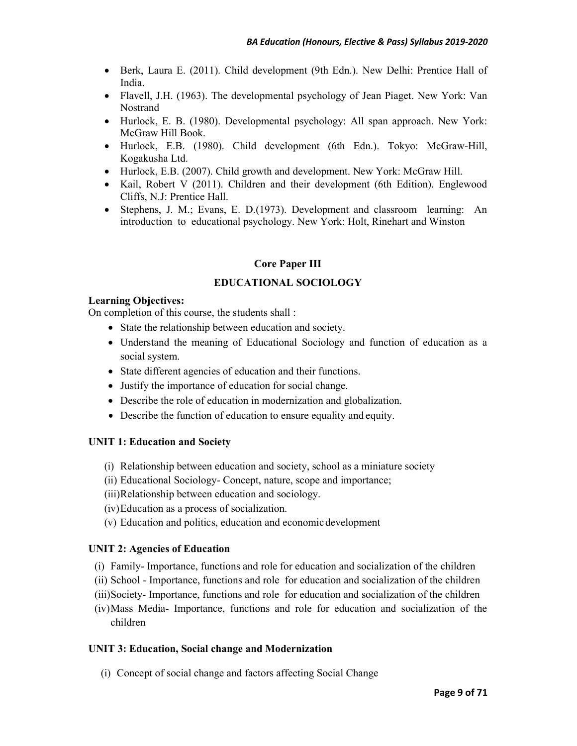- Berk, Laura E. (2011). Child development (9th Edn.). New Delhi: Prentice Hall of India.
- Flavell, J.H. (1963). The developmental psychology of Jean Piaget. New York: Van Nostrand
- Hurlock, E. B. (1980). Developmental psychology: All span approach. New York: McGraw Hill Book.
- Hurlock, E.B. (1980). Child development (6th Edn.). Tokyo: McGraw-Hill, Kogakusha Ltd.
- Hurlock, E.B. (2007). Child growth and development. New York: McGraw Hill.
- Kail, Robert V (2011). Children and their development (6th Edition). Englewood Cliffs, N.J: Prentice Hall.
- Stephens, J. M.; Evans, E. D.(1973). Development and classroom learning: An introduction to educational psychology. New York: Holt, Rinehart and Winston

## Core Paper III

## EDUCATIONAL SOCIOLOGY

**Learning Objectives:**

On completion of this course, the students shall :

- State the relationship between education and society.
- Understand the meaning of Educational Sociology and function of education as a social system.
- State different agencies of education and their functions.
- Justify the importance of education for social change.
- Describe the role of education in modernization and globalization.
- Describe the function of education to ensure equality and equity.

### UNIT 1: Education and Society

(i) Relationship between education and society, school as a miniature society

(ii) Educational Sociology- Concept, nature, scope and importance;

(iii) Relationship between education and sociology.

(iv) Education as a process of socialization.

(v) Education and politics, education and economic development

### UNIT 2: Agencies of Education

(i) Family- Importance, functions and role for education and socialization of the children

(ii) School - Importance, functions and role for education and socialization of the children

(iii) Society- Importance, functions and role for education and socialization of the children

(iv) Mass Media- Importance, functions and role for education and socialization of the children

### UNIT 3: Education, Social change and Modernization

(i) Concept of social change and factors affecting Social Change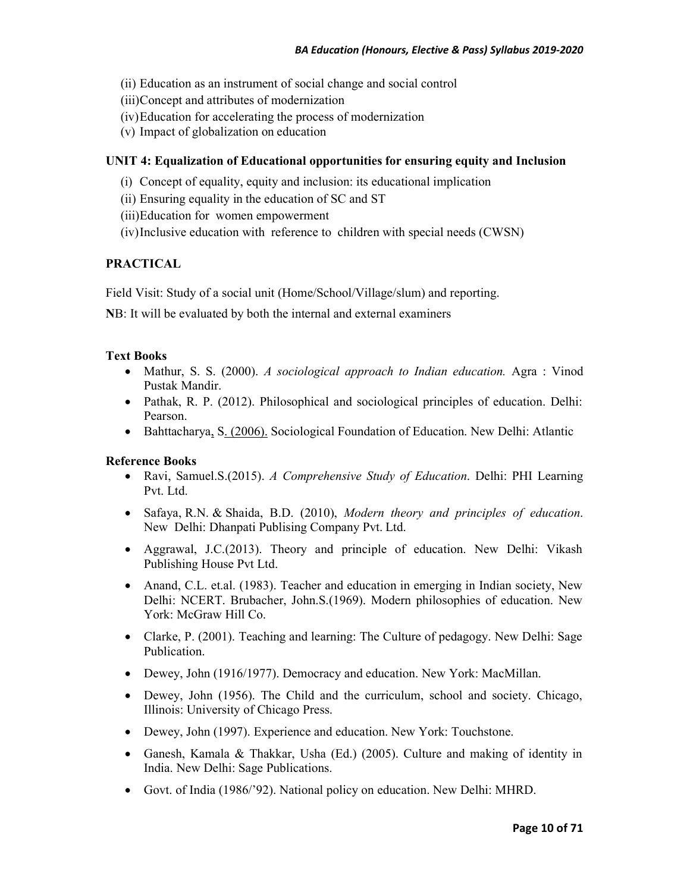(ii) Education as an instrument of social change and social control
(iii) Concept and attributes of modernization
(iv) Education for accelerating the process of modernization
(v) Impact of globalization on education

**UNIT 4: Equalization of Educational opportunities for ensuring equity and Inclusion**

(i) Concept of equality, equity and inclusion: its educational implication
(ii) Ensuring equality in the education of SC and ST
(iii) Education for women empowerment
(iv) Inclusive education with reference to children with special needs (CWSN)

**PRACTICAL**

Field Visit: Study of a social unit (Home/School/Village/slum) and reporting.

**N**B: It will be evaluated by both the internal and external examiners

**Text Books**

- Mathur, S. S. (2000). *A sociological approach to Indian education.* Agra : Vinod Pustak Mandir.
- Pathak, R. P. (2012). Philosophical and sociological principles of education. Delhi: Pearson.
- Bahttacharya, S. (2006). Sociological Foundation of Education. New Delhi: Atlantic

**Reference Books**

- Ravi, Samuel.S.(2015). *A Comprehensive Study of Education*. Delhi: PHI Learning Pvt. Ltd.
- Safaya, R.N. & Shaida, B.D. (2010), *Modern theory and principles of education*. New Delhi: Dhanpati Publising Company Pvt. Ltd.
- Aggrawal, J.C.(2013). Theory and principle of education. New Delhi: Vikash Publishing House Pvt Ltd.
- Anand, C.L. et.al. (1983). Teacher and education in emerging in Indian society, New Delhi: NCERT. Brubacher, John.S.(1969). Modern philosophies of education. New York: McGraw Hill Co.
- Clarke, P. (2001). Teaching and learning: The Culture of pedagogy. New Delhi: Sage Publication.
- Dewey, John (1916/1977). Democracy and education. New York: MacMillan.
- Dewey, John (1956). The Child and the curriculum, school and society. Chicago, Illinois: University of Chicago Press.
- Dewey, John (1997). Experience and education. New York: Touchstone.
- Ganesh, Kamala & Thakkar, Usha (Ed.) (2005). Culture and making of identity in India. New Delhi: Sage Publications.
- Govt. of India (1986/'92). National policy on education. New Delhi: MHRD.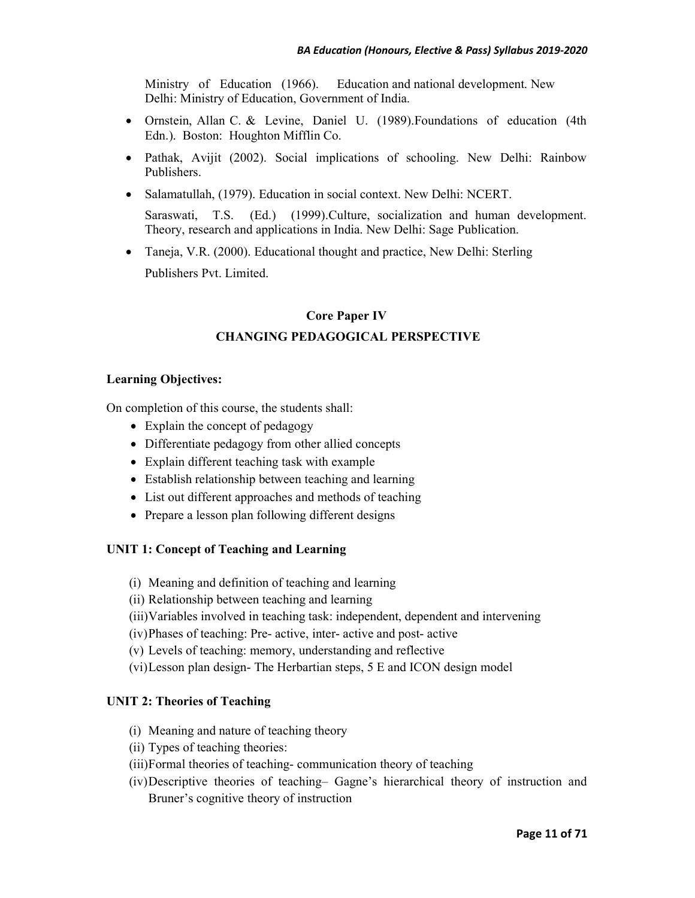Ministry of Education (1966). Education and national development. New Delhi: Ministry of Education, Government of India.

- Ornstein, Allan C. & Levine, Daniel U. (1989).Foundations of education (4th Edn.). Boston: Houghton Mifflin Co.
- Pathak, Avijit (2002). Social implications of schooling. New Delhi: Rainbow Publishers.
- Salamatullah, (1979). Education in social context. New Delhi: NCERT.

  Saraswati, T.S. (Ed.) (1999).Culture, socialization and human development. Theory, research and applications in India. New Delhi: Sage Publication.
- Taneja, V.R. (2000). Educational thought and practice, New Delhi: Sterling Publishers Pvt. Limited.

## Core Paper IV

## CHANGING PEDAGOGICAL PERSPECTIVE

**Learning Objectives:**

On completion of this course, the students shall:

- Explain the concept of pedagogy
- Differentiate pedagogy from other allied concepts
- Explain different teaching task with example
- Establish relationship between teaching and learning
- List out different approaches and methods of teaching
- Prepare a lesson plan following different designs

**UNIT 1: Concept of Teaching and Learning**

(i) Meaning and definition of teaching and learning
(ii) Relationship between teaching and learning
(iii) Variables involved in teaching task: independent, dependent and intervening
(iv) Phases of teaching: Pre- active, inter- active and post- active
(v) Levels of teaching: memory, understanding and reflective
(vi) Lesson plan design- The Herbartian steps, 5 E and ICON design model

**UNIT 2: Theories of Teaching**

(i) Meaning and nature of teaching theory
(ii) Types of teaching theories:
(iii) Formal theories of teaching- communication theory of teaching
(iv) Descriptive theories of teaching– Gagne's hierarchical theory of instruction and Bruner's cognitive theory of instruction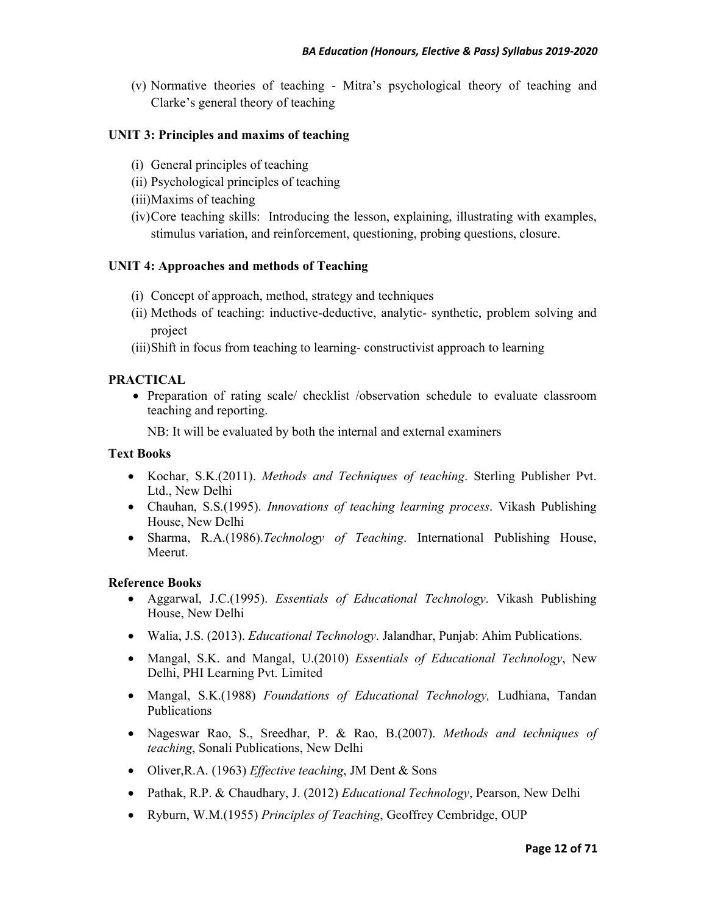(v) Normative theories of teaching - Mitra's psychological theory of teaching and Clarke's general theory of teaching

**UNIT 3: Principles and maxims of teaching**

(i) General principles of teaching
(ii) Psychological principles of teaching
(iii) Maxims of teaching
(iv) Core teaching skills: Introducing the lesson, explaining, illustrating with examples, stimulus variation, and reinforcement, questioning, probing questions, closure.

**UNIT 4: Approaches and methods of Teaching**

(i) Concept of approach, method, strategy and techniques
(ii) Methods of teaching: inductive-deductive, analytic- synthetic, problem solving and project
(iii) Shift in focus from teaching to learning- constructivist approach to learning

**PRACTICAL**

- Preparation of rating scale/ checklist /observation schedule to evaluate classroom teaching and reporting.

  NB: It will be evaluated by both the internal and external examiners

**Text Books**

- Kochar, S.K.(2011). *Methods and Techniques of teaching*. Sterling Publisher Pvt. Ltd., New Delhi
- Chauhan, S.S.(1995). *Innovations of teaching learning process*. Vikash Publishing House, New Delhi
- Sharma, R.A.(1986).*Technology of Teaching*. International Publishing House, Meerut.

**Reference Books**

- Aggarwal, J.C.(1995). *Essentials of Educational Technology*. Vikash Publishing House, New Delhi
- Walia, J.S. (2013). *Educational Technology*. Jalandhar, Punjab: Ahim Publications.
- Mangal, S.K. and Mangal, U.(2010) *Essentials of Educational Technology*, New Delhi, PHI Learning Pvt. Limited
- Mangal, S.K.(1988) *Foundations of Educational Technology,* Ludhiana, Tandan Publications
- Nageswar Rao, S., Sreedhar, P. & Rao, B.(2007). *Methods and techniques of teaching*, Sonali Publications, New Delhi
- Oliver,R.A. (1963) *Effective teaching*, JM Dent & Sons
- Pathak, R.P. & Chaudhary, J. (2012) *Educational Technology*, Pearson, New Delhi
- Ryburn, W.M.(1955) *Principles of Teaching*, Geoffrey Cembridge, OUP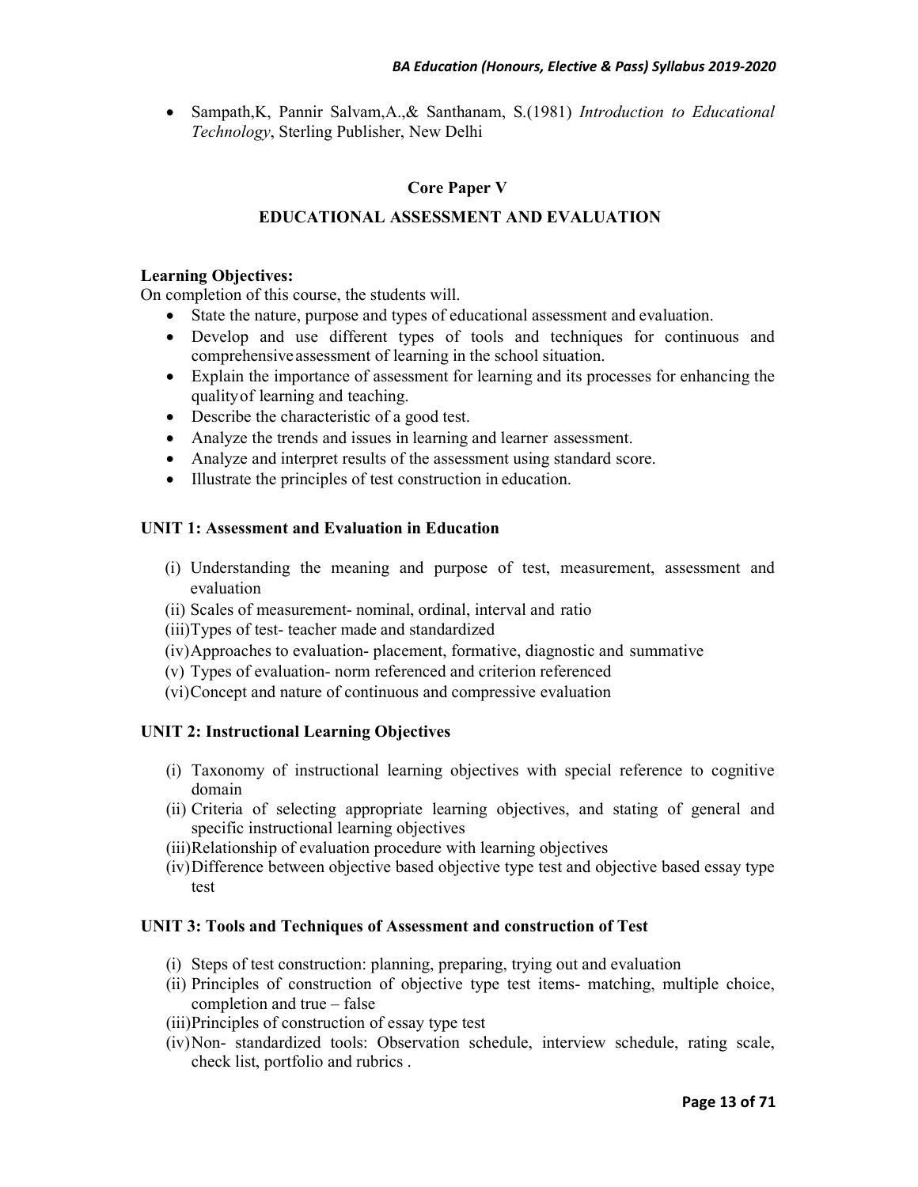- Sampath,K, Pannir Salvam,A.,& Santhanam, S.(1981) *Introduction to Educational Technology*, Sterling Publisher, New Delhi

## Core Paper V

## EDUCATIONAL ASSESSMENT AND EVALUATION

**Learning Objectives:**

On completion of this course, the students will.

- State the nature, purpose and types of educational assessment and evaluation.
- Develop and use different types of tools and techniques for continuous and comprehensive assessment of learning in the school situation.
- Explain the importance of assessment for learning and its processes for enhancing the quality of learning and teaching.
- Describe the characteristic of a good test.
- Analyze the trends and issues in learning and learner assessment.
- Analyze and interpret results of the assessment using standard score.
- Illustrate the principles of test construction in education.

### UNIT 1: Assessment and Evaluation in Education

(i) Understanding the meaning and purpose of test, measurement, assessment and evaluation
(ii) Scales of measurement- nominal, ordinal, interval and ratio
(iii) Types of test- teacher made and standardized
(iv) Approaches to evaluation- placement, formative, diagnostic and summative
(v) Types of evaluation- norm referenced and criterion referenced
(vi) Concept and nature of continuous and compressive evaluation

### UNIT 2: Instructional Learning Objectives

(i) Taxonomy of instructional learning objectives with special reference to cognitive domain
(ii) Criteria of selecting appropriate learning objectives, and stating of general and specific instructional learning objectives
(iii) Relationship of evaluation procedure with learning objectives
(iv) Difference between objective based objective type test and objective based essay type test

### UNIT 3: Tools and Techniques of Assessment and construction of Test

(i) Steps of test construction: planning, preparing, trying out and evaluation
(ii) Principles of construction of objective type test items- matching, multiple choice, completion and true – false
(iii) Principles of construction of essay type test
(iv) Non- standardized tools: Observation schedule, interview schedule, rating scale, check list, portfolio and rubrics .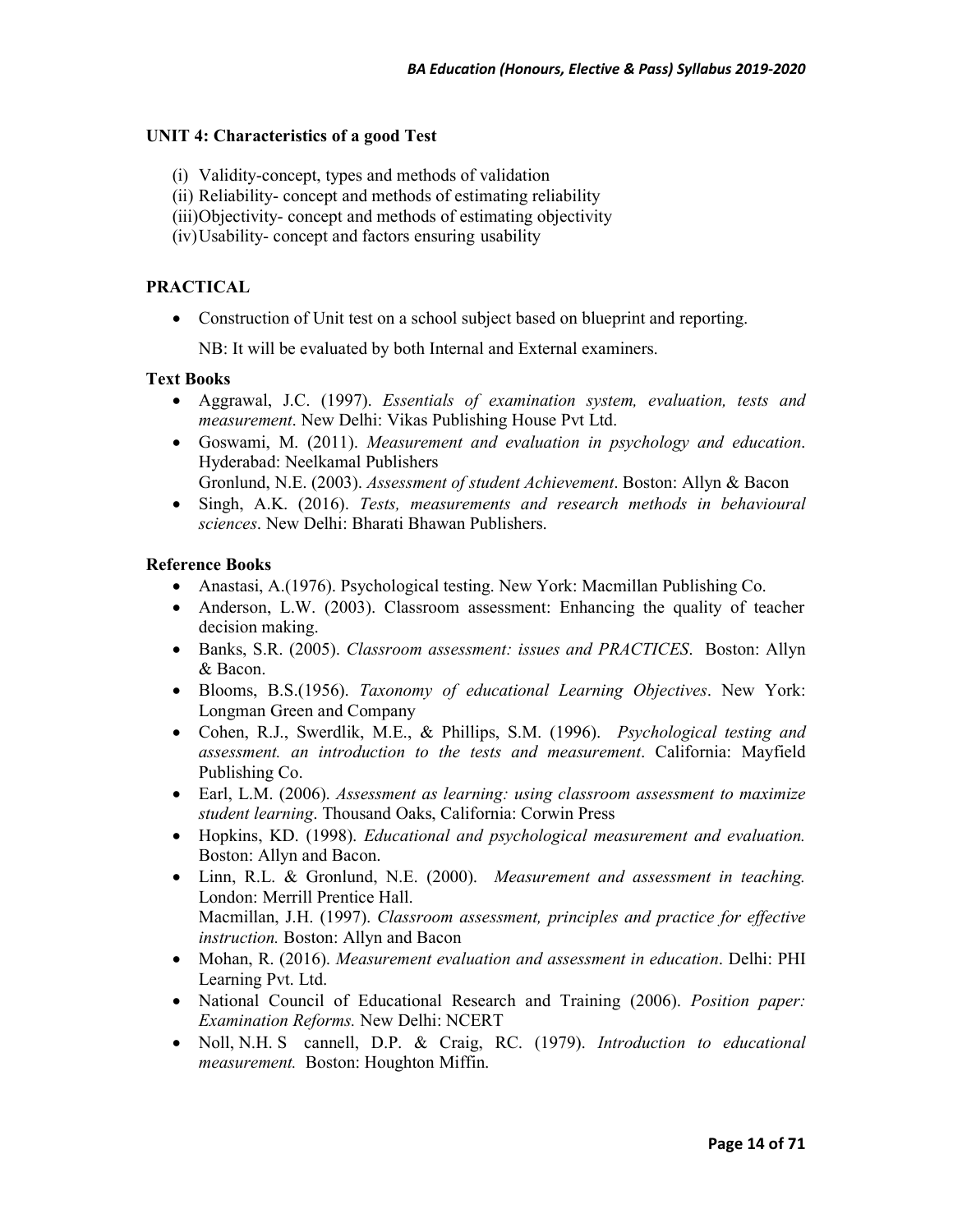**UNIT 4: Characteristics of a good Test**

(i) Validity-concept, types and methods of validation
(ii) Reliability- concept and methods of estimating reliability
(iii) Objectivity- concept and methods of estimating objectivity
(iv) Usability- concept and factors ensuring usability

**PRACTICAL**

- Construction of Unit test on a school subject based on blueprint and reporting.

  NB: It will be evaluated by both Internal and External examiners.

**Text Books**

- Aggrawal, J.C. (1997). *Essentials of examination system, evaluation, tests and measurement*. New Delhi: Vikas Publishing House Pvt Ltd.
- Goswami, M. (2011). *Measurement and evaluation in psychology and education*. Hyderabad: Neelkamal Publishers
  Gronlund, N.E. (2003). *Assessment of student Achievement*. Boston: Allyn & Bacon
- Singh, A.K. (2016). *Tests, measurements and research methods in behavioural sciences*. New Delhi: Bharati Bhawan Publishers.

**Reference Books**

- Anastasi, A.(1976). Psychological testing. New York: Macmillan Publishing Co.
- Anderson, L.W. (2003). Classroom assessment: Enhancing the quality of teacher decision making.
- Banks, S.R. (2005). *Classroom assessment: issues and PRACTICES*. Boston: Allyn & Bacon.
- Blooms, B.S.(1956). *Taxonomy of educational Learning Objectives*. New York: Longman Green and Company
- Cohen, R.J., Swerdlik, M.E., & Phillips, S.M. (1996). *Psychological testing and assessment. an introduction to the tests and measurement*. California: Mayfield Publishing Co.
- Earl, L.M. (2006). *Assessment as learning: using classroom assessment to maximize student learning*. Thousand Oaks, California: Corwin Press
- Hopkins, KD. (1998). *Educational and psychological measurement and evaluation.* Boston: Allyn and Bacon.
- Linn, R.L. & Gronlund, N.E. (2000). *Measurement and assessment in teaching.* London: Merrill Prentice Hall.
  Macmillan, J.H. (1997). *Classroom assessment, principles and practice for effective instruction.* Boston: Allyn and Bacon
- Mohan, R. (2016). *Measurement evaluation and assessment in education*. Delhi: PHI Learning Pvt. Ltd.
- National Council of Educational Research and Training (2006). *Position paper: Examination Reforms.* New Delhi: NCERT
- Noll, N.H. S cannell, D.P. & Craig, RC. (1979). *Introduction to educational measurement.* Boston: Houghton Miffin.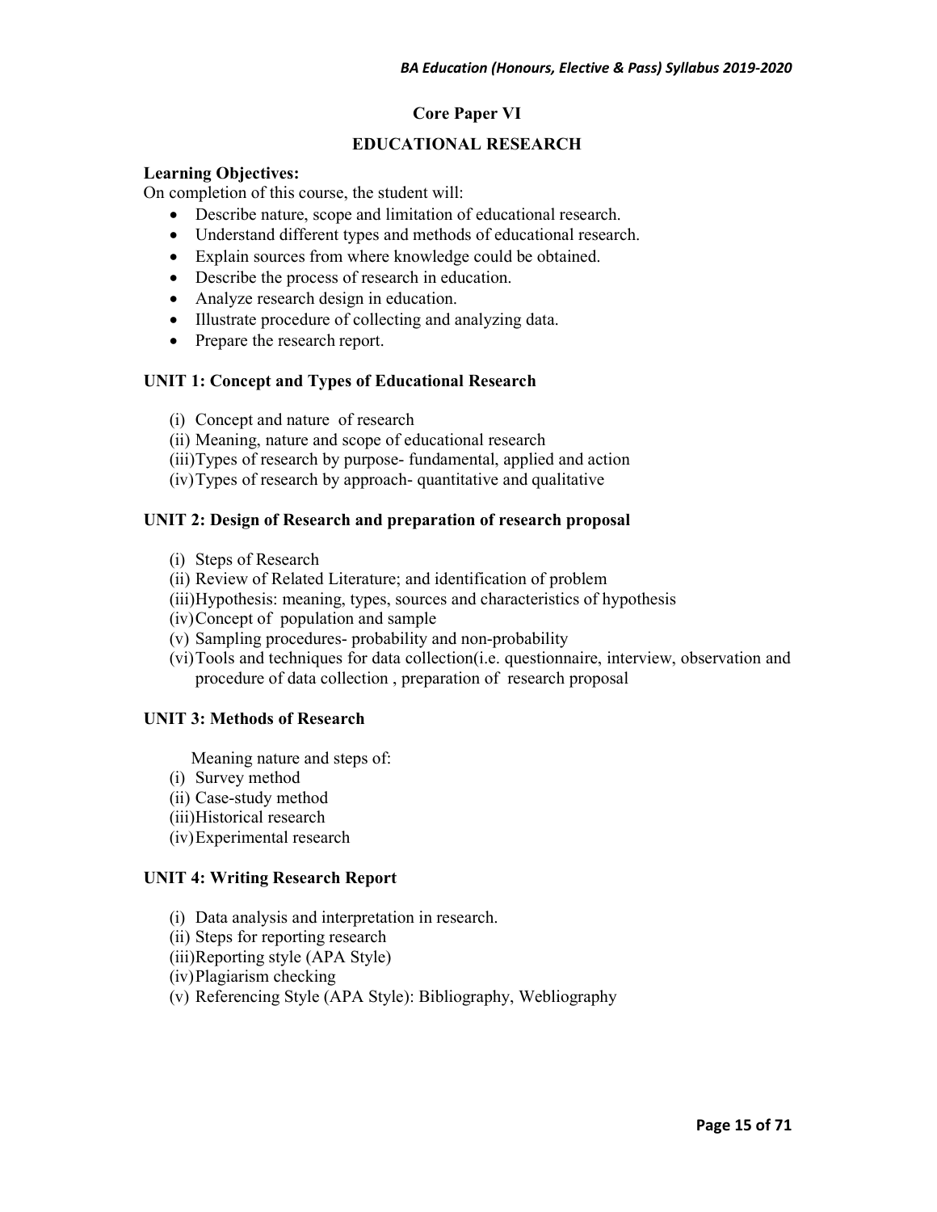## Core Paper VI

## EDUCATIONAL RESEARCH

**Learning Objectives:**

On completion of this course, the student will:

- Describe nature, scope and limitation of educational research.
- Understand different types and methods of educational research.
- Explain sources from where knowledge could be obtained.
- Describe the process of research in education.
- Analyze research design in education.
- Illustrate procedure of collecting and analyzing data.
- Prepare the research report.

### UNIT 1: Concept and Types of Educational Research

(i) Concept and nature of research
(ii) Meaning, nature and scope of educational research
(iii) Types of research by purpose- fundamental, applied and action
(iv) Types of research by approach- quantitative and qualitative

### UNIT 2: Design of Research and preparation of research proposal

(i) Steps of Research
(ii) Review of Related Literature; and identification of problem
(iii) Hypothesis: meaning, types, sources and characteristics of hypothesis
(iv) Concept of population and sample
(v) Sampling procedures- probability and non-probability
(vi) Tools and techniques for data collection(i.e. questionnaire, interview, observation and procedure of data collection , preparation of research proposal

### UNIT 3: Methods of Research

Meaning nature and steps of:

(i) Survey method
(ii) Case-study method
(iii) Historical research
(iv) Experimental research

### UNIT 4: Writing Research Report

(i) Data analysis and interpretation in research.
(ii) Steps for reporting research
(iii) Reporting style (APA Style)
(iv) Plagiarism checking
(v) Referencing Style (APA Style): Bibliography, Webliography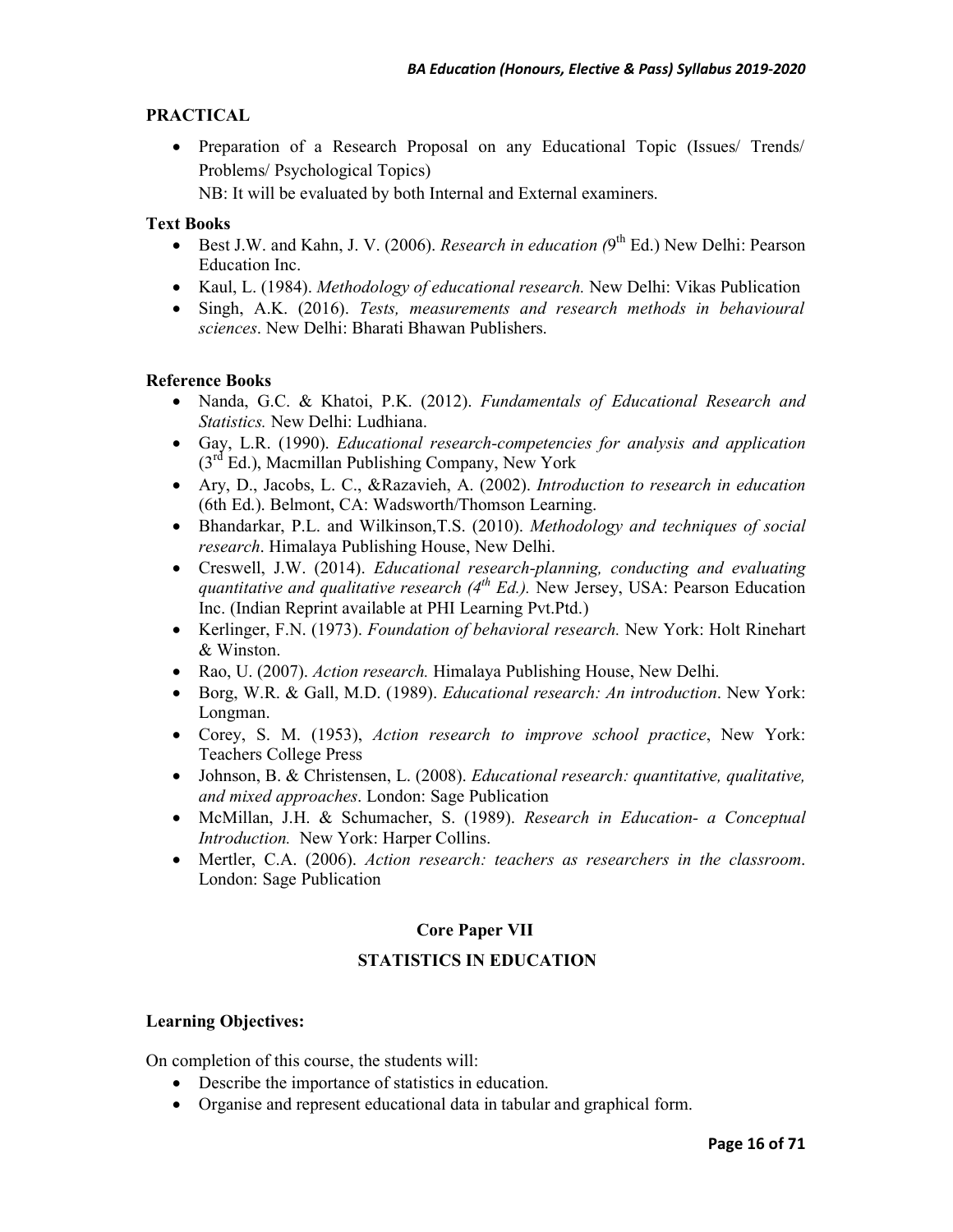**PRACTICAL**

- Preparation of a Research Proposal on any Educational Topic (Issues/ Trends/ Problems/ Psychological Topics)

  NB: It will be evaluated by both Internal and External examiners.

**Text Books**

- Best J.W. and Kahn, J. V. (2006). *Research in education (*9th Ed.) New Delhi: Pearson Education Inc.
- Kaul, L. (1984). *Methodology of educational research.* New Delhi: Vikas Publication
- Singh, A.K. (2016). *Tests, measurements and research methods in behavioural sciences*. New Delhi: Bharati Bhawan Publishers.

**Reference Books**

- Nanda, G.C. & Khatoi, P.K. (2012). *Fundamentals of Educational Research and Statistics.* New Delhi: Ludhiana.
- Gay, L.R. (1990). *Educational research-competencies for analysis and application* (3rd Ed.), Macmillan Publishing Company, New York
- Ary, D., Jacobs, L. C., &Razavieh, A. (2002). *Introduction to research in education* (6th Ed.). Belmont, CA: Wadsworth/Thomson Learning.
- Bhandarkar, P.L. and Wilkinson,T.S. (2010). *Methodology and techniques of social research*. Himalaya Publishing House, New Delhi.
- Creswell, J.W. (2014). *Educational research-planning, conducting and evaluating quantitative and qualitative research (4th Ed.).* New Jersey, USA: Pearson Education Inc. (Indian Reprint available at PHI Learning Pvt.Ptd.)
- Kerlinger, F.N. (1973). *Foundation of behavioral research.* New York: Holt Rinehart & Winston.
- Rao, U. (2007). *Action research.* Himalaya Publishing House, New Delhi.
- Borg, W.R. & Gall, M.D. (1989). *Educational research: An introduction*. New York: Longman.
- Corey, S. M. (1953), *Action research to improve school practice*, New York: Teachers College Press
- Johnson, B. & Christensen, L. (2008). *Educational research: quantitative, qualitative, and mixed approaches*. London: Sage Publication
- McMillan, J.H. & Schumacher, S. (1989). *Research in Education- a Conceptual Introduction.* New York: Harper Collins.
- Mertler, C.A. (2006). *Action research: teachers as researchers in the classroom*. London: Sage Publication

## Core Paper VII

## STATISTICS IN EDUCATION

**Learning Objectives:**

On completion of this course, the students will:

- Describe the importance of statistics in education.
- Organise and represent educational data in tabular and graphical form.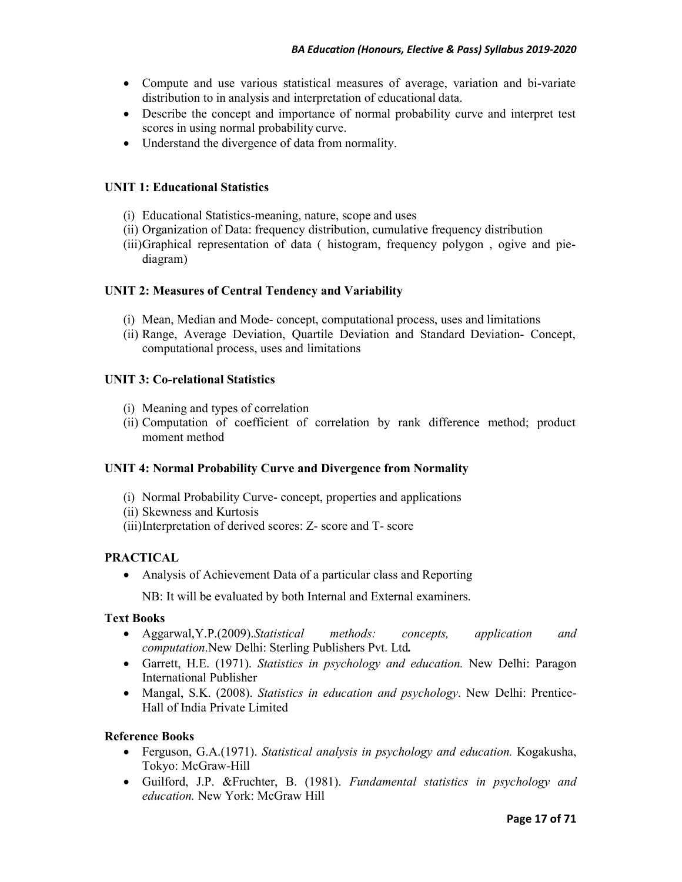- Compute and use various statistical measures of average, variation and bi-variate distribution to in analysis and interpretation of educational data.
- Describe the concept and importance of normal probability curve and interpret test scores in using normal probability curve.
- Understand the divergence of data from normality.

**UNIT 1: Educational Statistics**

(i) Educational Statistics-meaning, nature, scope and uses
(ii) Organization of Data: frequency distribution, cumulative frequency distribution
(iii) Graphical representation of data ( histogram, frequency polygon , ogive and pie-diagram)

**UNIT 2: Measures of Central Tendency and Variability**

(i) Mean, Median and Mode- concept, computational process, uses and limitations
(ii) Range, Average Deviation, Quartile Deviation and Standard Deviation- Concept, computational process, uses and limitations

**UNIT 3: Co-relational Statistics**

(i) Meaning and types of correlation
(ii) Computation of coefficient of correlation by rank difference method; product moment method

**UNIT 4: Normal Probability Curve and Divergence from Normality**

(i) Normal Probability Curve- concept, properties and applications
(ii) Skewness and Kurtosis
(iii) Interpretation of derived scores: Z- score and T- score

**PRACTICAL**

- Analysis of Achievement Data of a particular class and Reporting

  NB: It will be evaluated by both Internal and External examiners.

**Text Books**

- Aggarwal,Y.P.(2009).*Statistical methods: concepts, application and computation*.New Delhi: Sterling Publishers Pvt. Ltd**.**
- Garrett, H.E. (1971). *Statistics in psychology and education.* New Delhi: Paragon International Publisher
- Mangal, S.K. (2008). *Statistics in education and psychology*. New Delhi: Prentice-Hall of India Private Limited

**Reference Books**

- Ferguson, G.A.(1971). *Statistical analysis in psychology and education.* Kogakusha, Tokyo: McGraw-Hill
- Guilford, J.P. &Fruchter, B. (1981). *Fundamental statistics in psychology and education.* New York: McGraw Hill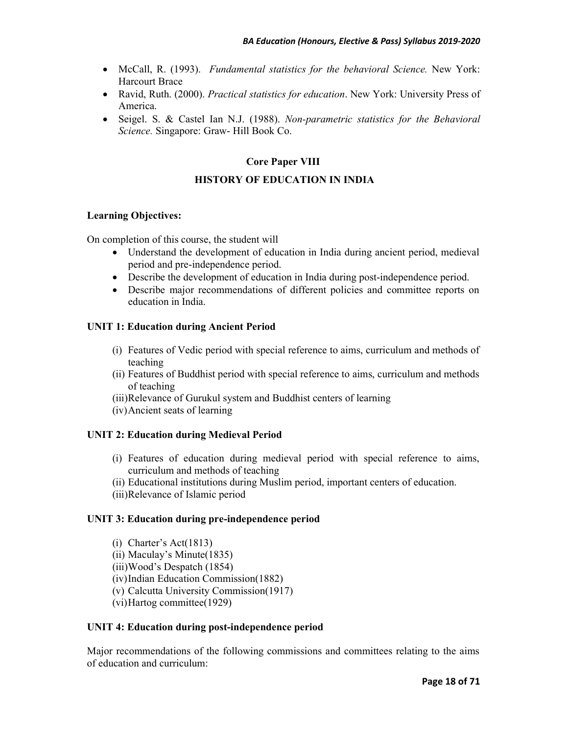- McCall, R. (1993). *Fundamental statistics for the behavioral Science.* New York: Harcourt Brace
- Ravid, Ruth. (2000). *Practical statistics for education*. New York: University Press of America.
- Seigel. S. & Castel Ian N.J. (1988). *Non-parametric statistics for the Behavioral Science.* Singapore: Graw- Hill Book Co.

## Core Paper VIII

## HISTORY OF EDUCATION IN INDIA

**Learning Objectives:**

On completion of this course, the student will

- Understand the development of education in India during ancient period, medieval period and pre-independence period.
- Describe the development of education in India during post-independence period.
- Describe major recommendations of different policies and committee reports on education in India.

### UNIT 1: Education during Ancient Period

(i) Features of Vedic period with special reference to aims, curriculum and methods of teaching
(ii) Features of Buddhist period with special reference to aims, curriculum and methods of teaching
(iii) Relevance of Gurukul system and Buddhist centers of learning
(iv) Ancient seats of learning

### UNIT 2: Education during Medieval Period

(i) Features of education during medieval period with special reference to aims, curriculum and methods of teaching
(ii) Educational institutions during Muslim period, important centers of education.
(iii) Relevance of Islamic period

### UNIT 3: Education during pre-independence period

(i) Charter's Act(1813)
(ii) Maculay's Minute(1835)
(iii) Wood's Despatch (1854)
(iv) Indian Education Commission(1882)
(v) Calcutta University Commission(1917)
(vi) Hartog committee(1929)

### UNIT 4: Education during post-independence period

Major recommendations of the following commissions and committees relating to the aims of education and curriculum: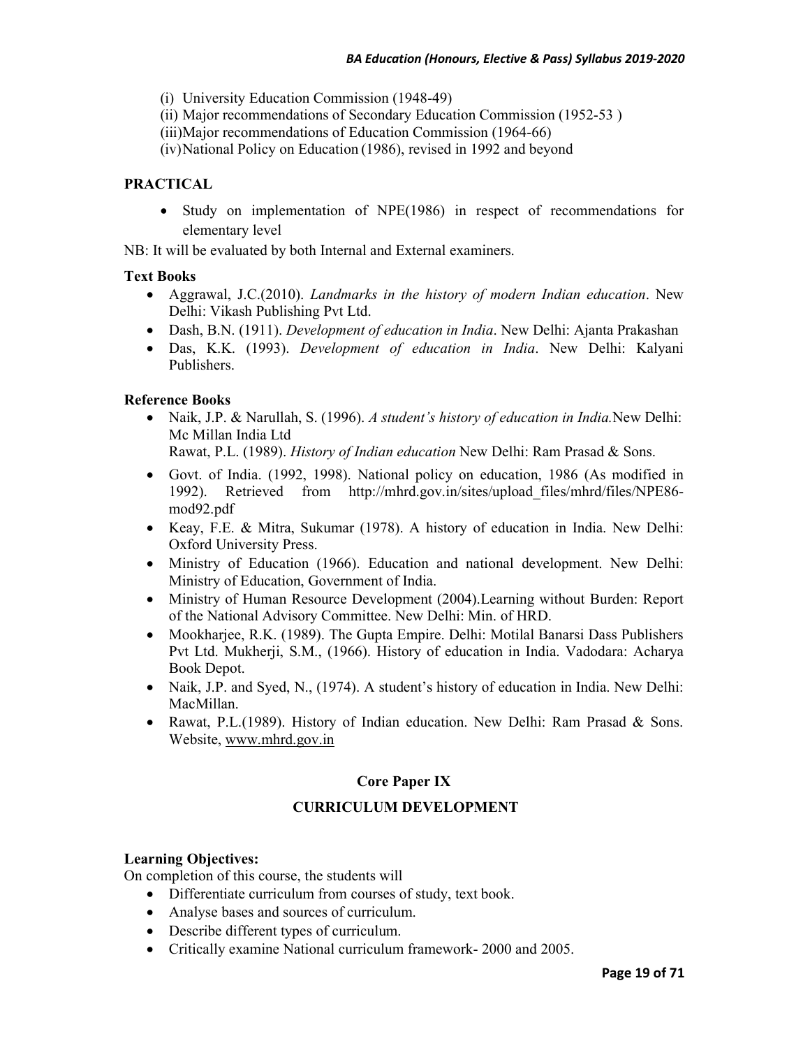(i) University Education Commission (1948-49)
(ii) Major recommendations of Secondary Education Commission (1952-53 )
(iii) Major recommendations of Education Commission (1964-66)
(iv) National Policy on Education (1986), revised in 1992 and beyond

**PRACTICAL**

- Study on implementation of NPE(1986) in respect of recommendations for elementary level

NB: It will be evaluated by both Internal and External examiners.

**Text Books**

- Aggrawal, J.C.(2010). *Landmarks in the history of modern Indian education*. New Delhi: Vikash Publishing Pvt Ltd.
- Dash, B.N. (1911). *Development of education in India*. New Delhi: Ajanta Prakashan
- Das, K.K. (1993). *Development of education in India*. New Delhi: Kalyani Publishers.

**Reference Books**

- Naik, J.P. & Narullah, S. (1996). *A student's history of education in India.* New Delhi: Mc Millan India Ltd
  Rawat, P.L. (1989). *History of Indian education* New Delhi: Ram Prasad & Sons.
- Govt. of India. (1992, 1998). National policy on education, 1986 (As modified in 1992). Retrieved from http://mhrd.gov.in/sites/upload_files/mhrd/files/NPE86-mod92.pdf
- Keay, F.E. & Mitra, Sukumar (1978). A history of education in India. New Delhi: Oxford University Press.
- Ministry of Education (1966). Education and national development. New Delhi: Ministry of Education, Government of India.
- Ministry of Human Resource Development (2004).Learning without Burden: Report of the National Advisory Committee. New Delhi: Min. of HRD.
- Mookharjee, R.K. (1989). The Gupta Empire. Delhi: Motilal Banarsi Dass Publishers Pvt Ltd. Mukherji, S.M., (1966). History of education in India. Vadodara: Acharya Book Depot.
- Naik, J.P. and Syed, N., (1974). A student's history of education in India. New Delhi: MacMillan.
- Rawat, P.L.(1989). History of Indian education. New Delhi: Ram Prasad & Sons. Website, www.mhrd.gov.in

## Core Paper IX

## CURRICULUM DEVELOPMENT

**Learning Objectives:**

On completion of this course, the students will

- Differentiate curriculum from courses of study, text book.
- Analyse bases and sources of curriculum.
- Describe different types of curriculum.
- Critically examine National curriculum framework- 2000 and 2005.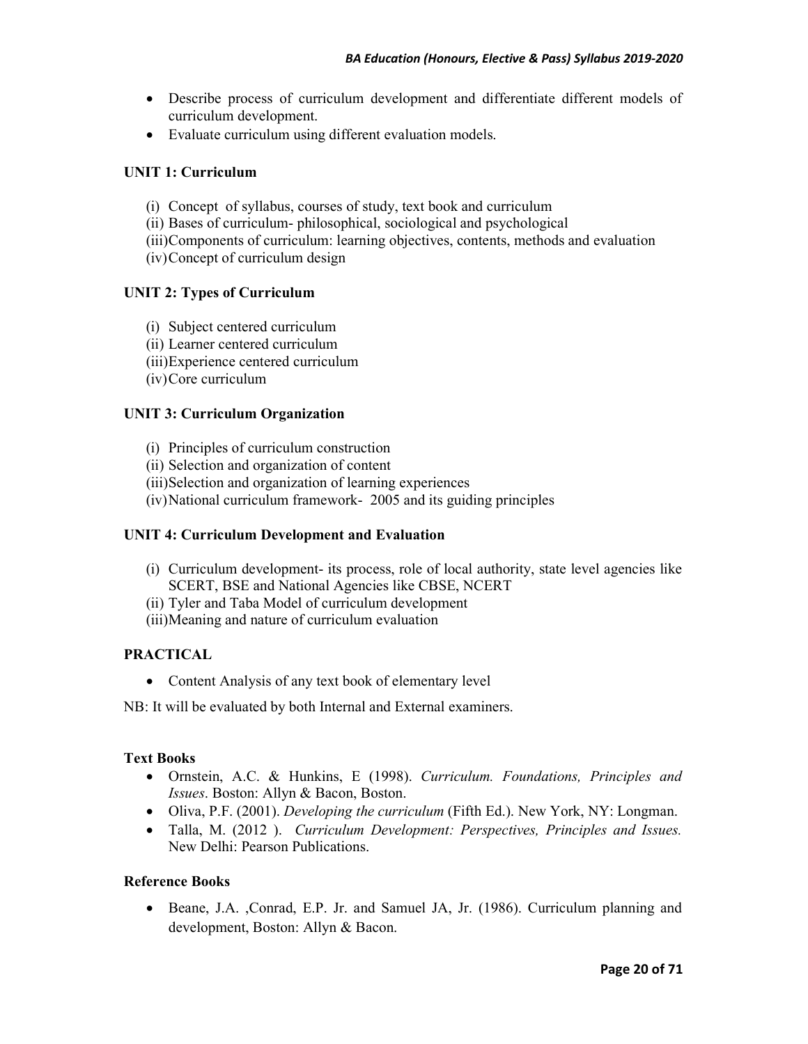- Describe process of curriculum development and differentiate different models of curriculum development.
- Evaluate curriculum using different evaluation models.

**UNIT 1: Curriculum**

(i) Concept of syllabus, courses of study, text book and curriculum
(ii) Bases of curriculum- philosophical, sociological and psychological
(iii) Components of curriculum: learning objectives, contents, methods and evaluation
(iv) Concept of curriculum design

**UNIT 2: Types of Curriculum**

(i) Subject centered curriculum
(ii) Learner centered curriculum
(iii) Experience centered curriculum
(iv) Core curriculum

**UNIT 3: Curriculum Organization**

(i) Principles of curriculum construction
(ii) Selection and organization of content
(iii) Selection and organization of learning experiences
(iv) National curriculum framework- 2005 and its guiding principles

**UNIT 4: Curriculum Development and Evaluation**

(i) Curriculum development- its process, role of local authority, state level agencies like SCERT, BSE and National Agencies like CBSE, NCERT
(ii) Tyler and Taba Model of curriculum development
(iii) Meaning and nature of curriculum evaluation

**PRACTICAL**

- Content Analysis of any text book of elementary level

NB: It will be evaluated by both Internal and External examiners.

**Text Books**

- Ornstein, A.C. & Hunkins, E (1998). *Curriculum. Foundations, Principles and Issues*. Boston: Allyn & Bacon, Boston.
- Oliva, P.F. (2001). *Developing the curriculum* (Fifth Ed.). New York, NY: Longman.
- Talla, M. (2012 ). *Curriculum Development: Perspectives, Principles and Issues.* New Delhi: Pearson Publications.

**Reference Books**

- Beane, J.A. ,Conrad, E.P. Jr. and Samuel JA, Jr. (1986). Curriculum planning and development, Boston: Allyn & Bacon.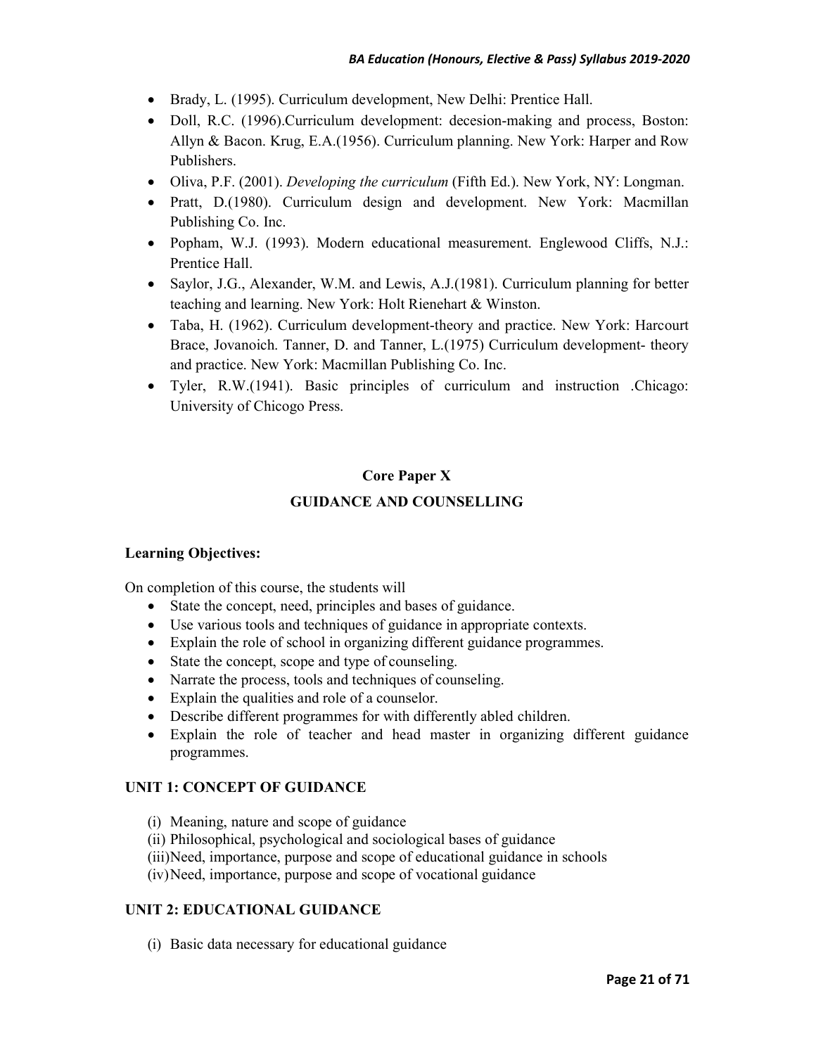- Brady, L. (1995). Curriculum development, New Delhi: Prentice Hall.
- Doll, R.C. (1996).Curriculum development: decesion-making and process, Boston: Allyn & Bacon. Krug, E.A.(1956). Curriculum planning. New York: Harper and Row Publishers.
- Oliva, P.F. (2001). *Developing the curriculum* (Fifth Ed.). New York, NY: Longman.
- Pratt, D.(1980). Curriculum design and development. New York: Macmillan Publishing Co. Inc.
- Popham, W.J. (1993). Modern educational measurement. Englewood Cliffs, N.J.: Prentice Hall.
- Saylor, J.G., Alexander, W.M. and Lewis, A.J.(1981). Curriculum planning for better teaching and learning. New York: Holt Rienehart & Winston.
- Taba, H. (1962). Curriculum development-theory and practice. New York: Harcourt Brace, Jovanoich. Tanner, D. and Tanner, L.(1975) Curriculum development- theory and practice. New York: Macmillan Publishing Co. Inc.
- Tyler, R.W.(1941). Basic principles of curriculum and instruction .Chicago: University of Chicogo Press.

## Core Paper X

## GUIDANCE AND COUNSELLING

**Learning Objectives:**

On completion of this course, the students will

- State the concept, need, principles and bases of guidance.
- Use various tools and techniques of guidance in appropriate contexts.
- Explain the role of school in organizing different guidance programmes.
- State the concept, scope and type of counseling.
- Narrate the process, tools and techniques of counseling.
- Explain the qualities and role of a counselor.
- Describe different programmes for with differently abled children.
- Explain the role of teacher and head master in organizing different guidance programmes.

### UNIT 1: CONCEPT OF GUIDANCE

(i) Meaning, nature and scope of guidance
(ii) Philosophical, psychological and sociological bases of guidance
(iii) Need, importance, purpose and scope of educational guidance in schools
(iv) Need, importance, purpose and scope of vocational guidance

### UNIT 2: EDUCATIONAL GUIDANCE

(i) Basic data necessary for educational guidance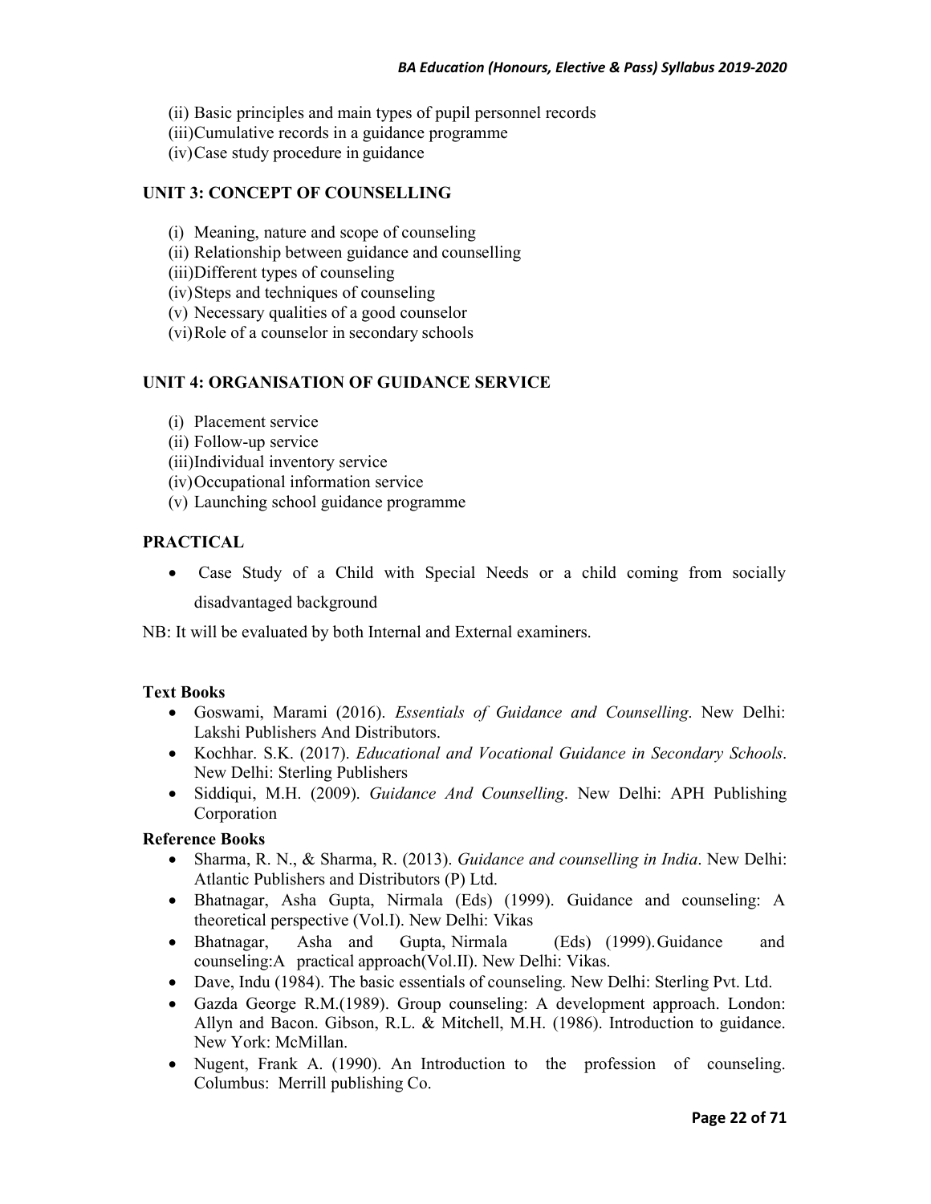(ii) Basic principles and main types of pupil personnel records
(iii) Cumulative records in a guidance programme
(iv) Case study procedure in guidance

### UNIT 3: CONCEPT OF COUNSELLING

(i) Meaning, nature and scope of counseling
(ii) Relationship between guidance and counselling
(iii) Different types of counseling
(iv) Steps and techniques of counseling
(v) Necessary qualities of a good counselor
(vi) Role of a counselor in secondary schools

### UNIT 4: ORGANISATION OF GUIDANCE SERVICE

(i) Placement service
(ii) Follow-up service
(iii) Individual inventory service
(iv) Occupational information service
(v) Launching school guidance programme

### PRACTICAL

- Case Study of a Child with Special Needs or a child coming from socially disadvantaged background

NB: It will be evaluated by both Internal and External examiners.

**Text Books**

- Goswami, Marami (2016). *Essentials of Guidance and Counselling*. New Delhi: Lakshi Publishers And Distributors.
- Kochhar. S.K. (2017). *Educational and Vocational Guidance in Secondary Schools*. New Delhi: Sterling Publishers
- Siddiqui, M.H. (2009). *Guidance And Counselling*. New Delhi: APH Publishing Corporation

**Reference Books**

- Sharma, R. N., & Sharma, R. (2013). *Guidance and counselling in India*. New Delhi: Atlantic Publishers and Distributors (P) Ltd.
- Bhatnagar, Asha Gupta, Nirmala (Eds) (1999). Guidance and counseling: A theoretical perspective (Vol.I). New Delhi: Vikas
- Bhatnagar, Asha and Gupta, Nirmala (Eds) (1999). Guidance and counseling:A practical approach(Vol.II). New Delhi: Vikas.
- Dave, Indu (1984). The basic essentials of counseling. New Delhi: Sterling Pvt. Ltd.
- Gazda George R.M.(1989). Group counseling: A development approach. London: Allyn and Bacon. Gibson, R.L. & Mitchell, M.H. (1986). Introduction to guidance. New York: McMillan.
- Nugent, Frank A. (1990). An Introduction to the profession of counseling. Columbus: Merrill publishing Co.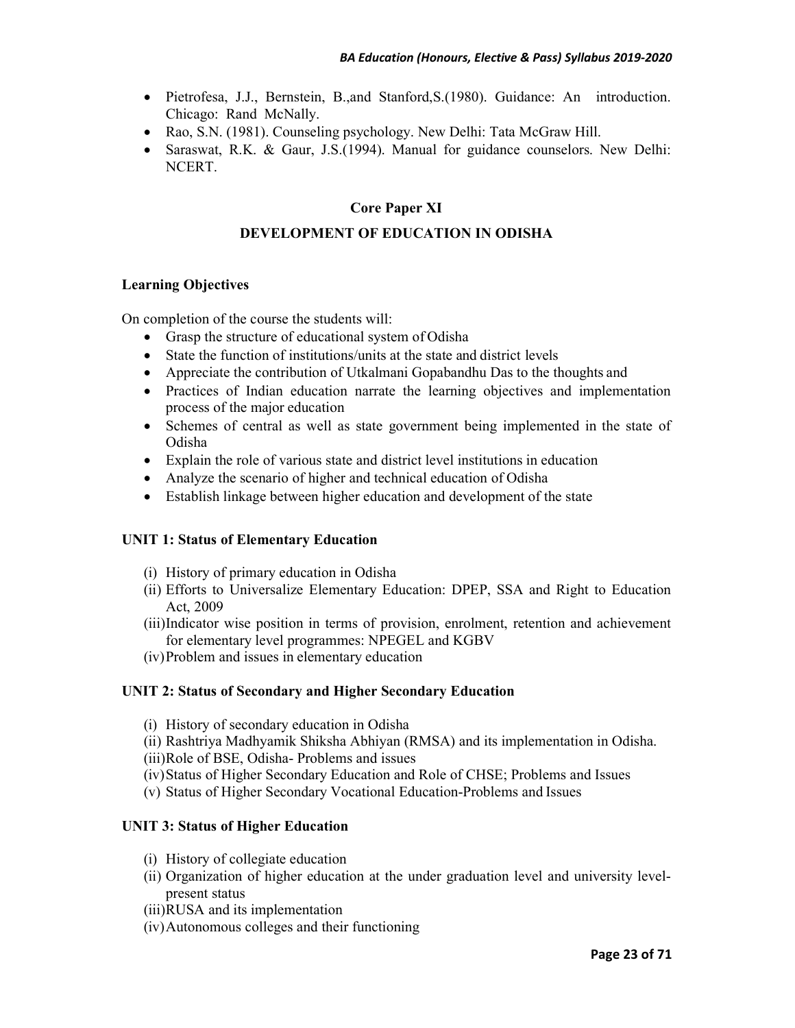- Pietrofesa, J.J., Bernstein, B.,and Stanford,S.(1980). Guidance: An introduction. Chicago: Rand McNally.
- Rao, S.N. (1981). Counseling psychology. New Delhi: Tata McGraw Hill.
- Saraswat, R.K. & Gaur, J.S.(1994). Manual for guidance counselors. New Delhi: NCERT.

## Core Paper XI

## DEVELOPMENT OF EDUCATION IN ODISHA

**Learning Objectives**

On completion of the course the students will:

- Grasp the structure of educational system of Odisha
- State the function of institutions/units at the state and district levels
- Appreciate the contribution of Utkalmani Gopabandhu Das to the thoughts and
- Practices of Indian education narrate the learning objectives and implementation process of the major education
- Schemes of central as well as state government being implemented in the state of Odisha
- Explain the role of various state and district level institutions in education
- Analyze the scenario of higher and technical education of Odisha
- Establish linkage between higher education and development of the state

**UNIT 1: Status of Elementary Education**

(i) History of primary education in Odisha
(ii) Efforts to Universalize Elementary Education: DPEP, SSA and Right to Education Act, 2009
(iii) Indicator wise position in terms of provision, enrolment, retention and achievement for elementary level programmes: NPEGEL and KGBV
(iv) Problem and issues in elementary education

**UNIT 2: Status of Secondary and Higher Secondary Education**

(i) History of secondary education in Odisha
(ii) Rashtriya Madhyamik Shiksha Abhiyan (RMSA) and its implementation in Odisha.
(iii) Role of BSE, Odisha- Problems and issues
(iv) Status of Higher Secondary Education and Role of CHSE; Problems and Issues
(v) Status of Higher Secondary Vocational Education-Problems and Issues

**UNIT 3: Status of Higher Education**

(i) History of collegiate education
(ii) Organization of higher education at the under graduation level and university level-present status
(iii) RUSA and its implementation
(iv) Autonomous colleges and their functioning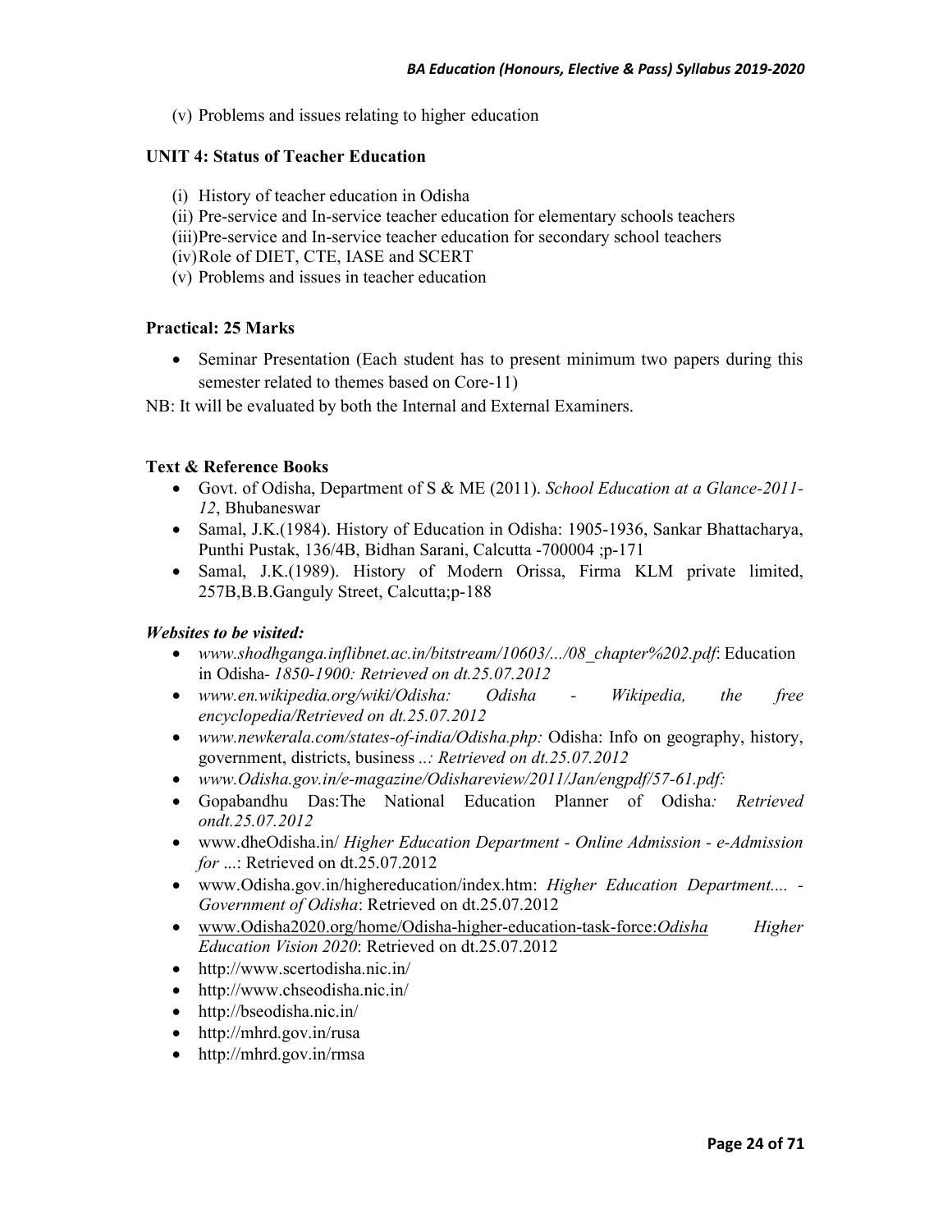(v) Problems and issues relating to higher education

**UNIT 4: Status of Teacher Education**

(i) History of teacher education in Odisha
(ii) Pre-service and In-service teacher education for elementary schools teachers
(iii) Pre-service and In-service teacher education for secondary school teachers
(iv) Role of DIET, CTE, IASE and SCERT
(v) Problems and issues in teacher education

**Practical: 25 Marks**

- Seminar Presentation (Each student has to present minimum two papers during this semester related to themes based on Core-11)

NB: It will be evaluated by both the Internal and External Examiners.

**Text & Reference Books**

- Govt. of Odisha, Department of S & ME (2011). *School Education at a Glance-2011-12*, Bhubaneswar
- Samal, J.K.(1984). History of Education in Odisha: 1905-1936, Sankar Bhattacharya, Punthi Pustak, 136/4B, Bidhan Sarani, Calcutta -700004 ;p-171
- Samal, J.K.(1989). History of Modern Orissa, Firma KLM private limited, 257B,B.B.Ganguly Street, Calcutta;p-188

***Websites to be visited:***

- *www.shodhganga.inflibnet.ac.in/bitstream/10603/.../08_chapter%202.pdf*: Education in Odisha- *1850-1900: Retrieved on dt.25.07.2012*
- *www.en.wikipedia.org/wiki/Odisha: Odisha - Wikipedia, the free encyclopedia/Retrieved on dt.25.07.2012*
- *www.newkerala.com/states-of-india/Odisha.php:* Odisha: Info on geography, history, government, districts, business *..: Retrieved on dt.25.07.2012*
- *www.Odisha.gov.in/e-magazine/Odishareview/2011/Jan/engpdf/57-61.pdf:*
- Gopabandhu Das:The National Education Planner of Odisha*: Retrieved ondt.25.07.2012*
- www.dheOdisha.in/ *Higher Education Department - Online Admission - e-Admission for* ...: Retrieved on dt.25.07.2012
- www.Odisha.gov.in/highereducation/index.htm: *Higher Education Department.... - Government of Odisha*: Retrieved on dt.25.07.2012
- www.Odisha2020.org/home/Odisha-higher-education-task-force:*Odisha Higher Education Vision 2020*: Retrieved on dt.25.07.2012
- http://www.scertodisha.nic.in/
- http://www.chseodisha.nic.in/
- http://bseodisha.nic.in/
- http://mhrd.gov.in/rusa
- http://mhrd.gov.in/rmsa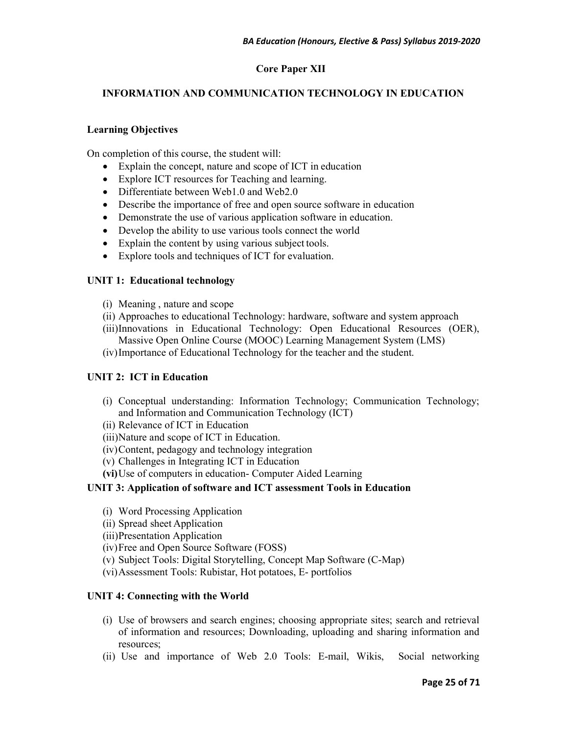## Core Paper XII

## INFORMATION AND COMMUNICATION TECHNOLOGY IN EDUCATION

### Learning Objectives

On completion of this course, the student will:

- Explain the concept, nature and scope of ICT in education
- Explore ICT resources for Teaching and learning.
- Differentiate between Web1.0 and Web2.0
- Describe the importance of free and open source software in education
- Demonstrate the use of various application software in education.
- Develop the ability to use various tools connect the world
- Explain the content by using various subject tools.
- Explore tools and techniques of ICT for evaluation.

### UNIT 1: Educational technology

(i) Meaning , nature and scope
(ii) Approaches to educational Technology: hardware, software and system approach
(iii) Innovations in Educational Technology: Open Educational Resources (OER), Massive Open Online Course (MOOC) Learning Management System (LMS)
(iv) Importance of Educational Technology for the teacher and the student.

### UNIT 2: ICT in Education

(i) Conceptual understanding: Information Technology; Communication Technology; and Information and Communication Technology (ICT)
(ii) Relevance of ICT in Education
(iii) Nature and scope of ICT in Education.
(iv) Content, pedagogy and technology integration
(v) Challenges in Integrating ICT in Education
**(vi)** Use of computers in education- Computer Aided Learning

### UNIT 3: Application of software and ICT assessment Tools in Education

(i) Word Processing Application
(ii) Spread sheet Application
(iii) Presentation Application
(iv) Free and Open Source Software (FOSS)
(v) Subject Tools: Digital Storytelling, Concept Map Software (C-Map)
(vi) Assessment Tools: Rubistar, Hot potatoes, E- portfolios

### UNIT 4: Connecting with the World

(i) Use of browsers and search engines; choosing appropriate sites; search and retrieval of information and resources; Downloading, uploading and sharing information and resources;
(ii) Use and importance of Web 2.0 Tools: E-mail, Wikis, Social networking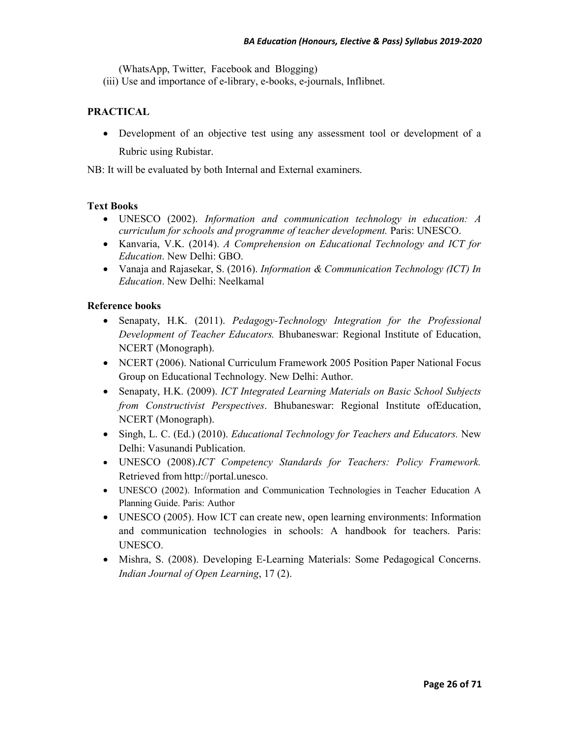(WhatsApp, Twitter, Facebook and Blogging)

(iii) Use and importance of e-library, e-books, e-journals, Inflibnet.

**PRACTICAL**

- Development of an objective test using any assessment tool or development of a Rubric using Rubistar.

NB: It will be evaluated by both Internal and External examiners.

**Text Books**

- UNESCO (2002). *Information and communication technology in education: A curriculum for schools and programme of teacher development.* Paris: UNESCO.
- Kanvaria, V.K. (2014). *A Comprehension on Educational Technology and ICT for Education*. New Delhi: GBO.
- Vanaja and Rajasekar, S. (2016). *Information & Communication Technology (ICT) In Education*. New Delhi: Neelkamal

**Reference books**

- Senapaty, H.K. (2011). *Pedagogy-Technology Integration for the Professional Development of Teacher Educators.* Bhubaneswar: Regional Institute of Education, NCERT (Monograph).
- NCERT (2006). National Curriculum Framework 2005 Position Paper National Focus Group on Educational Technology. New Delhi: Author.
- Senapaty, H.K. (2009). *ICT Integrated Learning Materials on Basic School Subjects from Constructivist Perspectives*. Bhubaneswar: Regional Institute ofEducation, NCERT (Monograph).
- Singh, L. C. (Ed.) (2010). *Educational Technology for Teachers and Educators.* New Delhi: Vasunandi Publication.
- UNESCO (2008).*ICT Competency Standards for Teachers: Policy Framework.* Retrieved from http://portal.unesco.
- UNESCO (2002). Information and Communication Technologies in Teacher Education A Planning Guide. Paris: Author
- UNESCO (2005). How ICT can create new, open learning environments: Information and communication technologies in schools: A handbook for teachers. Paris: UNESCO.
- Mishra, S. (2008). Developing E-Learning Materials: Some Pedagogical Concerns. *Indian Journal of Open Learning*, 17 (2).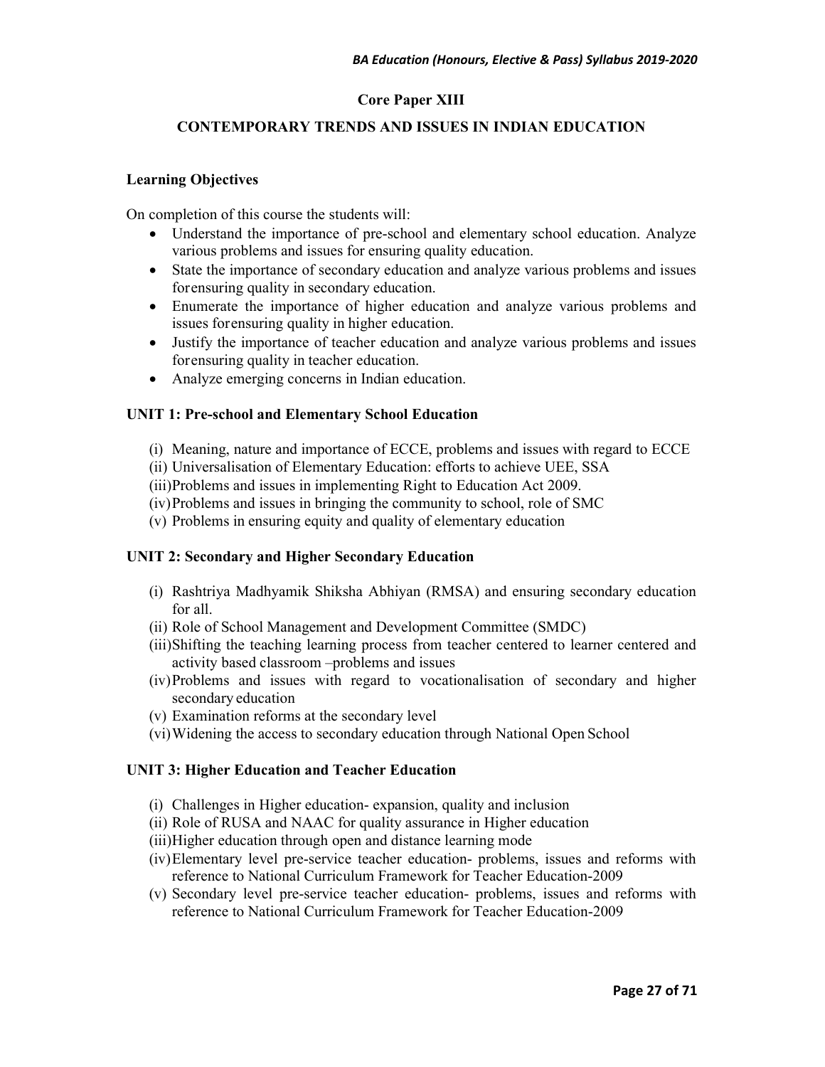## Core Paper XIII

## CONTEMPORARY TRENDS AND ISSUES IN INDIAN EDUCATION

### Learning Objectives

On completion of this course the students will:

- Understand the importance of pre-school and elementary school education. Analyze various problems and issues for ensuring quality education.
- State the importance of secondary education and analyze various problems and issues forensuring quality in secondary education.
- Enumerate the importance of higher education and analyze various problems and issues forensuring quality in higher education.
- Justify the importance of teacher education and analyze various problems and issues forensuring quality in teacher education.
- Analyze emerging concerns in Indian education.

### UNIT 1: Pre-school and Elementary School Education

(i) Meaning, nature and importance of ECCE, problems and issues with regard to ECCE
(ii) Universalisation of Elementary Education: efforts to achieve UEE, SSA
(iii) Problems and issues in implementing Right to Education Act 2009.
(iv) Problems and issues in bringing the community to school, role of SMC
(v) Problems in ensuring equity and quality of elementary education

### UNIT 2: Secondary and Higher Secondary Education

(i) Rashtriya Madhyamik Shiksha Abhiyan (RMSA) and ensuring secondary education for all.
(ii) Role of School Management and Development Committee (SMDC)
(iii) Shifting the teaching learning process from teacher centered to learner centered and activity based classroom –problems and issues
(iv) Problems and issues with regard to vocationalisation of secondary and higher secondary education
(v) Examination reforms at the secondary level
(vi) Widening the access to secondary education through National Open School

### UNIT 3: Higher Education and Teacher Education

(i) Challenges in Higher education- expansion, quality and inclusion
(ii) Role of RUSA and NAAC for quality assurance in Higher education
(iii) Higher education through open and distance learning mode
(iv) Elementary level pre-service teacher education- problems, issues and reforms with reference to National Curriculum Framework for Teacher Education-2009
(v) Secondary level pre-service teacher education- problems, issues and reforms with reference to National Curriculum Framework for Teacher Education-2009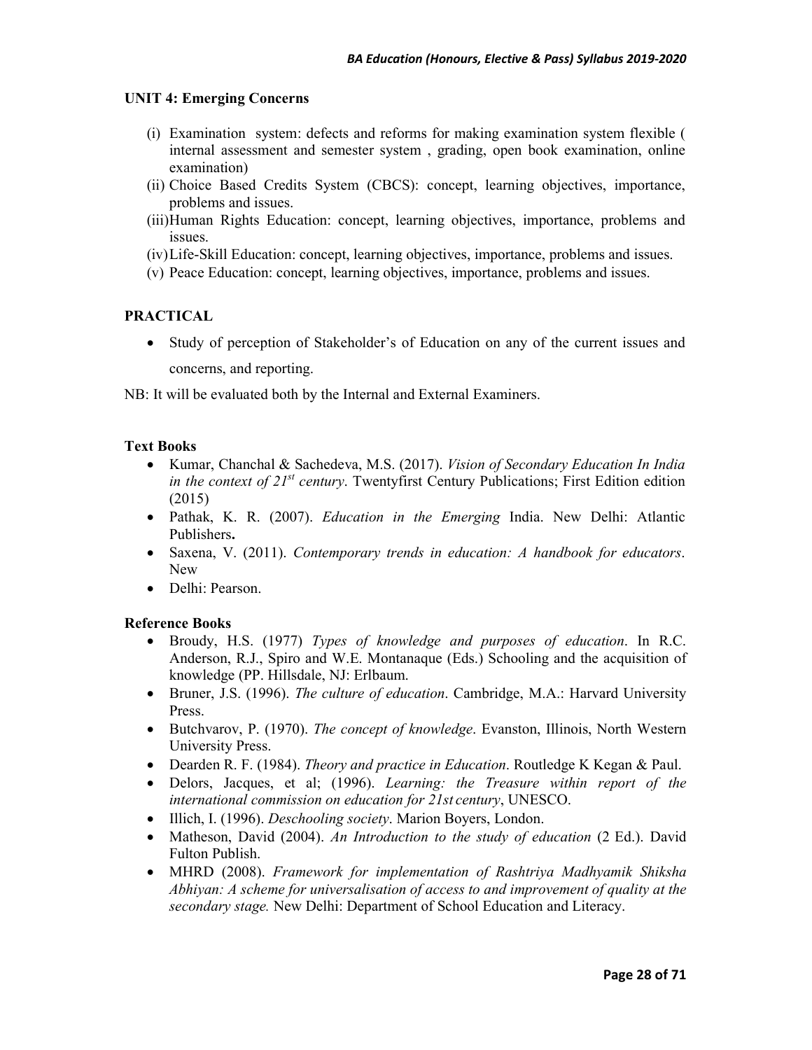**UNIT 4: Emerging Concerns**

(i) Examination system: defects and reforms for making examination system flexible ( internal assessment and semester system , grading, open book examination, online examination)

(ii) Choice Based Credits System (CBCS): concept, learning objectives, importance, problems and issues.

(iii) Human Rights Education: concept, learning objectives, importance, problems and issues.

(iv) Life-Skill Education: concept, learning objectives, importance, problems and issues.

(v) Peace Education: concept, learning objectives, importance, problems and issues.

**PRACTICAL**

- Study of perception of Stakeholder's of Education on any of the current issues and concerns, and reporting.

NB: It will be evaluated both by the Internal and External Examiners.

**Text Books**

- Kumar, Chanchal & Sachedeva, M.S. (2017). *Vision of Secondary Education In India in the context of 21st century*. Twentyfirst Century Publications; First Edition edition (2015)
- Pathak, K. R. (2007). *Education in the Emerging* India. New Delhi: Atlantic Publishers**.**
- Saxena, V. (2011). *Contemporary trends in education: A handbook for educators*. New
- Delhi: Pearson.

**Reference Books**

- Broudy, H.S. (1977) *Types of knowledge and purposes of education*. In R.C. Anderson, R.J., Spiro and W.E. Montanaque (Eds.) Schooling and the acquisition of knowledge (PP. Hillsdale, NJ: Erlbaum.
- Bruner, J.S. (1996). *The culture of education*. Cambridge, M.A.: Harvard University Press.
- Butchvarov, P. (1970). *The concept of knowledge*. Evanston, Illinois, North Western University Press.
- Dearden R. F. (1984). *Theory and practice in Education*. Routledge K Kegan & Paul.
- Delors, Jacques, et al; (1996). *Learning: the Treasure within report of the international commission on education for 21st century*, UNESCO.
- Illich, I. (1996). *Deschooling society*. Marion Boyers, London.
- Matheson, David (2004). *An Introduction to the study of education* (2 Ed.). David Fulton Publish.
- MHRD (2008). *Framework for implementation of Rashtriya Madhyamik Shiksha Abhiyan: A scheme for universalisation of access to and improvement of quality at the secondary stage.* New Delhi: Department of School Education and Literacy.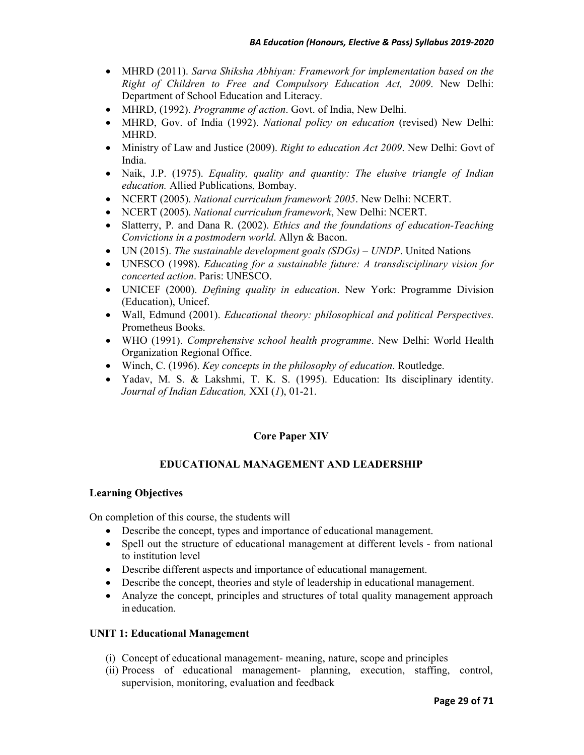- MHRD (2011). *Sarva Shiksha Abhiyan: Framework for implementation based on the Right of Children to Free and Compulsory Education Act, 2009*. New Delhi: Department of School Education and Literacy.
- MHRD, (1992). *Programme of action*. Govt. of India, New Delhi.
- MHRD, Gov. of India (1992). *National policy on education* (revised) New Delhi: MHRD.
- Ministry of Law and Justice (2009). *Right to education Act 2009*. New Delhi: Govt of India.
- Naik, J.P. (1975). *Equality, quality and quantity: The elusive triangle of Indian education.* Allied Publications, Bombay.
- NCERT (2005). *National curriculum framework 2005*. New Delhi: NCERT.
- NCERT (2005). *National curriculum framework*, New Delhi: NCERT.
- Slatterry, P. and Dana R. (2002). *Ethics and the foundations of education-Teaching Convictions in a postmodern world*. Allyn & Bacon.
- UN (2015). *The sustainable development goals (SDGs) – UNDP*. United Nations
- UNESCO (1998). *Educating for a sustainable future: A transdisciplinary vision for concerted action*. Paris: UNESCO.
- UNICEF (2000). *Defining quality in education*. New York: Programme Division (Education), Unicef.
- Wall, Edmund (2001). *Educational theory: philosophical and political Perspectives*. Prometheus Books.
- WHO (1991). *Comprehensive school health programme*. New Delhi: World Health Organization Regional Office.
- Winch, C. (1996). *Key concepts in the philosophy of education*. Routledge.
- Yadav, M. S. & Lakshmi, T. K. S. (1995). Education: Its disciplinary identity. *Journal of Indian Education,* XXI (*1*), 01-21.

## Core Paper XIV

## EDUCATIONAL MANAGEMENT AND LEADERSHIP

**Learning Objectives**

On completion of this course, the students will

- Describe the concept, types and importance of educational management.
- Spell out the structure of educational management at different levels - from national to institution level
- Describe different aspects and importance of educational management.
- Describe the concept, theories and style of leadership in educational management.
- Analyze the concept, principles and structures of total quality management approach in education.

**UNIT 1: Educational Management**

(i) Concept of educational management- meaning, nature, scope and principles
(ii) Process of educational management- planning, execution, staffing, control, supervision, monitoring, evaluation and feedback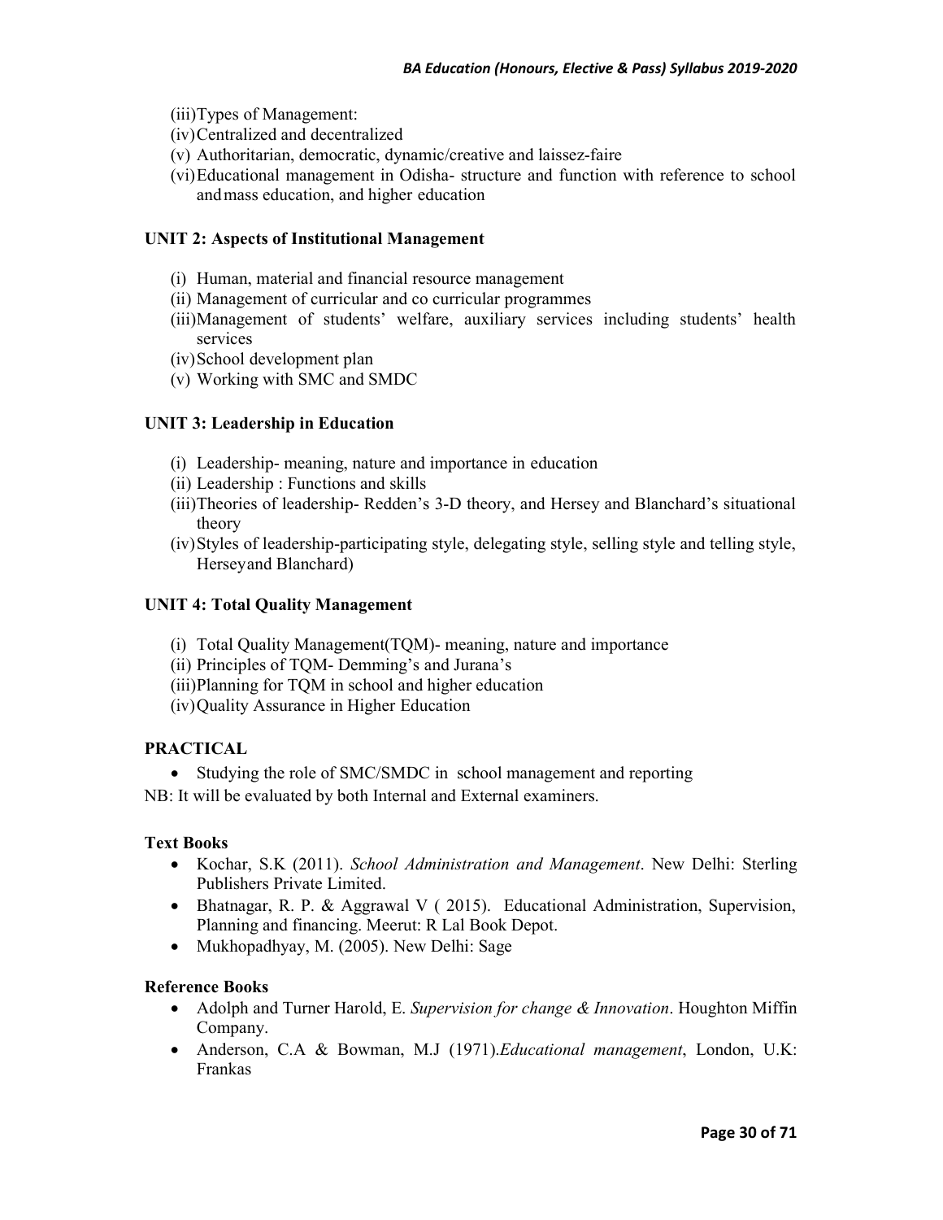(iii) Types of Management:
(iv) Centralized and decentralized
(v) Authoritarian, democratic, dynamic/creative and laissez-faire
(vi) Educational management in Odisha- structure and function with reference to school and mass education, and higher education

**UNIT 2: Aspects of Institutional Management**

(i) Human, material and financial resource management
(ii) Management of curricular and co curricular programmes
(iii) Management of students' welfare, auxiliary services including students' health services
(iv) School development plan
(v) Working with SMC and SMDC

**UNIT 3: Leadership in Education**

(i) Leadership- meaning, nature and importance in education
(ii) Leadership : Functions and skills
(iii) Theories of leadership- Redden's 3-D theory, and Hersey and Blanchard's situational theory
(iv) Styles of leadership-participating style, delegating style, selling style and telling style, Hersey and Blanchard)

**UNIT 4: Total Quality Management**

(i) Total Quality Management(TQM)- meaning, nature and importance
(ii) Principles of TQM- Demming's and Jurana's
(iii) Planning for TQM in school and higher education
(iv) Quality Assurance in Higher Education

**PRACTICAL**

- Studying the role of SMC/SMDC in school management and reporting

NB: It will be evaluated by both Internal and External examiners.

**Text Books**

- Kochar, S.K (2011). *School Administration and Management*. New Delhi: Sterling Publishers Private Limited.
- Bhatnagar, R. P. & Aggrawal V ( 2015). Educational Administration, Supervision, Planning and financing. Meerut: R Lal Book Depot.
- Mukhopadhyay, M. (2005). New Delhi: Sage

**Reference Books**

- Adolph and Turner Harold, E. *Supervision for change & Innovation*. Houghton Miffin Company.
- Anderson, C.A & Bowman, M.J (1971).*Educational management*, London, U.K: Frankas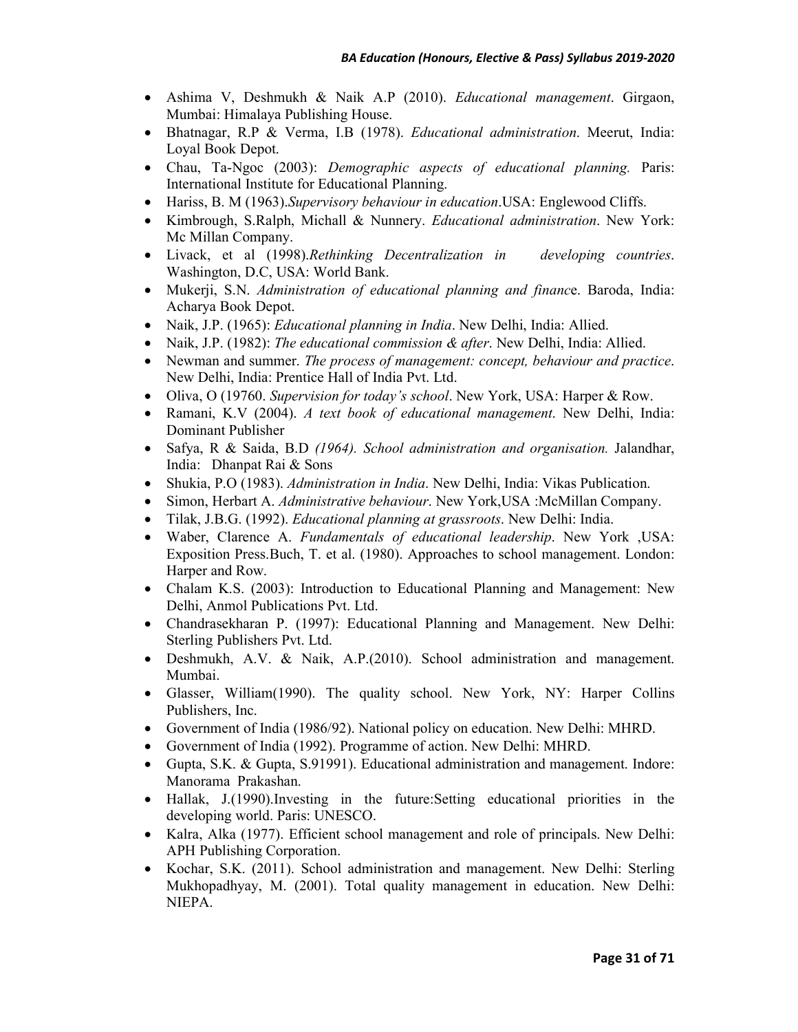- Ashima V, Deshmukh & Naik A.P (2010). *Educational management*. Girgaon, Mumbai: Himalaya Publishing House.
- Bhatnagar, R.P & Verma, I.B (1978). *Educational administration*. Meerut, India: Loyal Book Depot.
- Chau, Ta-Ngoc (2003): *Demographic aspects of educational planning.* Paris: International Institute for Educational Planning.
- Hariss, B. M (1963).*Supervisory behaviour in education*.USA: Englewood Cliffs.
- Kimbrough, S.Ralph, Michall & Nunnery. *Educational administration*. New York: Mc Millan Company.
- Livack, et al (1998).*Rethinking Decentralization in developing countries*. Washington, D.C, USA: World Bank.
- Mukerji, S.N. *Administration of educational planning and financ*e. Baroda, India: Acharya Book Depot.
- Naik, J.P. (1965): *Educational planning in India*. New Delhi, India: Allied.
- Naik, J.P. (1982): *The educational commission & after*. New Delhi, India: Allied.
- Newman and summer. *The process of management: concept, behaviour and practice*. New Delhi, India: Prentice Hall of India Pvt. Ltd.
- Oliva, O (19760. *Supervision for today's school*. New York, USA: Harper & Row.
- Ramani, K.V (2004). *A text book of educational management*. New Delhi, India: Dominant Publisher
- Safya, R & Saida, B.D *(1964). School administration and organisation.* Jalandhar, India: Dhanpat Rai & Sons
- Shukia, P.O (1983). *Administration in India*. New Delhi, India: Vikas Publication.
- Simon, Herbart A. *Administrative behaviour*. New York,USA :McMillan Company.
- Tilak, J.B.G. (1992). *Educational planning at grassroots*. New Delhi: India.
- Waber, Clarence A. *Fundamentals of educational leadership*. New York ,USA: Exposition Press.Buch, T. et al. (1980). Approaches to school management. London: Harper and Row.
- Chalam K.S. (2003): Introduction to Educational Planning and Management: New Delhi, Anmol Publications Pvt. Ltd.
- Chandrasekharan P. (1997): Educational Planning and Management. New Delhi: Sterling Publishers Pvt. Ltd.
- Deshmukh, A.V. & Naik, A.P.(2010). School administration and management. Mumbai.
- Glasser, William(1990). The quality school. New York, NY: Harper Collins Publishers, Inc.
- Government of India (1986/92). National policy on education. New Delhi: MHRD.
- Government of India (1992). Programme of action. New Delhi: MHRD.
- Gupta, S.K. & Gupta, S.91991). Educational administration and management. Indore: Manorama Prakashan.
- Hallak, J.(1990).Investing in the future:Setting educational priorities in the developing world. Paris: UNESCO.
- Kalra, Alka (1977). Efficient school management and role of principals. New Delhi: APH Publishing Corporation.
- Kochar, S.K. (2011). School administration and management. New Delhi: Sterling Mukhopadhyay, M. (2001). Total quality management in education. New Delhi: NIEPA.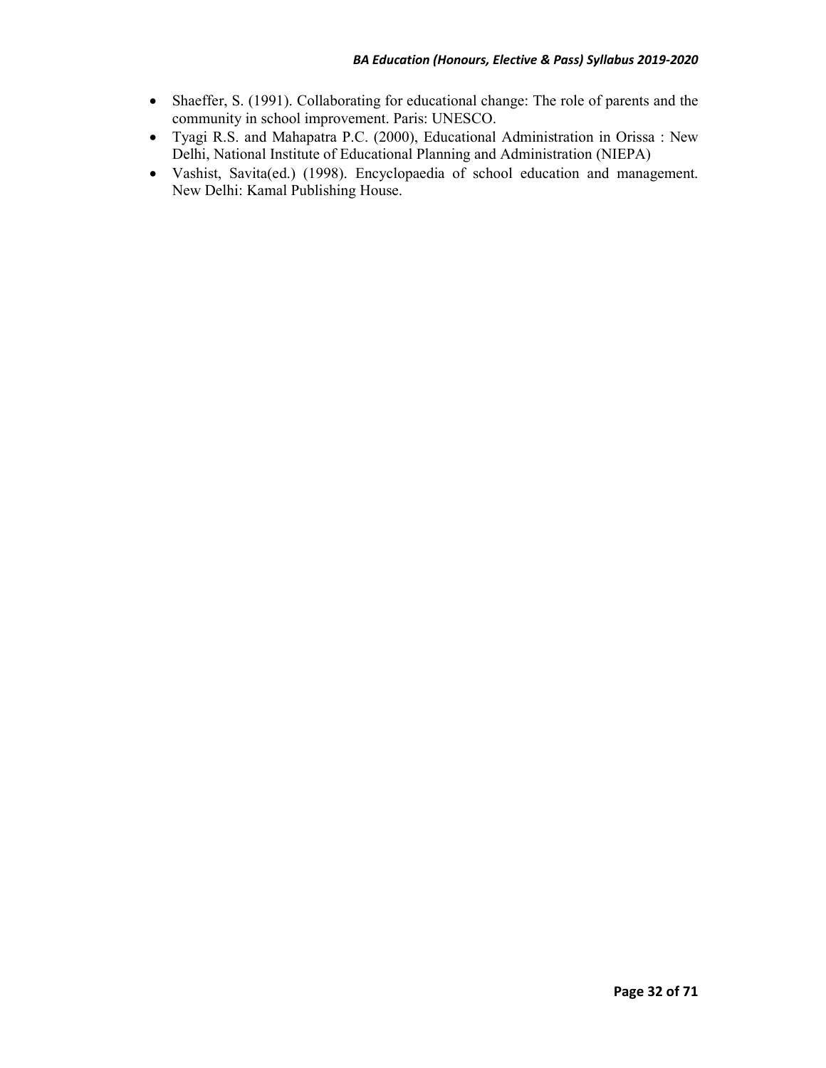- Shaeffer, S. (1991). Collaborating for educational change: The role of parents and the community in school improvement. Paris: UNESCO.
- Tyagi R.S. and Mahapatra P.C. (2000), Educational Administration in Orissa : New Delhi, National Institute of Educational Planning and Administration (NIEPA)
- Vashist, Savita(ed.) (1998). Encyclopaedia of school education and management. New Delhi: Kamal Publishing House.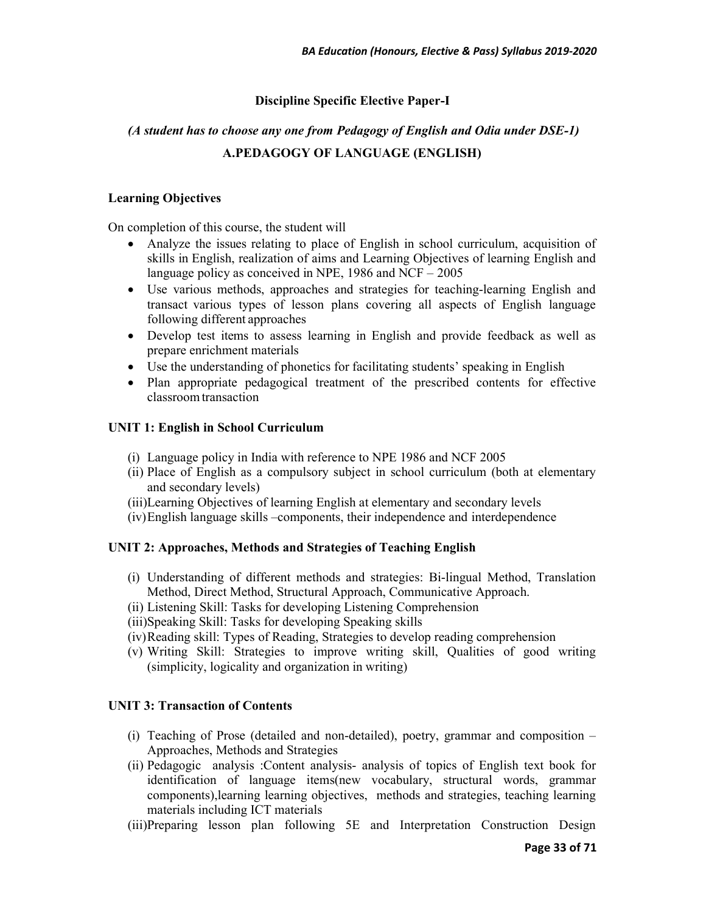## Discipline Specific Elective Paper-I

*(A student has to choose any one from Pedagogy of English and Odia under DSE-1)*

### A.PEDAGOGY OF LANGUAGE (ENGLISH)

**Learning Objectives**

On completion of this course, the student will

- Analyze the issues relating to place of English in school curriculum, acquisition of skills in English, realization of aims and Learning Objectives of learning English and language policy as conceived in NPE, 1986 and NCF – 2005
- Use various methods, approaches and strategies for teaching-learning English and transact various types of lesson plans covering all aspects of English language following different approaches
- Develop test items to assess learning in English and provide feedback as well as prepare enrichment materials
- Use the understanding of phonetics for facilitating students' speaking in English
- Plan appropriate pedagogical treatment of the prescribed contents for effective classroom transaction

**UNIT 1: English in School Curriculum**

(i) Language policy in India with reference to NPE 1986 and NCF 2005
(ii) Place of English as a compulsory subject in school curriculum (both at elementary and secondary levels)
(iii)Learning Objectives of learning English at elementary and secondary levels
(iv) English language skills –components, their independence and interdependence

**UNIT 2: Approaches, Methods and Strategies of Teaching English**

(i) Understanding of different methods and strategies: Bi-lingual Method, Translation Method, Direct Method, Structural Approach, Communicative Approach.
(ii) Listening Skill: Tasks for developing Listening Comprehension
(iii)Speaking Skill: Tasks for developing Speaking skills
(iv) Reading skill: Types of Reading, Strategies to develop reading comprehension
(v) Writing Skill: Strategies to improve writing skill, Qualities of good writing (simplicity, logicality and organization in writing)

**UNIT 3: Transaction of Contents**

(i) Teaching of Prose (detailed and non-detailed), poetry, grammar and composition – Approaches, Methods and Strategies
(ii) Pedagogic analysis :Content analysis- analysis of topics of English text book for identification of language items(new vocabulary, structural words, grammar components),learning learning objectives, methods and strategies, teaching learning materials including ICT materials
(iii)Preparing lesson plan following 5E and Interpretation Construction Design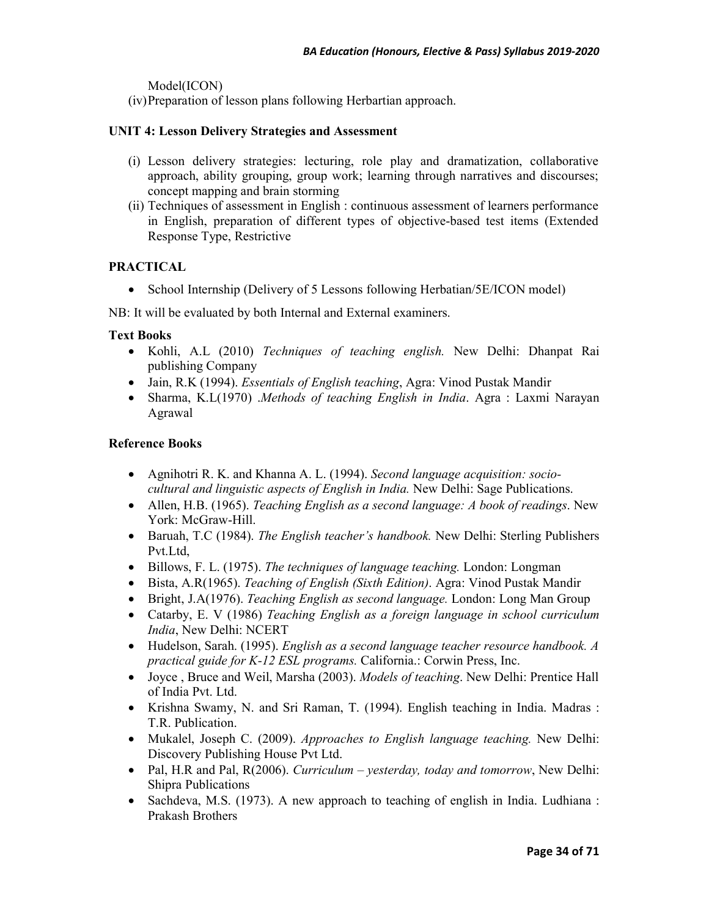Model(ICON)

(iv) Preparation of lesson plans following Herbartian approach.

**UNIT 4: Lesson Delivery Strategies and Assessment**

(i) Lesson delivery strategies: lecturing, role play and dramatization, collaborative approach, ability grouping, group work; learning through narratives and discourses; concept mapping and brain storming

(ii) Techniques of assessment in English : continuous assessment of learners performance in English, preparation of different types of objective-based test items (Extended Response Type, Restrictive

**PRACTICAL**

- School Internship (Delivery of 5 Lessons following Herbatian/5E/ICON model)

NB: It will be evaluated by both Internal and External examiners.

**Text Books**

- Kohli, A.L (2010) *Techniques of teaching english.* New Delhi: Dhanpat Rai publishing Company
- Jain, R.K (1994). *Essentials of English teaching*, Agra: Vinod Pustak Mandir
- Sharma, K.L(1970) .*Methods of teaching English in India*. Agra : Laxmi Narayan Agrawal

**Reference Books**

- Agnihotri R. K. and Khanna A. L. (1994). *Second language acquisition: socio-cultural and linguistic aspects of English in India.* New Delhi: Sage Publications.
- Allen, H.B. (1965). *Teaching English as a second language: A book of readings*. New York: McGraw-Hill.
- Baruah, T.C (1984). *The English teacher's handbook.* New Delhi: Sterling Publishers Pvt.Ltd,
- Billows, F. L. (1975). *The techniques of language teaching.* London: Longman
- Bista, A.R(1965). *Teaching of English (Sixth Edition)*. Agra: Vinod Pustak Mandir
- Bright, J.A(1976). *Teaching English as second language.* London: Long Man Group
- Catarby, E. V (1986) *Teaching English as a foreign language in school curriculum India*, New Delhi: NCERT
- Hudelson, Sarah. (1995). *English as a second language teacher resource handbook. A practical guide for K-12 ESL programs.* California.: Corwin Press, Inc.
- Joyce , Bruce and Weil, Marsha (2003). *Models of teaching*. New Delhi: Prentice Hall of India Pvt. Ltd.
- Krishna Swamy, N. and Sri Raman, T. (1994). English teaching in India. Madras : T.R. Publication.
- Mukalel, Joseph C. (2009). *Approaches to English language teaching.* New Delhi: Discovery Publishing House Pvt Ltd.
- Pal, H.R and Pal, R(2006). *Curriculum – yesterday, today and tomorrow*, New Delhi: Shipra Publications
- Sachdeva, M.S. (1973). A new approach to teaching of english in India. Ludhiana : Prakash Brothers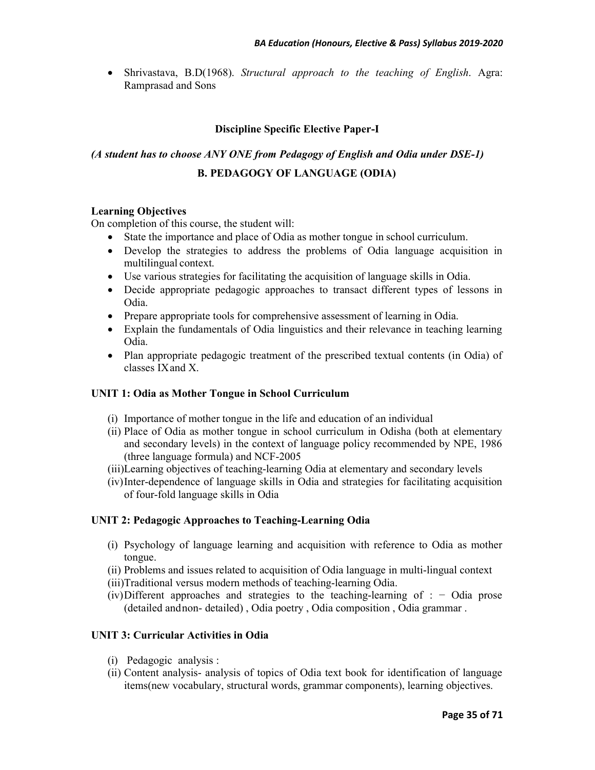- Shrivastava, B.D(1968). *Structural approach to the teaching of English*. Agra: Ramprasad and Sons

## Discipline Specific Elective Paper-I

***(A student has to choose ANY ONE from Pedagogy of English and Odia under DSE-1)***

## B. PEDAGOGY OF LANGUAGE (ODIA)

**Learning Objectives**

On completion of this course, the student will:

- State the importance and place of Odia as mother tongue in school curriculum.
- Develop the strategies to address the problems of Odia language acquisition in multilingual context.
- Use various strategies for facilitating the acquisition of language skills in Odia.
- Decide appropriate pedagogic approaches to transact different types of lessons in Odia.
- Prepare appropriate tools for comprehensive assessment of learning in Odia.
- Explain the fundamentals of Odia linguistics and their relevance in teaching learning Odia.
- Plan appropriate pedagogic treatment of the prescribed textual contents (in Odia) of classes IX and X.

### UNIT 1: Odia as Mother Tongue in School Curriculum

(i) Importance of mother tongue in the life and education of an individual

(ii) Place of Odia as mother tongue in school curriculum in Odisha (both at elementary and secondary levels) in the context of language policy recommended by NPE, 1986 (three language formula) and NCF-2005

(iii) Learning objectives of teaching-learning Odia at elementary and secondary levels

(iv) Inter-dependence of language skills in Odia and strategies for facilitating acquisition of four-fold language skills in Odia

### UNIT 2: Pedagogic Approaches to Teaching-Learning Odia

(i) Psychology of language learning and acquisition with reference to Odia as mother tongue.

(ii) Problems and issues related to acquisition of Odia language in multi-lingual context

(iii) Traditional versus modern methods of teaching-learning Odia.

(iv) Different approaches and strategies to the teaching-learning of : − Odia prose (detailed and non- detailed) , Odia poetry , Odia composition , Odia grammar .

### UNIT 3: Curricular Activities in Odia

(i) Pedagogic analysis :

(ii) Content analysis- analysis of topics of Odia text book for identification of language items(new vocabulary, structural words, grammar components), learning objectives.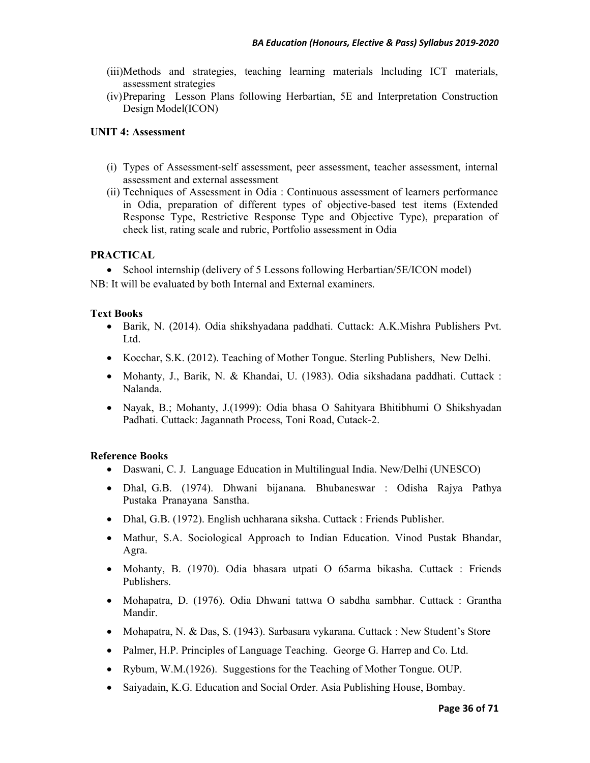(iii) Methods and strategies, teaching learning materials lncluding ICT materials, assessment strategies

(iv) Preparing Lesson Plans following Herbartian, 5E and Interpretation Construction Design Model(ICON)

**UNIT 4: Assessment**

(i) Types of Assessment-self assessment, peer assessment, teacher assessment, internal assessment and external assessment

(ii) Techniques of Assessment in Odia : Continuous assessment of learners performance in Odia, preparation of different types of objective-based test items (Extended Response Type, Restrictive Response Type and Objective Type), preparation of check list, rating scale and rubric, Portfolio assessment in Odia

**PRACTICAL**

- School internship (delivery of 5 Lessons following Herbartian/5E/ICON model)

NB: It will be evaluated by both Internal and External examiners.

**Text Books**

- Barik, N. (2014). Odia shikshyadana paddhati. Cuttack: A.K.Mishra Publishers Pvt. Ltd.
- Kocchar, S.K. (2012). Teaching of Mother Tongue. Sterling Publishers, New Delhi.
- Mohanty, J., Barik, N. & Khandai, U. (1983). Odia sikshadana paddhati. Cuttack : Nalanda.
- Nayak, B.; Mohanty, J.(1999): Odia bhasa O Sahityara Bhitibhumi O Shikshyadan Padhati. Cuttack: Jagannath Process, Toni Road, Cutack-2.

**Reference Books**

- Daswani, C. J. Language Education in Multilingual India. New/Delhi (UNESCO)
- Dhal, G.B. (1974). Dhwani bijanana. Bhubaneswar : Odisha Rajya Pathya Pustaka Pranayana Sanstha.
- Dhal, G.B. (1972). English uchharana siksha. Cuttack : Friends Publisher.
- Mathur, S.A. Sociological Approach to Indian Education. Vinod Pustak Bhandar, Agra.
- Mohanty, B. (1970). Odia bhasara utpati O 65arma bikasha. Cuttack : Friends Publishers.
- Mohapatra, D. (1976). Odia Dhwani tattwa O sabdha sambhar. Cuttack : Grantha Mandir.
- Mohapatra, N. & Das, S. (1943). Sarbasara vykarana. Cuttack : New Student's Store
- Palmer, H.P. Principles of Language Teaching. George G. Harrep and Co. Ltd.
- Rybum, W.M.(1926). Suggestions for the Teaching of Mother Tongue. OUP.
- Saiyadain, K.G. Education and Social Order. Asia Publishing House, Bombay.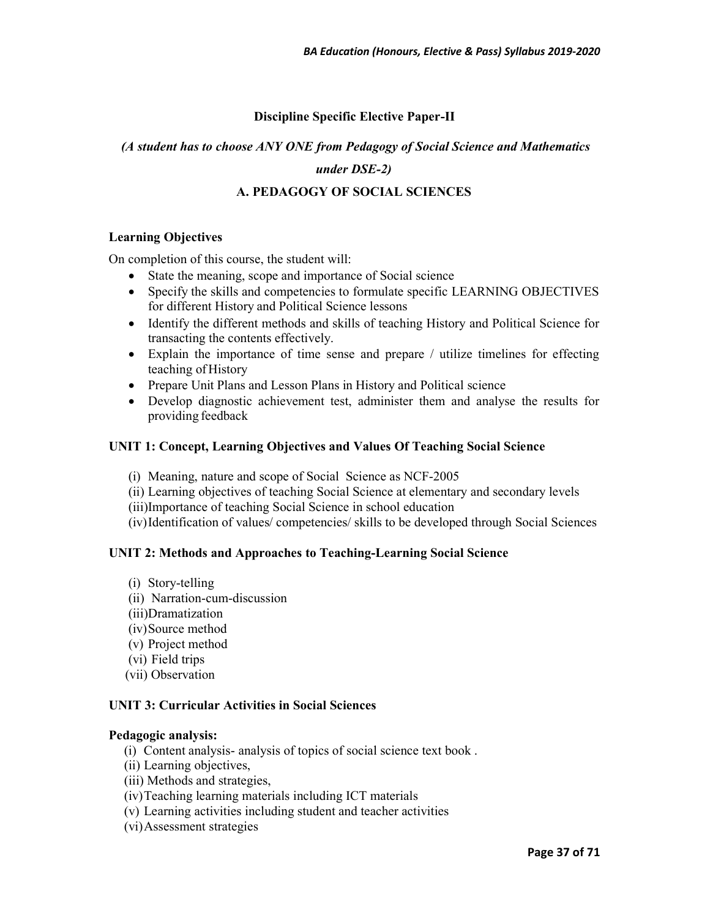**Discipline Specific Elective Paper-II**

***(A student has to choose ANY ONE from Pedagogy of Social Science and Mathematics under DSE-2)***

**A. PEDAGOGY OF SOCIAL SCIENCES**

**Learning Objectives**

On completion of this course, the student will:

- State the meaning, scope and importance of Social science
- Specify the skills and competencies to formulate specific LEARNING OBJECTIVES for different History and Political Science lessons
- Identify the different methods and skills of teaching History and Political Science for transacting the contents effectively.
- Explain the importance of time sense and prepare / utilize timelines for effecting teaching of History
- Prepare Unit Plans and Lesson Plans in History and Political science
- Develop diagnostic achievement test, administer them and analyse the results for providing feedback

**UNIT 1: Concept, Learning Objectives and Values Of Teaching Social Science**

(i) Meaning, nature and scope of Social Science as NCF-2005
(ii) Learning objectives of teaching Social Science at elementary and secondary levels
(iii) Importance of teaching Social Science in school education
(iv) Identification of values/ competencies/ skills to be developed through Social Sciences

**UNIT 2: Methods and Approaches to Teaching-Learning Social Science**

(i) Story-telling
(ii) Narration-cum-discussion
(iii) Dramatization
(iv) Source method
(v) Project method
(vi) Field trips
(vii) Observation

**UNIT 3: Curricular Activities in Social Sciences**

**Pedagogic analysis:**

(i) Content analysis- analysis of topics of social science text book .
(ii) Learning objectives,
(iii) Methods and strategies,
(iv) Teaching learning materials including ICT materials
(v) Learning activities including student and teacher activities
(vi) Assessment strategies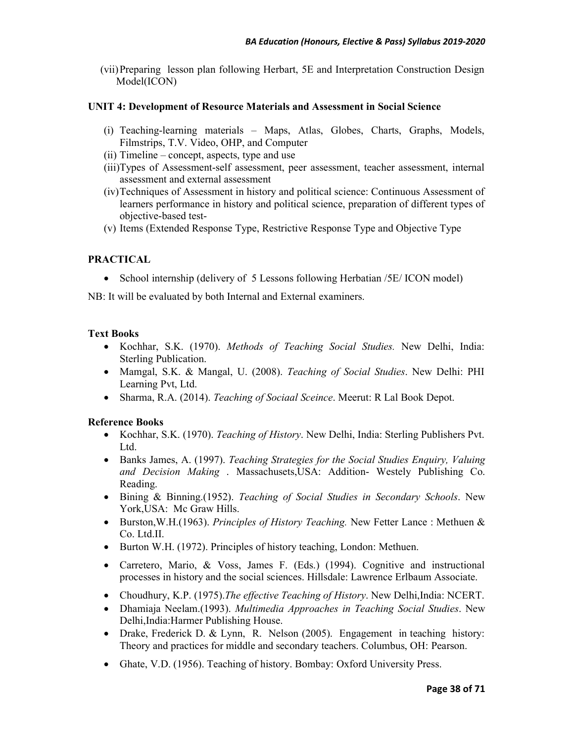(vii) Preparing lesson plan following Herbart, 5E and Interpretation Construction Design Model(ICON)

**UNIT 4: Development of Resource Materials and Assessment in Social Science**

(i) Teaching-learning materials – Maps, Atlas, Globes, Charts, Graphs, Models, Filmstrips, T.V. Video, OHP, and Computer
(ii) Timeline – concept, aspects, type and use
(iii) Types of Assessment-self assessment, peer assessment, teacher assessment, internal assessment and external assessment
(iv) Techniques of Assessment in history and political science: Continuous Assessment of learners performance in history and political science, preparation of different types of objective-based test-
(v) Items (Extended Response Type, Restrictive Response Type and Objective Type

**PRACTICAL**

- School internship (delivery of 5 Lessons following Herbatian /5E/ ICON model)

NB: It will be evaluated by both Internal and External examiners.

**Text Books**

- Kochhar, S.K. (1970). *Methods of Teaching Social Studies.* New Delhi, India: Sterling Publication.
- Mamgal, S.K. & Mangal, U. (2008). *Teaching of Social Studies*. New Delhi: PHI Learning Pvt, Ltd.
- Sharma, R.A. (2014). *Teaching of Sociaal Sceince*. Meerut: R Lal Book Depot.

**Reference Books**

- Kochhar, S.K. (1970). *Teaching of History*. New Delhi, India: Sterling Publishers Pvt. Ltd.
- Banks James, A. (1997). *Teaching Strategies for the Social Studies Enquiry, Valuing and Decision Making* . Massachusets,USA: Addition- Westely Publishing Co. Reading.
- Bining & Binning.(1952). *Teaching of Social Studies in Secondary Schools*. New York,USA: Mc Graw Hills.
- Burston,W.H.(1963). *Principles of History Teaching.* New Fetter Lance : Methuen & Co. Ltd.II.
- Burton W.H. (1972). Principles of history teaching, London: Methuen.
- Carretero, Mario, & Voss, James F. (Eds.) (1994). Cognitive and instructional processes in history and the social sciences. Hillsdale: Lawrence Erlbaum Associate.
- Choudhury, K.P. (1975).*The effective Teaching of History*. New Delhi,India: NCERT.
- Dhamiaja Neelam.(1993). *Multimedia Approaches in Teaching Social Studies*. New Delhi,India:Harmer Publishing House.
- Drake, Frederick D. & Lynn, R. Nelson (2005). Engagement in teaching history: Theory and practices for middle and secondary teachers. Columbus, OH: Pearson.
- Ghate, V.D. (1956). Teaching of history. Bombay: Oxford University Press.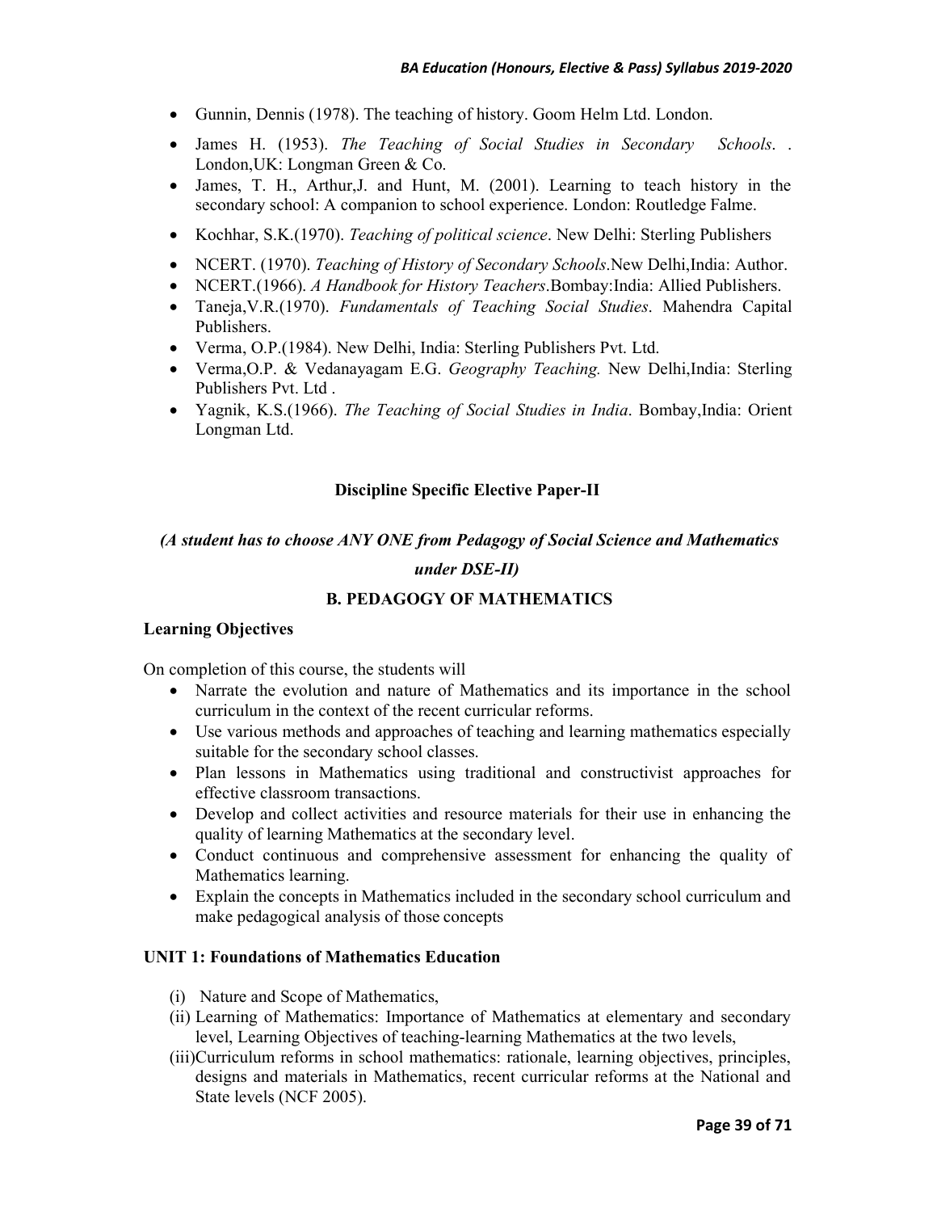- Gunnin, Dennis (1978). The teaching of history. Goom Helm Ltd. London.
- James H. (1953). *The Teaching of Social Studies in Secondary Schools*. . London,UK: Longman Green & Co.
- James, T. H., Arthur,J. and Hunt, M. (2001). Learning to teach history in the secondary school: A companion to school experience. London: Routledge Falme.
- Kochhar, S.K.(1970). *Teaching of political science*. New Delhi: Sterling Publishers
- NCERT. (1970). *Teaching of History of Secondary Schools*.New Delhi,India: Author.
- NCERT.(1966). *A Handbook for History Teachers*.Bombay:India: Allied Publishers.
- Taneja,V.R.(1970). *Fundamentals of Teaching Social Studies*. Mahendra Capital Publishers.
- Verma, O.P.(1984). New Delhi, India: Sterling Publishers Pvt. Ltd.
- Verma,O.P. & Vedanayagam E.G. *Geography Teaching.* New Delhi,India: Sterling Publishers Pvt. Ltd .
- Yagnik, K.S.(1966). *The Teaching of Social Studies in India*. Bombay,India: Orient Longman Ltd.

## Discipline Specific Elective Paper-II

***(A student has to choose ANY ONE from Pedagogy of Social Science and Mathematics under DSE-II)***

### B. PEDAGOGY OF MATHEMATICS

**Learning Objectives**

On completion of this course, the students will

- Narrate the evolution and nature of Mathematics and its importance in the school curriculum in the context of the recent curricular reforms.
- Use various methods and approaches of teaching and learning mathematics especially suitable for the secondary school classes.
- Plan lessons in Mathematics using traditional and constructivist approaches for effective classroom transactions.
- Develop and collect activities and resource materials for their use in enhancing the quality of learning Mathematics at the secondary level.
- Conduct continuous and comprehensive assessment for enhancing the quality of Mathematics learning.
- Explain the concepts in Mathematics included in the secondary school curriculum and make pedagogical analysis of those concepts

**UNIT 1: Foundations of Mathematics Education**

(i) Nature and Scope of Mathematics,

(ii) Learning of Mathematics: Importance of Mathematics at elementary and secondary level, Learning Objectives of teaching-learning Mathematics at the two levels,

(iii) Curriculum reforms in school mathematics: rationale, learning objectives, principles, designs and materials in Mathematics, recent curricular reforms at the National and State levels (NCF 2005).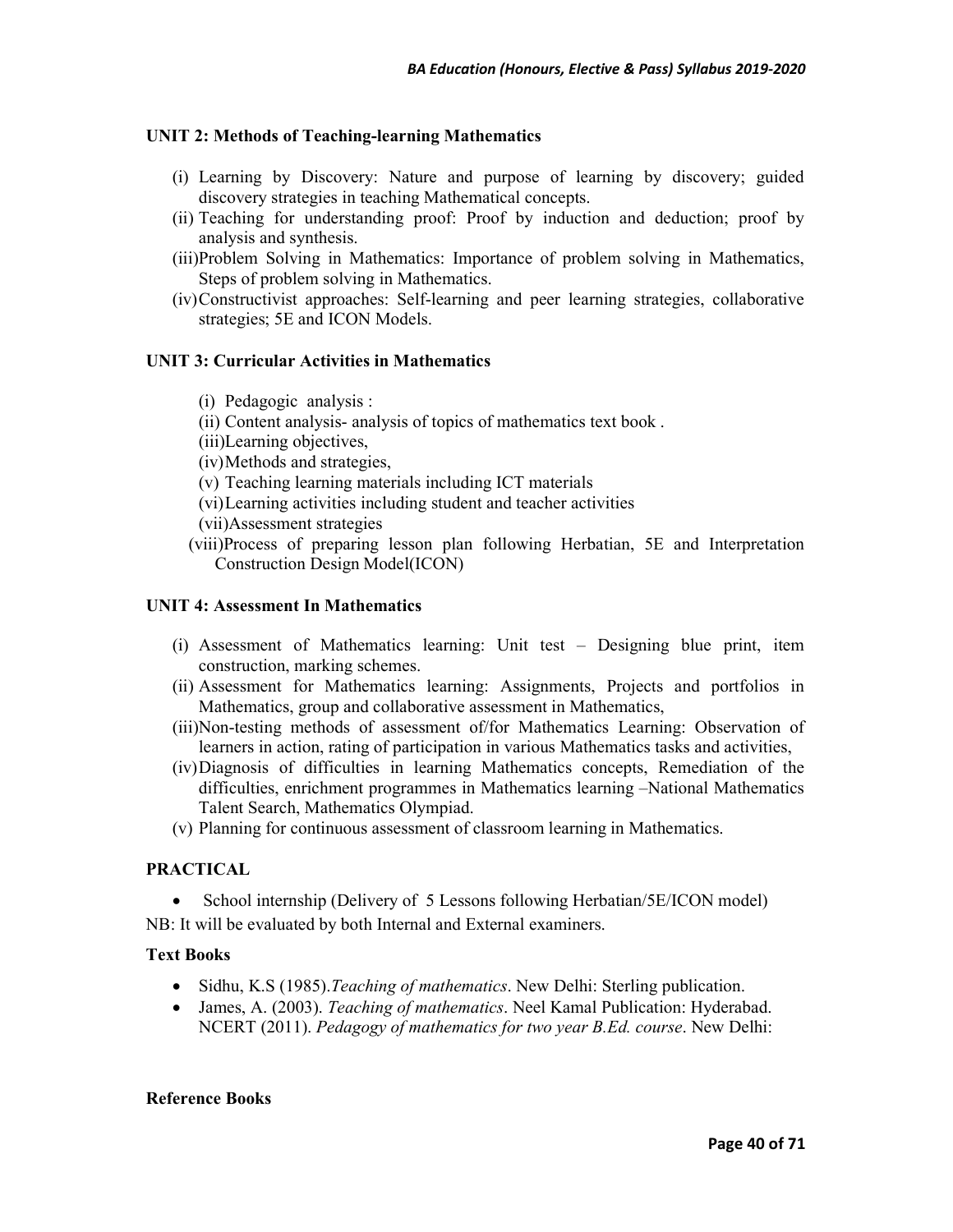### UNIT 2: Methods of Teaching-learning Mathematics

(i) Learning by Discovery: Nature and purpose of learning by discovery; guided discovery strategies in teaching Mathematical concepts.
(ii) Teaching for understanding proof: Proof by induction and deduction; proof by analysis and synthesis.
(iii) Problem Solving in Mathematics: Importance of problem solving in Mathematics, Steps of problem solving in Mathematics.
(iv) Constructivist approaches: Self-learning and peer learning strategies, collaborative strategies; 5E and ICON Models.

### UNIT 3: Curricular Activities in Mathematics

(i) Pedagogic analysis :
(ii) Content analysis- analysis of topics of mathematics text book .
(iii) Learning objectives,
(iv) Methods and strategies,
(v) Teaching learning materials including ICT materials
(vi) Learning activities including student and teacher activities
(vii) Assessment strategies
(viii) Process of preparing lesson plan following Herbatian, 5E and Interpretation Construction Design Model(ICON)

### UNIT 4: Assessment In Mathematics

(i) Assessment of Mathematics learning: Unit test – Designing blue print, item construction, marking schemes.
(ii) Assessment for Mathematics learning: Assignments, Projects and portfolios in Mathematics, group and collaborative assessment in Mathematics,
(iii) Non-testing methods of assessment of/for Mathematics Learning: Observation of learners in action, rating of participation in various Mathematics tasks and activities,
(iv) Diagnosis of difficulties in learning Mathematics concepts, Remediation of the difficulties, enrichment programmes in Mathematics learning –National Mathematics Talent Search, Mathematics Olympiad.
(v) Planning for continuous assessment of classroom learning in Mathematics.

### PRACTICAL

- School internship (Delivery of 5 Lessons following Herbatian/5E/ICON model)

NB: It will be evaluated by both Internal and External examiners.

### Text Books

- Sidhu, K.S (1985). *Teaching of mathematics*. New Delhi: Sterling publication.
- James, A. (2003). *Teaching of mathematics*. Neel Kamal Publication: Hyderabad. NCERT (2011). *Pedagogy of mathematics for two year B.Ed. course*. New Delhi:

### Reference Books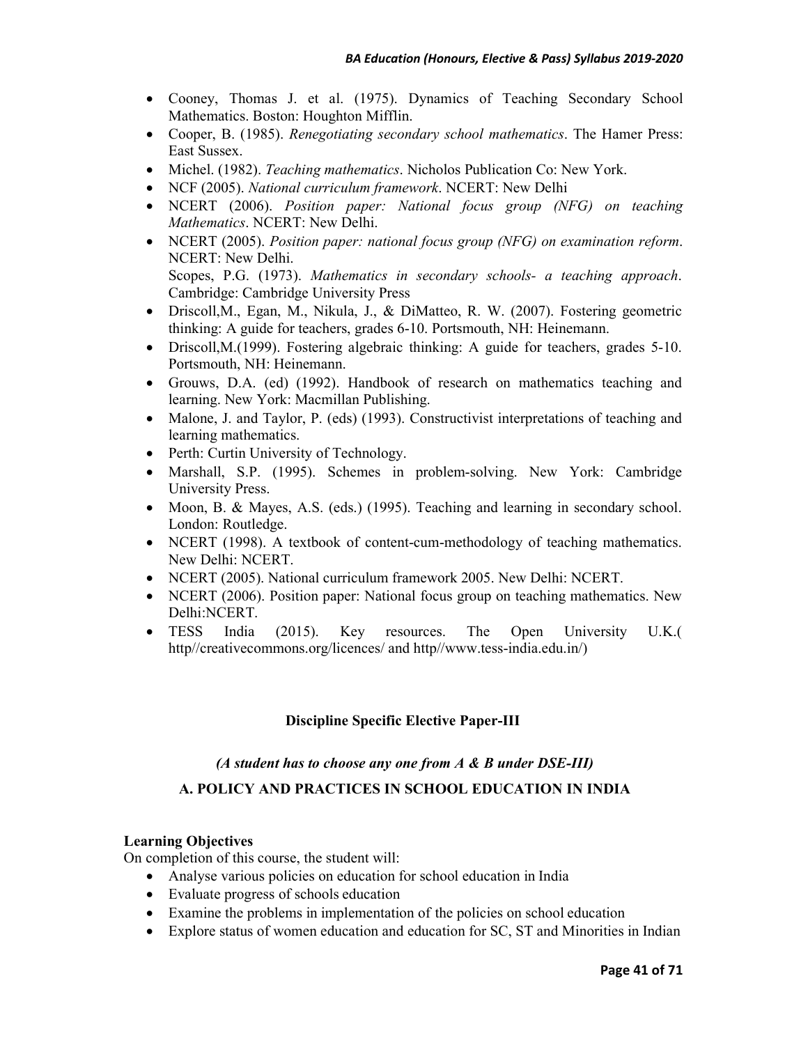- Cooney, Thomas J. et al. (1975). Dynamics of Teaching Secondary School Mathematics. Boston: Houghton Mifflin.
- Cooper, B. (1985). *Renegotiating secondary school mathematics*. The Hamer Press: East Sussex.
- Michel. (1982). *Teaching mathematics*. Nicholos Publication Co: New York.
- NCF (2005). *National curriculum framework*. NCERT: New Delhi
- NCERT (2006). *Position paper: National focus group (NFG) on teaching Mathematics*. NCERT: New Delhi.
- NCERT (2005). *Position paper: national focus group (NFG) on examination reform*. NCERT: New Delhi.
  Scopes, P.G. (1973). *Mathematics in secondary schools- a teaching approach*. Cambridge: Cambridge University Press
- Driscoll,M., Egan, M., Nikula, J., & DiMatteo, R. W. (2007). Fostering geometric thinking: A guide for teachers, grades 6-10. Portsmouth, NH: Heinemann.
- Driscoll,M.(1999). Fostering algebraic thinking: A guide for teachers, grades 5-10. Portsmouth, NH: Heinemann.
- Grouws, D.A. (ed) (1992). Handbook of research on mathematics teaching and learning. New York: Macmillan Publishing.
- Malone, J. and Taylor, P. (eds) (1993). Constructivist interpretations of teaching and learning mathematics.
- Perth: Curtin University of Technology.
- Marshall, S.P. (1995). Schemes in problem-solving. New York: Cambridge University Press.
- Moon, B. & Mayes, A.S. (eds.) (1995). Teaching and learning in secondary school. London: Routledge.
- NCERT (1998). A textbook of content-cum-methodology of teaching mathematics. New Delhi: NCERT.
- NCERT (2005). National curriculum framework 2005. New Delhi: NCERT.
- NCERT (2006). Position paper: National focus group on teaching mathematics. New Delhi:NCERT.
- TESS India (2015). Key resources. The Open University U.K.( http//creativecommons.org/licences/ and http//www.tess-india.edu.in/)

## Discipline Specific Elective Paper-III

***(A student has to choose any one from A & B under DSE-III)***

### A. POLICY AND PRACTICES IN SCHOOL EDUCATION IN INDIA

**Learning Objectives**

On completion of this course, the student will:

- Analyse various policies on education for school education in India
- Evaluate progress of schools education
- Examine the problems in implementation of the policies on school education
- Explore status of women education and education for SC, ST and Minorities in Indian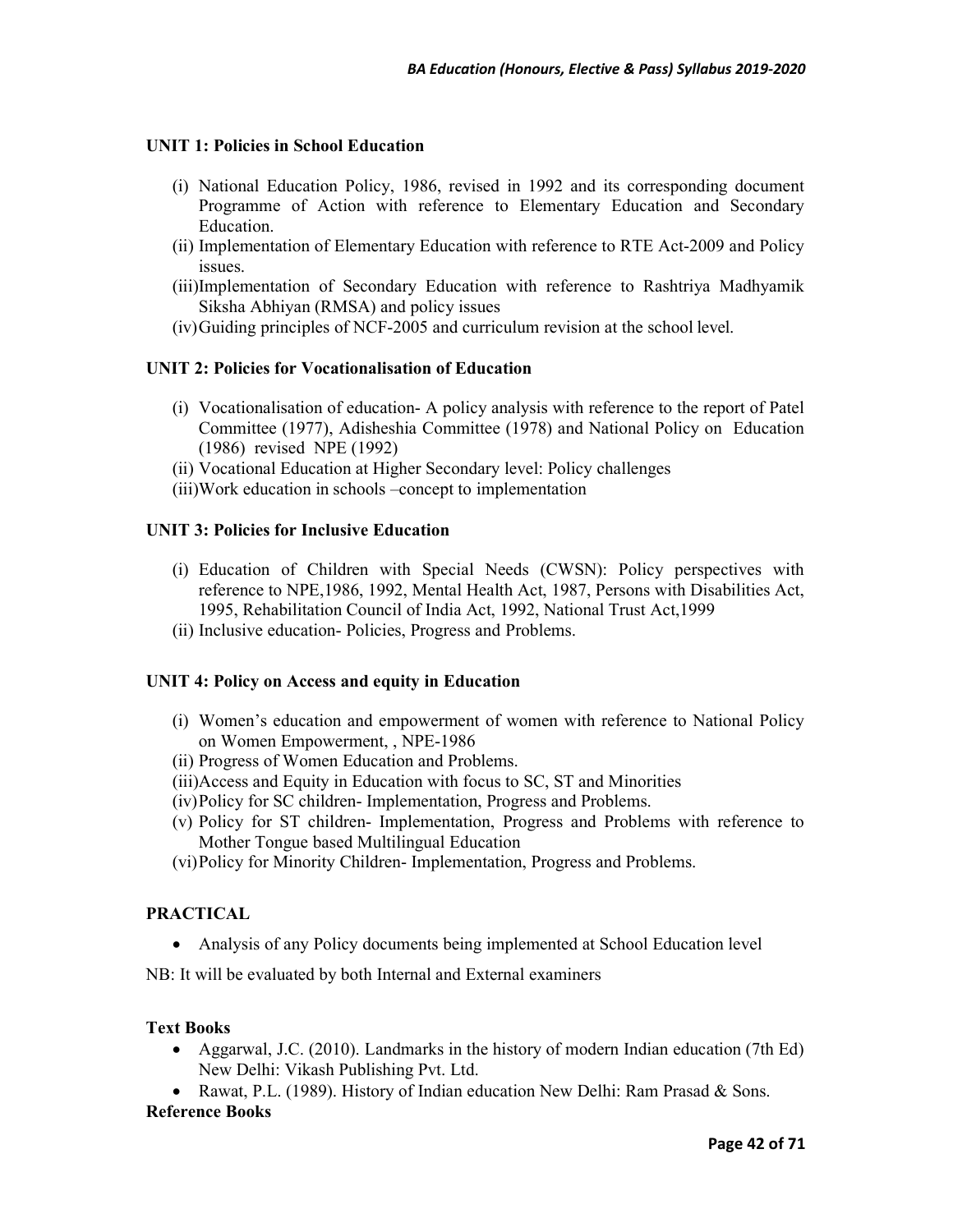**UNIT 1: Policies in School Education**

(i) National Education Policy, 1986, revised in 1992 and its corresponding document Programme of Action with reference to Elementary Education and Secondary Education.
(ii) Implementation of Elementary Education with reference to RTE Act-2009 and Policy issues.
(iii) Implementation of Secondary Education with reference to Rashtriya Madhyamik Siksha Abhiyan (RMSA) and policy issues
(iv) Guiding principles of NCF-2005 and curriculum revision at the school level.

**UNIT 2: Policies for Vocationalisation of Education**

(i) Vocationalisation of education- A policy analysis with reference to the report of Patel Committee (1977), Adisheshia Committee (1978) and National Policy on Education (1986) revised NPE (1992)
(ii) Vocational Education at Higher Secondary level: Policy challenges
(iii) Work education in schools –concept to implementation

**UNIT 3: Policies for Inclusive Education**

(i) Education of Children with Special Needs (CWSN): Policy perspectives with reference to NPE,1986, 1992, Mental Health Act, 1987, Persons with Disabilities Act, 1995, Rehabilitation Council of India Act, 1992, National Trust Act,1999
(ii) Inclusive education- Policies, Progress and Problems.

**UNIT 4: Policy on Access and equity in Education**

(i) Women's education and empowerment of women with reference to National Policy on Women Empowerment, , NPE-1986
(ii) Progress of Women Education and Problems.
(iii) Access and Equity in Education with focus to SC, ST and Minorities
(iv) Policy for SC children- Implementation, Progress and Problems.
(v) Policy for ST children- Implementation, Progress and Problems with reference to Mother Tongue based Multilingual Education
(vi) Policy for Minority Children- Implementation, Progress and Problems.

**PRACTICAL**

- Analysis of any Policy documents being implemented at School Education level

NB: It will be evaluated by both Internal and External examiners

**Text Books**

- Aggarwal, J.C. (2010). Landmarks in the history of modern Indian education (7th Ed) New Delhi: Vikash Publishing Pvt. Ltd.
- Rawat, P.L. (1989). History of Indian education New Delhi: Ram Prasad & Sons.

**Reference Books**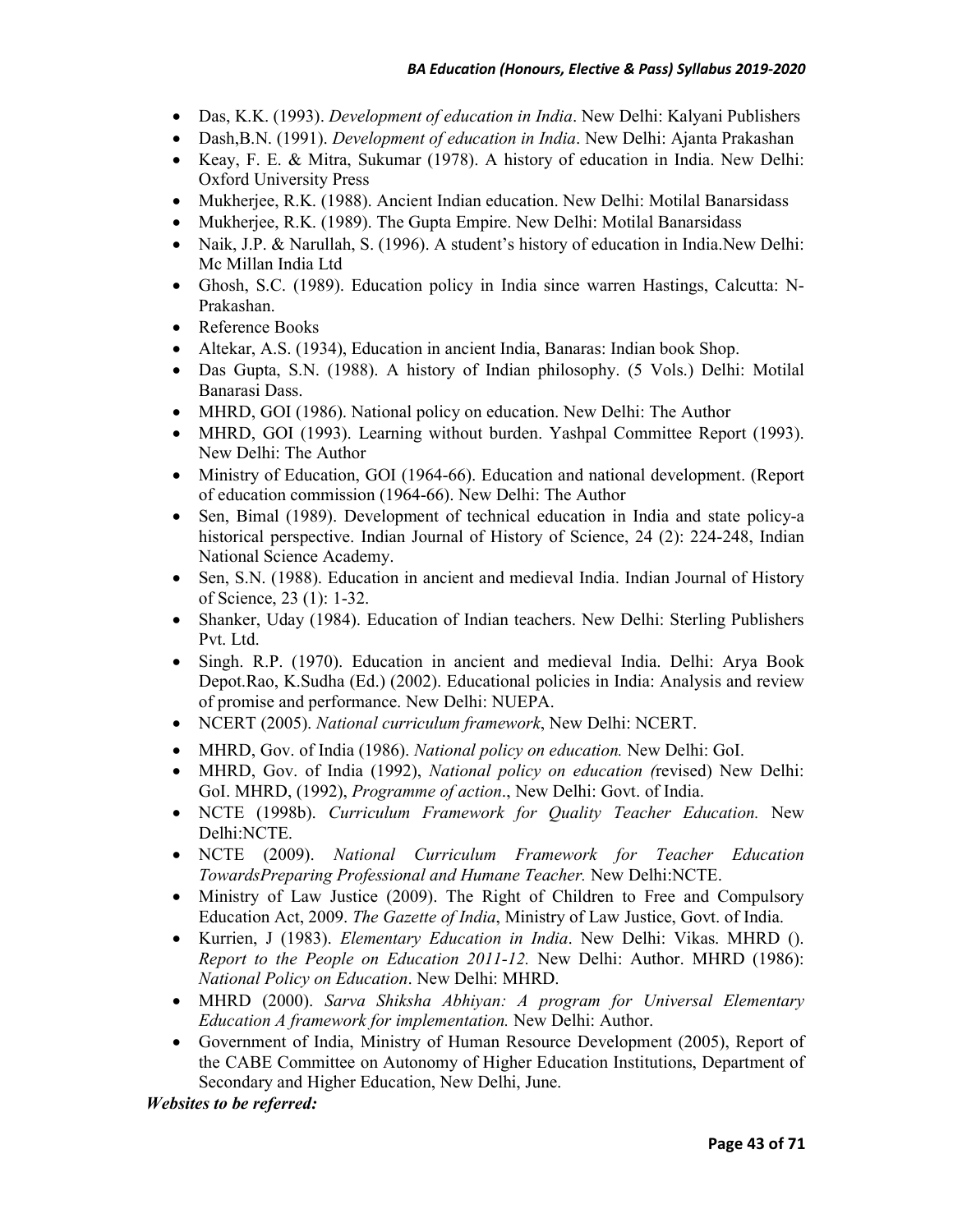- Das, K.K. (1993). *Development of education in India*. New Delhi: Kalyani Publishers
- Dash,B.N. (1991). *Development of education in India*. New Delhi: Ajanta Prakashan
- Keay, F. E. & Mitra, Sukumar (1978). A history of education in India. New Delhi: Oxford University Press
- Mukherjee, R.K. (1988). Ancient Indian education. New Delhi: Motilal Banarsidass
- Mukherjee, R.K. (1989). The Gupta Empire. New Delhi: Motilal Banarsidass
- Naik, J.P. & Narullah, S. (1996). A student's history of education in India.New Delhi: Mc Millan India Ltd
- Ghosh, S.C. (1989). Education policy in India since warren Hastings, Calcutta: N-Prakashan.
- Reference Books
- Altekar, A.S. (1934), Education in ancient India, Banaras: Indian book Shop.
- Das Gupta, S.N. (1988). A history of Indian philosophy. (5 Vols.) Delhi: Motilal Banarasi Dass.
- MHRD, GOI (1986). National policy on education. New Delhi: The Author
- MHRD, GOI (1993). Learning without burden. Yashpal Committee Report (1993). New Delhi: The Author
- Ministry of Education, GOI (1964-66). Education and national development. (Report of education commission (1964-66). New Delhi: The Author
- Sen, Bimal (1989). Development of technical education in India and state policy-a historical perspective. Indian Journal of History of Science, 24 (2): 224-248, Indian National Science Academy.
- Sen, S.N. (1988). Education in ancient and medieval India. Indian Journal of History of Science, 23 (1): 1-32.
- Shanker, Uday (1984). Education of Indian teachers. New Delhi: Sterling Publishers Pvt. Ltd.
- Singh. R.P. (1970). Education in ancient and medieval India. Delhi: Arya Book Depot.Rao, K.Sudha (Ed.) (2002). Educational policies in India: Analysis and review of promise and performance. New Delhi: NUEPA.
- NCERT (2005). *National curriculum framework*, New Delhi: NCERT.
- MHRD, Gov. of India (1986). *National policy on education.* New Delhi: GoI.
- MHRD, Gov. of India (1992), *National policy on education (*revised) New Delhi: GoI. MHRD, (1992), *Programme of action*., New Delhi: Govt. of India.
- NCTE (1998b). *Curriculum Framework for Quality Teacher Education.* New Delhi:NCTE.
- NCTE (2009). *National Curriculum Framework for Teacher Education TowardsPreparing Professional and Humane Teacher.* New Delhi:NCTE.
- Ministry of Law Justice (2009). The Right of Children to Free and Compulsory Education Act, 2009. *The Gazette of India*, Ministry of Law Justice, Govt. of India.
- Kurrien, J (1983). *Elementary Education in India*. New Delhi: Vikas. MHRD (). *Report to the People on Education 2011-12.* New Delhi: Author. MHRD (1986): *National Policy on Education*. New Delhi: MHRD.
- MHRD (2000). *Sarva Shiksha Abhiyan: A program for Universal Elementary Education A framework for implementation.* New Delhi: Author.
- Government of India, Ministry of Human Resource Development (2005), Report of the CABE Committee on Autonomy of Higher Education Institutions, Department of Secondary and Higher Education, New Delhi, June.

***Websites to be referred:***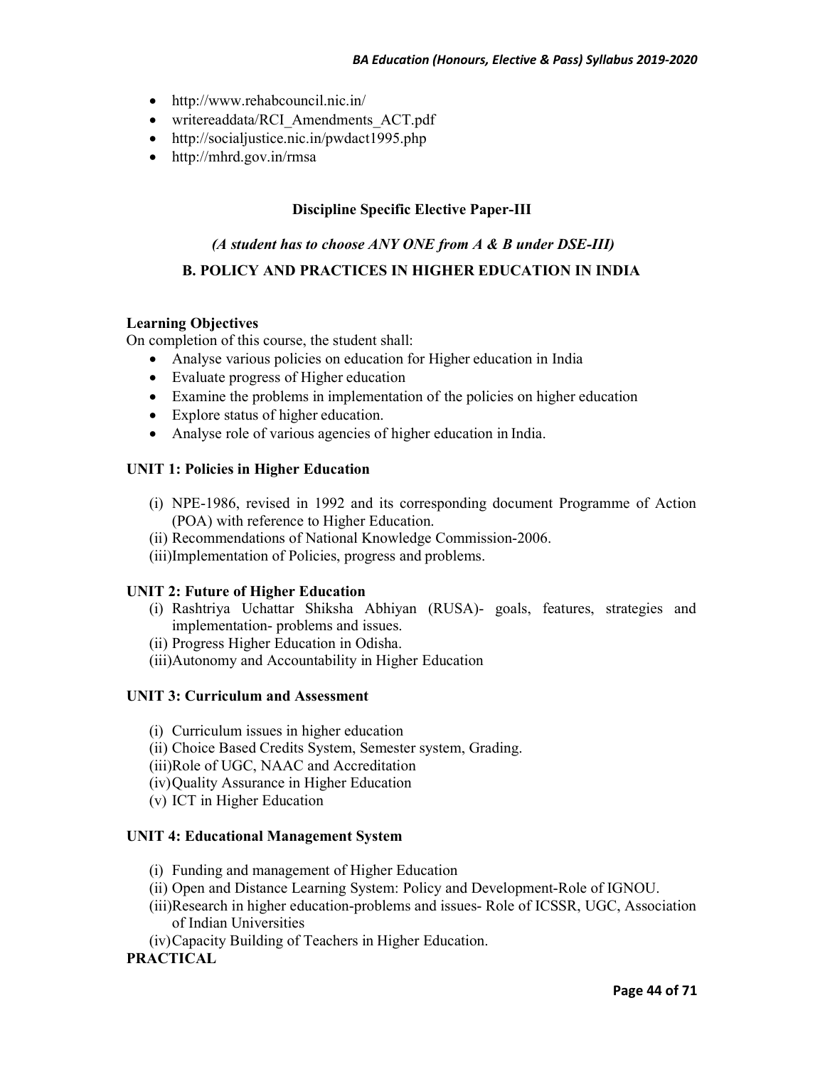- http://www.rehabcouncil.nic.in/
- writereaddata/RCI_Amendments_ACT.pdf
- http://socialjustice.nic.in/pwdact1995.php
- http://mhrd.gov.in/rmsa

## Discipline Specific Elective Paper-III

***(A student has to choose ANY ONE from A & B under DSE-III)***

## B. POLICY AND PRACTICES IN HIGHER EDUCATION IN INDIA

**Learning Objectives**

On completion of this course, the student shall:

- Analyse various policies on education for Higher education in India
- Evaluate progress of Higher education
- Examine the problems in implementation of the policies on higher education
- Explore status of higher education.
- Analyse role of various agencies of higher education in India.

### UNIT 1: Policies in Higher Education

(i) NPE-1986, revised in 1992 and its corresponding document Programme of Action (POA) with reference to Higher Education.
(ii) Recommendations of National Knowledge Commission-2006.
(iii) Implementation of Policies, progress and problems.

### UNIT 2: Future of Higher Education

(i) Rashtriya Uchattar Shiksha Abhiyan (RUSA)- goals, features, strategies and implementation- problems and issues.
(ii) Progress Higher Education in Odisha.
(iii) Autonomy and Accountability in Higher Education

### UNIT 3: Curriculum and Assessment

(i) Curriculum issues in higher education
(ii) Choice Based Credits System, Semester system, Grading.
(iii) Role of UGC, NAAC and Accreditation
(iv) Quality Assurance in Higher Education
(v) ICT in Higher Education

### UNIT 4: Educational Management System

(i) Funding and management of Higher Education
(ii) Open and Distance Learning System: Policy and Development-Role of IGNOU.
(iii) Research in higher education-problems and issues- Role of ICSSR, UGC, Association of Indian Universities
(iv) Capacity Building of Teachers in Higher Education.

**PRACTICAL**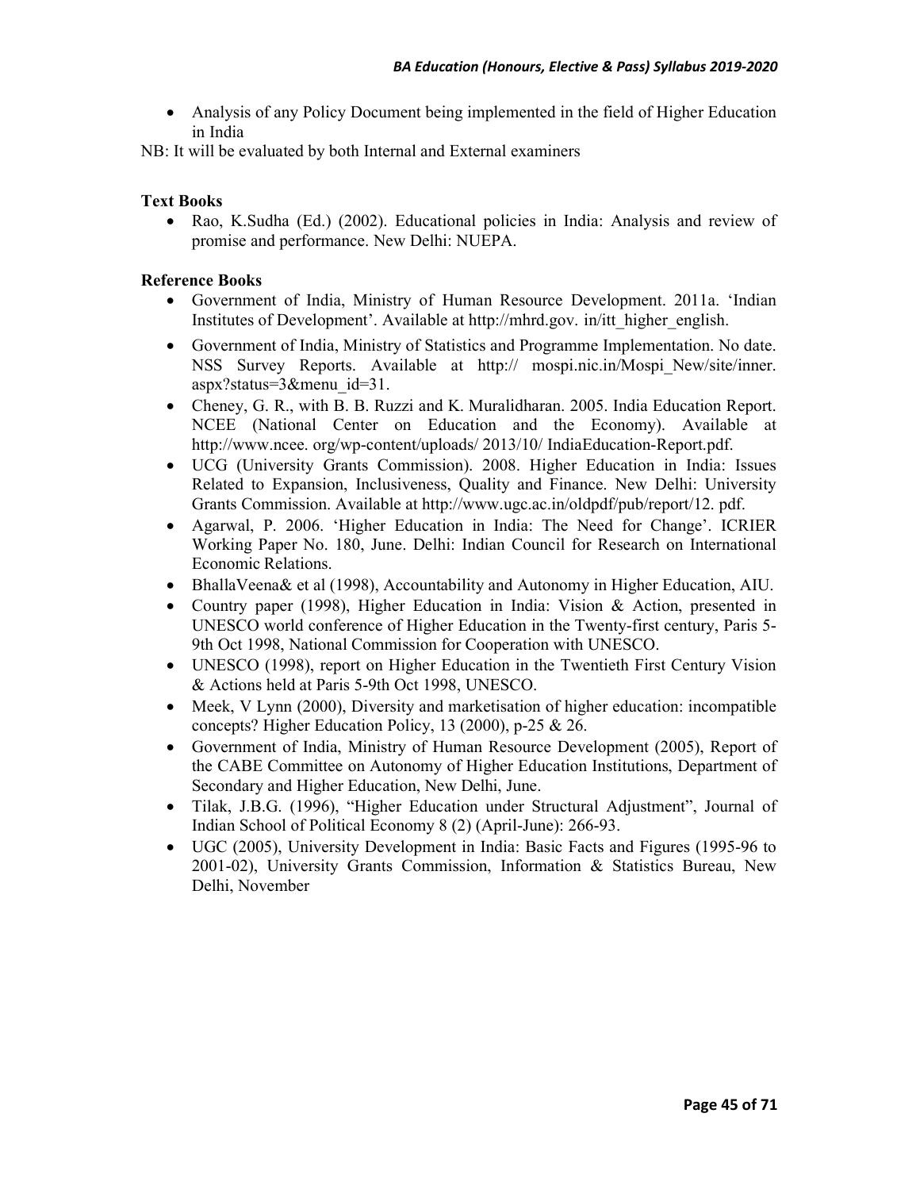- Analysis of any Policy Document being implemented in the field of Higher Education in India

NB: It will be evaluated by both Internal and External examiners

**Text Books**

- Rao, K.Sudha (Ed.) (2002). Educational policies in India: Analysis and review of promise and performance. New Delhi: NUEPA.

**Reference Books**

- Government of India, Ministry of Human Resource Development. 2011a. 'Indian Institutes of Development'. Available at http://mhrd.gov. in/itt_higher_english.
- Government of India, Ministry of Statistics and Programme Implementation. No date. NSS Survey Reports. Available at http:// mospi.nic.in/Mospi_New/site/inner. aspx?status=3&menu_id=31.
- Cheney, G. R., with B. B. Ruzzi and K. Muralidharan. 2005. India Education Report. NCEE (National Center on Education and the Economy). Available at http://www.ncee. org/wp-content/uploads/ 2013/10/ IndiaEducation-Report.pdf.
- UCG (University Grants Commission). 2008. Higher Education in India: Issues Related to Expansion, Inclusiveness, Quality and Finance. New Delhi: University Grants Commission. Available at http://www.ugc.ac.in/oldpdf/pub/report/12. pdf.
- Agarwal, P. 2006. 'Higher Education in India: The Need for Change'. ICRIER Working Paper No. 180, June. Delhi: Indian Council for Research on International Economic Relations.
- BhallaVeena& et al (1998), Accountability and Autonomy in Higher Education, AIU.
- Country paper (1998), Higher Education in India: Vision & Action, presented in UNESCO world conference of Higher Education in the Twenty-first century, Paris 5-9th Oct 1998, National Commission for Cooperation with UNESCO.
- UNESCO (1998), report on Higher Education in the Twentieth First Century Vision & Actions held at Paris 5-9th Oct 1998, UNESCO.
- Meek, V Lynn (2000), Diversity and marketisation of higher education: incompatible concepts? Higher Education Policy, 13 (2000), p-25 & 26.
- Government of India, Ministry of Human Resource Development (2005), Report of the CABE Committee on Autonomy of Higher Education Institutions, Department of Secondary and Higher Education, New Delhi, June.
- Tilak, J.B.G. (1996), "Higher Education under Structural Adjustment", Journal of Indian School of Political Economy 8 (2) (April-June): 266-93.
- UGC (2005), University Development in India: Basic Facts and Figures (1995-96 to 2001-02), University Grants Commission, Information & Statistics Bureau, New Delhi, November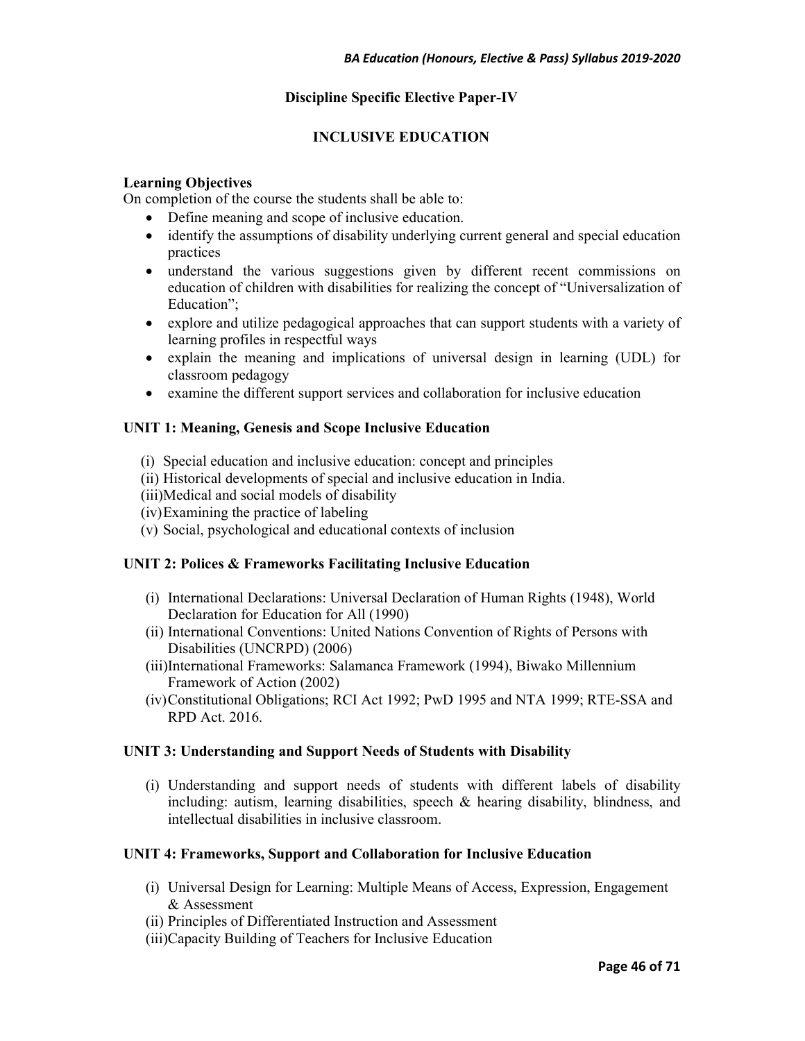## Discipline Specific Elective Paper-IV

## INCLUSIVE EDUCATION

**Learning Objectives**

On completion of the course the students shall be able to:

- Define meaning and scope of inclusive education.
- identify the assumptions of disability underlying current general and special education practices
- understand the various suggestions given by different recent commissions on education of children with disabilities for realizing the concept of "Universalization of Education";
- explore and utilize pedagogical approaches that can support students with a variety of learning profiles in respectful ways
- explain the meaning and implications of universal design in learning (UDL) for classroom pedagogy
- examine the different support services and collaboration for inclusive education

### UNIT 1: Meaning, Genesis and Scope Inclusive Education

(i) Special education and inclusive education: concept and principles
(ii) Historical developments of special and inclusive education in India.
(iii) Medical and social models of disability
(iv) Examining the practice of labeling
(v) Social, psychological and educational contexts of inclusion

### UNIT 2: Polices & Frameworks Facilitating Inclusive Education

(i) International Declarations: Universal Declaration of Human Rights (1948), World Declaration for Education for All (1990)
(ii) International Conventions: United Nations Convention of Rights of Persons with Disabilities (UNCRPD) (2006)
(iii) International Frameworks: Salamanca Framework (1994), Biwako Millennium Framework of Action (2002)
(iv) Constitutional Obligations; RCI Act 1992; PwD 1995 and NTA 1999; RTE-SSA and RPD Act. 2016.

### UNIT 3: Understanding and Support Needs of Students with Disability

(i) Understanding and support needs of students with different labels of disability including: autism, learning disabilities, speech & hearing disability, blindness, and intellectual disabilities in inclusive classroom.

### UNIT 4: Frameworks, Support and Collaboration for Inclusive Education

(i) Universal Design for Learning: Multiple Means of Access, Expression, Engagement & Assessment
(ii) Principles of Differentiated Instruction and Assessment
(iii) Capacity Building of Teachers for Inclusive Education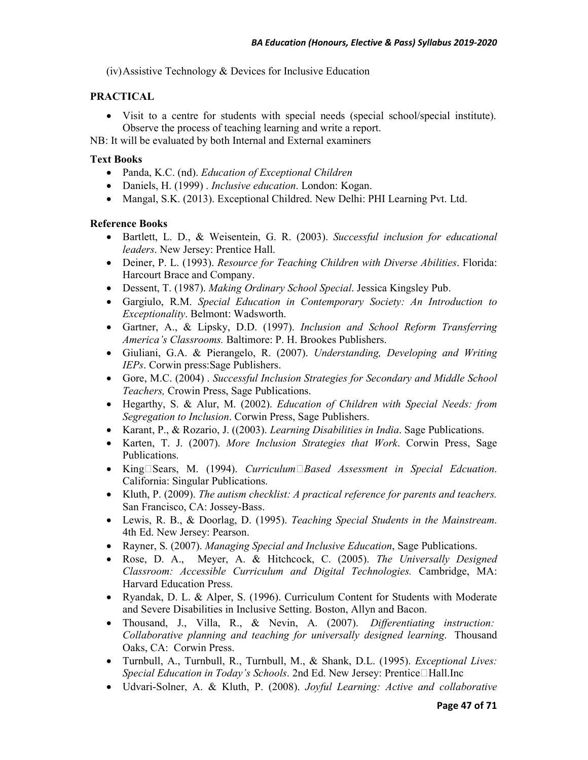(iv) Assistive Technology & Devices for Inclusive Education

**PRACTICAL**

- Visit to a centre for students with special needs (special school/special institute). Observe the process of teaching learning and write a report.

NB: It will be evaluated by both Internal and External examiners

**Text Books**

- Panda, K.C. (nd). *Education of Exceptional Children*
- Daniels, H. (1999) . *Inclusive education*. London: Kogan.
- Mangal, S.K. (2013). Exceptional Childred. New Delhi: PHI Learning Pvt. Ltd.

**Reference Books**

- Bartlett, L. D., & Weisentein, G. R. (2003). *Successful inclusion for educational leaders*. New Jersey: Prentice Hall.
- Deiner, P. L. (1993). *Resource for Teaching Children with Diverse Abilities*. Florida: Harcourt Brace and Company.
- Dessent, T. (1987). *Making Ordinary School Special*. Jessica Kingsley Pub.
- Gargiulo, R.M. *Special Education in Contemporary Society: An Introduction to Exceptionality*. Belmont: Wadsworth.
- Gartner, A., & Lipsky, D.D. (1997). *Inclusion and School Reform Transferring America's Classrooms.* Baltimore: P. H. Brookes Publishers.
- Giuliani, G.A. & Pierangelo, R. (2007). *Understanding, Developing and Writing IEPs*. Corwin press:Sage Publishers.
- Gore, M.C. (2004) . *Successful Inclusion Strategies for Secondary and Middle School Teachers,* Crowin Press, Sage Publications.
- Hegarthy, S. & Alur, M. (2002). *Education of Children with Special Needs: from Segregation to Inclusion*. Corwin Press, Sage Publishers.
- Karant, P., & Rozario, J. ((2003). *Learning Disabilities in India*. Sage Publications.
- Karten, T. J. (2007). *More Inclusion Strategies that Work*. Corwin Press, Sage Publications.
- King□Sears, M. (1994). *Curriculum□Based Assessment in Special Edcuation*. California: Singular Publications.
- Kluth, P. (2009). *The autism checklist: A practical reference for parents and teachers.* San Francisco, CA: Jossey-Bass.
- Lewis, R. B., & Doorlag, D. (1995). *Teaching Special Students in the Mainstream*. 4th Ed. New Jersey: Pearson.
- Rayner, S. (2007). *Managing Special and Inclusive Education*, Sage Publications.
- Rose, D. A., Meyer, A. & Hitchcock, C. (2005). *The Universally Designed Classroom: Accessible Curriculum and Digital Technologies.* Cambridge, MA: Harvard Education Press.
- Ryandak, D. L. & Alper, S. (1996). Curriculum Content for Students with Moderate and Severe Disabilities in Inclusive Setting. Boston, Allyn and Bacon.
- Thousand, J., Villa, R., & Nevin, A. (2007). *Differentiating instruction: Collaborative planning and teaching for universally designed learning*. Thousand Oaks, CA: Corwin Press.
- Turnbull, A., Turnbull, R., Turnbull, M., & Shank, D.L. (1995). *Exceptional Lives: Special Education in Today's Schools*. 2nd Ed. New Jersey: Prentice□Hall.Inc
- Udvari-Solner, A. & Kluth, P. (2008). *Joyful Learning: Active and collaborative*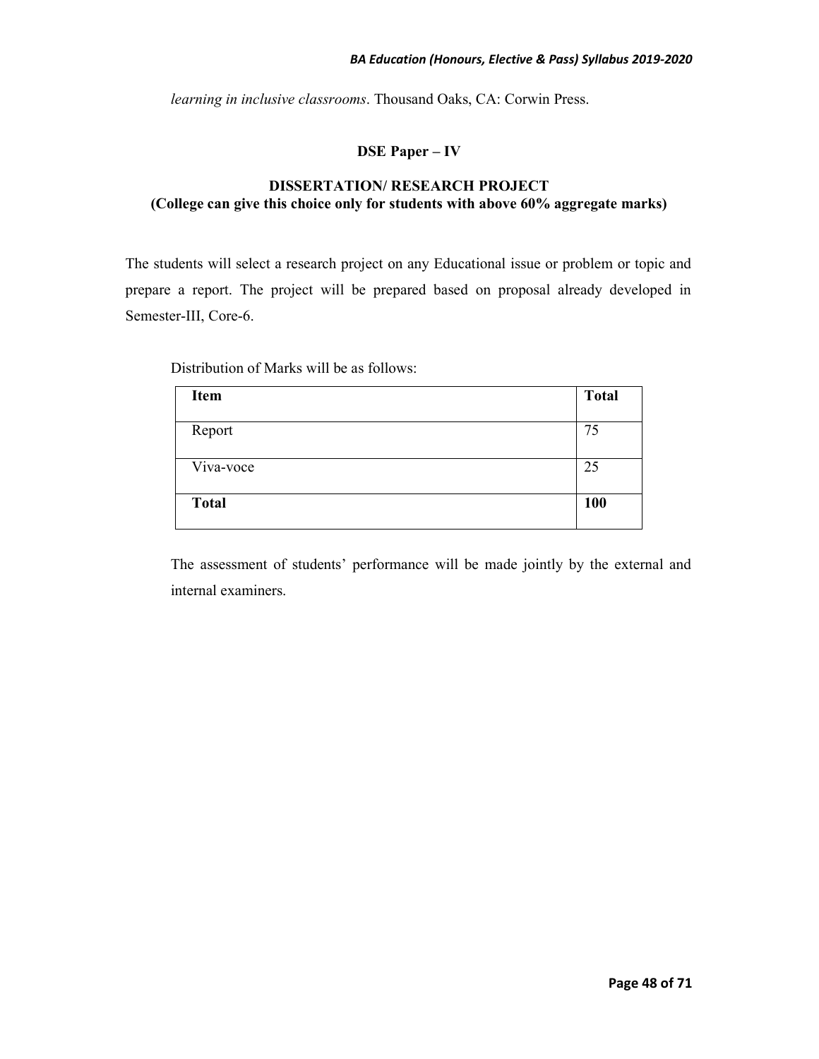*learning in inclusive classrooms*. Thousand Oaks, CA: Corwin Press.

## DSE Paper – IV

### DISSERTATION/ RESEARCH PROJECT

**(College can give this choice only for students with above 60% aggregate marks)**

The students will select a research project on any Educational issue or problem or topic and prepare a report. The project will be prepared based on proposal already developed in Semester-III, Core-6.

Distribution of Marks will be as follows:

| Item | Total |
|---|---|
| Report | 75 |
| Viva-voce | 25 |
| **Total** | **100** |

The assessment of students' performance will be made jointly by the external and internal examiners.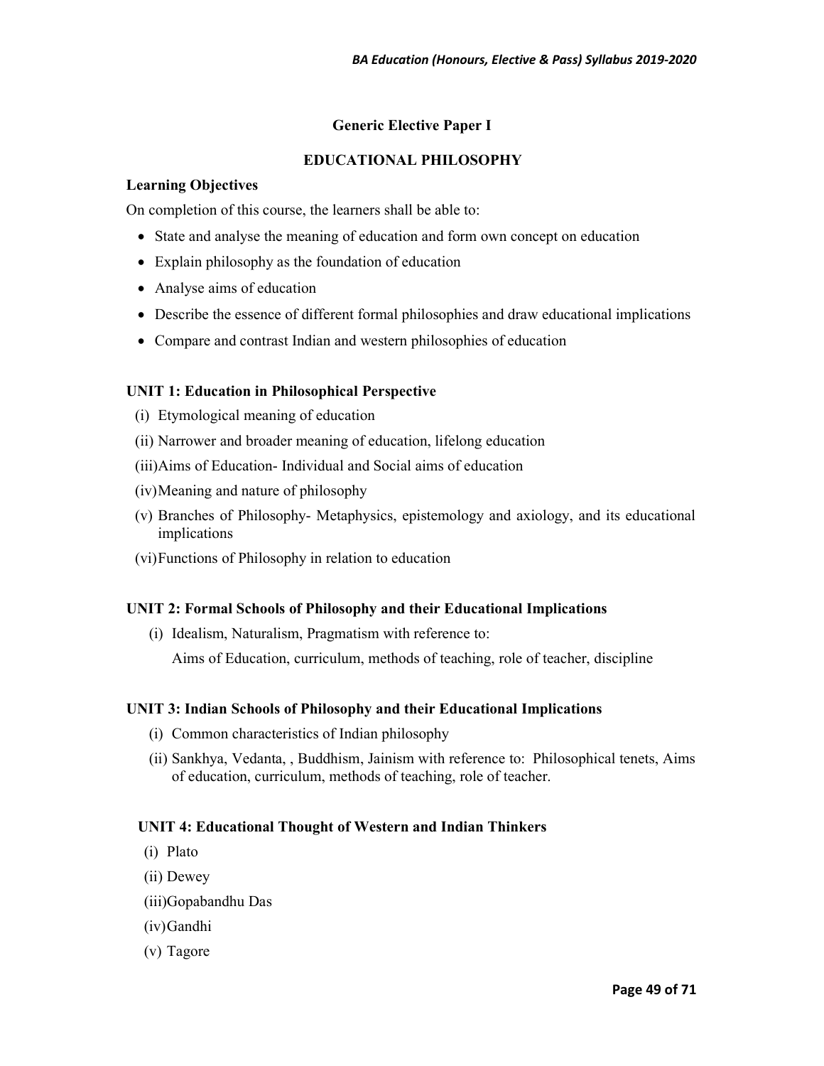## Generic Elective Paper I

## EDUCATIONAL PHILOSOPHY

**Learning Objectives**

On completion of this course, the learners shall be able to:

- State and analyse the meaning of education and form own concept on education
- Explain philosophy as the foundation of education
- Analyse aims of education
- Describe the essence of different formal philosophies and draw educational implications
- Compare and contrast Indian and western philosophies of education

### UNIT 1: Education in Philosophical Perspective

(i) Etymological meaning of education

(ii) Narrower and broader meaning of education, lifelong education

(iii) Aims of Education- Individual and Social aims of education

(iv) Meaning and nature of philosophy

(v) Branches of Philosophy- Metaphysics, epistemology and axiology, and its educational implications

(vi) Functions of Philosophy in relation to education

### UNIT 2: Formal Schools of Philosophy and their Educational Implications

(i) Idealism, Naturalism, Pragmatism with reference to:

Aims of Education, curriculum, methods of teaching, role of teacher, discipline

### UNIT 3: Indian Schools of Philosophy and their Educational Implications

(i) Common characteristics of Indian philosophy

(ii) Sankhya, Vedanta, , Buddhism, Jainism with reference to: Philosophical tenets, Aims of education, curriculum, methods of teaching, role of teacher.

### UNIT 4: Educational Thought of Western and Indian Thinkers

(i) Plato

(ii) Dewey

(iii) Gopabandhu Das

(iv) Gandhi

(v) Tagore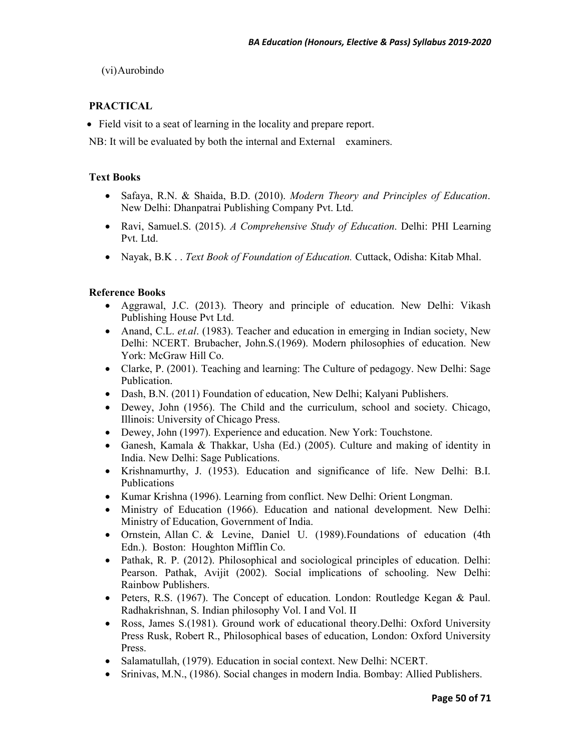(vi) Aurobindo

## PRACTICAL

- Field visit to a seat of learning in the locality and prepare report.

NB: It will be evaluated by both the internal and External examiners.

### Text Books

- Safaya, R.N. & Shaida, B.D. (2010). *Modern Theory and Principles of Education*. New Delhi: Dhanpatrai Publishing Company Pvt. Ltd.
- Ravi, Samuel.S. (2015). *A Comprehensive Study of Education*. Delhi: PHI Learning Pvt. Ltd.
- Nayak, B.K . . *Text Book of Foundation of Education.* Cuttack, Odisha: Kitab Mhal.

### Reference Books

- Aggrawal, J.C. (2013). Theory and principle of education. New Delhi: Vikash Publishing House Pvt Ltd.
- Anand, C.L. *et.al*. (1983). Teacher and education in emerging in Indian society, New Delhi: NCERT. Brubacher, John.S.(1969). Modern philosophies of education. New York: McGraw Hill Co.
- Clarke, P. (2001). Teaching and learning: The Culture of pedagogy. New Delhi: Sage Publication.
- Dash, B.N. (2011) Foundation of education, New Delhi; Kalyani Publishers.
- Dewey, John (1956). The Child and the curriculum, school and society. Chicago, Illinois: University of Chicago Press.
- Dewey, John (1997). Experience and education. New York: Touchstone.
- Ganesh, Kamala & Thakkar, Usha (Ed.) (2005). Culture and making of identity in India. New Delhi: Sage Publications.
- Krishnamurthy, J. (1953). Education and significance of life. New Delhi: B.I. Publications
- Kumar Krishna (1996). Learning from conflict. New Delhi: Orient Longman.
- Ministry of Education (1966). Education and national development. New Delhi: Ministry of Education, Government of India.
- Ornstein, Allan C. & Levine, Daniel U. (1989).Foundations of education (4th Edn.). Boston: Houghton Mifflin Co.
- Pathak, R. P. (2012). Philosophical and sociological principles of education. Delhi: Pearson. Pathak, Avijit (2002). Social implications of schooling. New Delhi: Rainbow Publishers.
- Peters, R.S. (1967). The Concept of education. London: Routledge Kegan & Paul. Radhakrishnan, S. Indian philosophy Vol. I and Vol. II
- Ross, James S.(1981). Ground work of educational theory.Delhi: Oxford University Press Rusk, Robert R., Philosophical bases of education, London: Oxford University Press.
- Salamatullah, (1979). Education in social context. New Delhi: NCERT.
- Srinivas, M.N., (1986). Social changes in modern India. Bombay: Allied Publishers.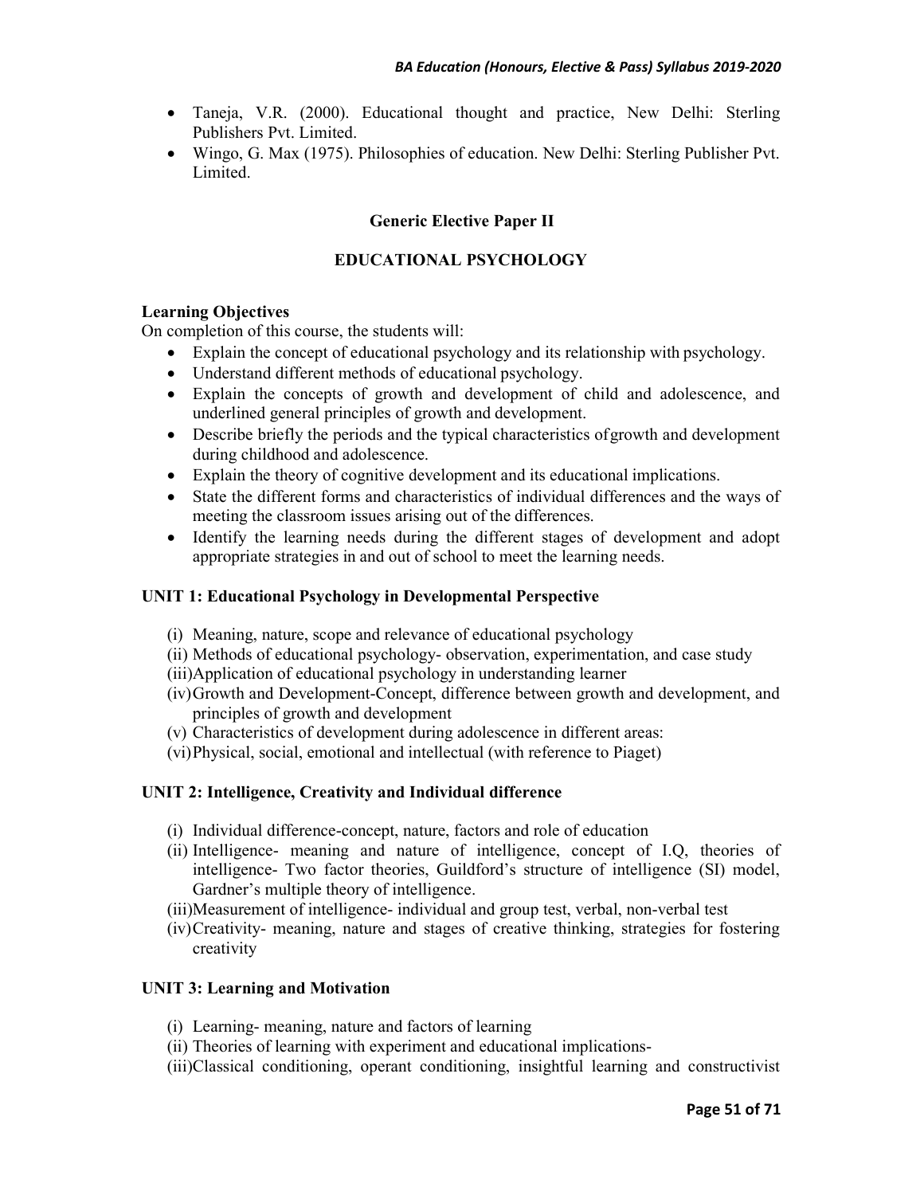- Taneja, V.R. (2000). Educational thought and practice, New Delhi: Sterling Publishers Pvt. Limited.
- Wingo, G. Max (1975). Philosophies of education. New Delhi: Sterling Publisher Pvt. Limited.

## Generic Elective Paper II

## EDUCATIONAL PSYCHOLOGY

**Learning Objectives**

On completion of this course, the students will:

- Explain the concept of educational psychology and its relationship with psychology.
- Understand different methods of educational psychology.
- Explain the concepts of growth and development of child and adolescence, and underlined general principles of growth and development.
- Describe briefly the periods and the typical characteristics of growth and development during childhood and adolescence.
- Explain the theory of cognitive development and its educational implications.
- State the different forms and characteristics of individual differences and the ways of meeting the classroom issues arising out of the differences.
- Identify the learning needs during the different stages of development and adopt appropriate strategies in and out of school to meet the learning needs.

### UNIT 1: Educational Psychology in Developmental Perspective

(i) Meaning, nature, scope and relevance of educational psychology
(ii) Methods of educational psychology- observation, experimentation, and case study
(iii) Application of educational psychology in understanding learner
(iv) Growth and Development-Concept, difference between growth and development, and principles of growth and development
(v) Characteristics of development during adolescence in different areas:
(vi) Physical, social, emotional and intellectual (with reference to Piaget)

### UNIT 2: Intelligence, Creativity and Individual difference

(i) Individual difference-concept, nature, factors and role of education
(ii) Intelligence- meaning and nature of intelligence, concept of I.Q, theories of intelligence- Two factor theories, Guildford's structure of intelligence (SI) model, Gardner's multiple theory of intelligence.
(iii) Measurement of intelligence- individual and group test, verbal, non-verbal test
(iv) Creativity- meaning, nature and stages of creative thinking, strategies for fostering creativity

### UNIT 3: Learning and Motivation

(i) Learning- meaning, nature and factors of learning
(ii) Theories of learning with experiment and educational implications-
(iii) Classical conditioning, operant conditioning, insightful learning and constructivist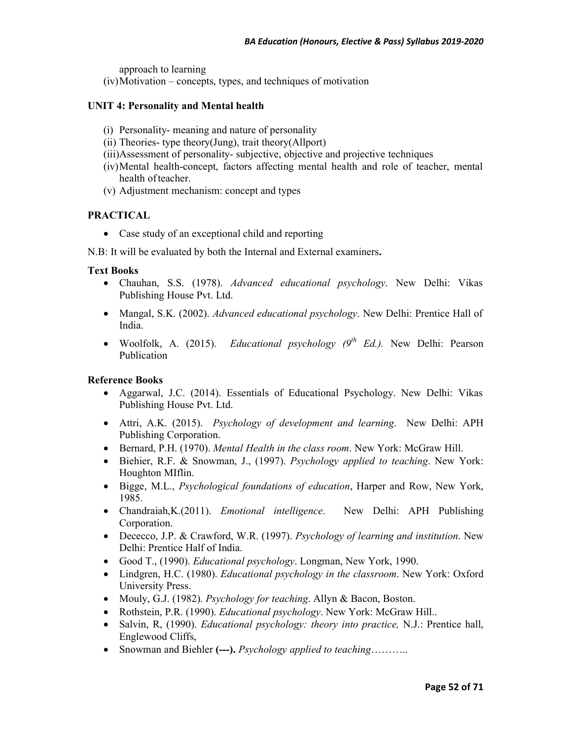approach to learning

(iv) Motivation – concepts, types, and techniques of motivation

**UNIT 4: Personality and Mental health**

(i) Personality- meaning and nature of personality
(ii) Theories- type theory(Jung), trait theory(Allport)
(iii) Assessment of personality- subjective, objective and projective techniques
(iv) Mental health-concept, factors affecting mental health and role of teacher, mental health of teacher.
(v) Adjustment mechanism: concept and types

**PRACTICAL**

- Case study of an exceptional child and reporting

N.B: It will be evaluated by both the Internal and External examiners**.**

**Text Books**

- Chauhan, S.S. (1978). *Advanced educational psychology*. New Delhi: Vikas Publishing House Pvt. Ltd.
- Mangal, S.K. (2002). *Advanced educational psychology*. New Delhi: Prentice Hall of India.
- Woolfolk, A. (2015). *Educational psychology (9th Ed.).* New Delhi: Pearson Publication

**Reference Books**

- Aggarwal, J.C. (2014). Essentials of Educational Psychology. New Delhi: Vikas Publishing House Pvt. Ltd.
- Attri, A.K. (2015). *Psychology of development and learning*. New Delhi: APH Publishing Corporation.
- Bernard, P.H. (1970). *Mental Health in the class room*. New York: McGraw Hill.
- Biehier, R.F. & Snowman, J., (1997). *Psychology applied to teaching*. New York: Houghton MIflin.
- Bigge, M.L., *Psychological foundations of education*, Harper and Row, New York, 1985.
- Chandraiah,K.(2011). *Emotional intelligence*. New Delhi: APH Publishing Corporation.
- Dececco, J.P. & Crawford, W.R. (1997). *Psychology of learning and institution*. New Delhi: Prentice Half of India.
- Good T., (1990). *Educational psychology*. Longman, New York, 1990.
- Lindgren, H.C. (1980). *Educational psychology in the classroom*. New York: Oxford University Press.
- Mouly, G.J. (1982). *Psychology for teaching*. Allyn & Bacon, Boston.
- Rothstein, P.R. (1990). *Educational psychology*. New York: McGraw Hill..
- Salvin, R, (1990). *Educational psychology: theory into practice,* N.J.: Prentice hall, Englewood Cliffs,
- Snowman and Biehler **(---).** *Psychology applied to teaching*………..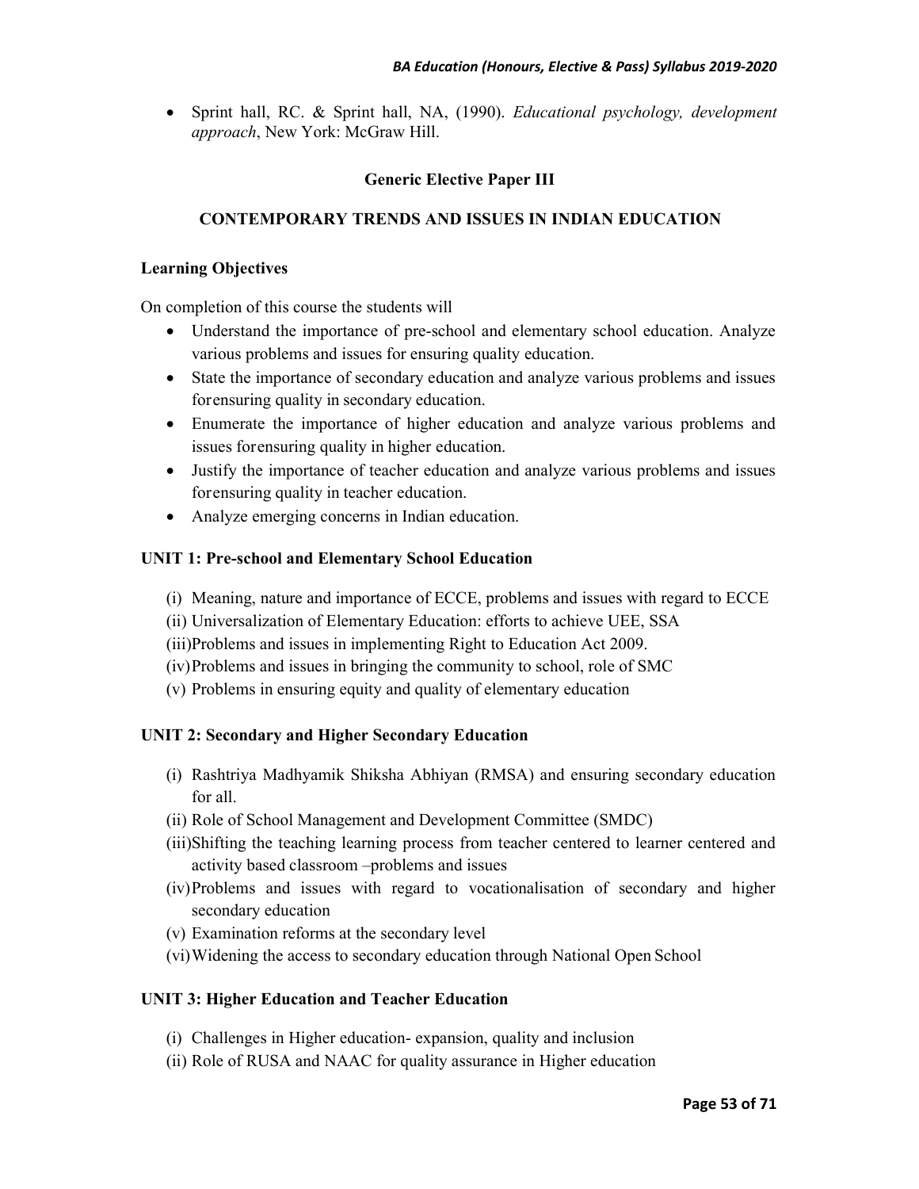- Sprint hall, RC. & Sprint hall, NA, (1990). *Educational psychology, development approach*, New York: McGraw Hill.

## Generic Elective Paper III

## CONTEMPORARY TRENDS AND ISSUES IN INDIAN EDUCATION

### Learning Objectives

On completion of this course the students will

- Understand the importance of pre-school and elementary school education. Analyze various problems and issues for ensuring quality education.
- State the importance of secondary education and analyze various problems and issues forensuring quality in secondary education.
- Enumerate the importance of higher education and analyze various problems and issues forensuring quality in higher education.
- Justify the importance of teacher education and analyze various problems and issues forensuring quality in teacher education.
- Analyze emerging concerns in Indian education.

### UNIT 1: Pre-school and Elementary School Education

(i) Meaning, nature and importance of ECCE, problems and issues with regard to ECCE
(ii) Universalization of Elementary Education: efforts to achieve UEE, SSA
(iii) Problems and issues in implementing Right to Education Act 2009.
(iv) Problems and issues in bringing the community to school, role of SMC
(v) Problems in ensuring equity and quality of elementary education

### UNIT 2: Secondary and Higher Secondary Education

(i) Rashtriya Madhyamik Shiksha Abhiyan (RMSA) and ensuring secondary education for all.
(ii) Role of School Management and Development Committee (SMDC)
(iii) Shifting the teaching learning process from teacher centered to learner centered and activity based classroom –problems and issues
(iv) Problems and issues with regard to vocationalisation of secondary and higher secondary education
(v) Examination reforms at the secondary level
(vi) Widening the access to secondary education through National Open School

### UNIT 3: Higher Education and Teacher Education

(i) Challenges in Higher education- expansion, quality and inclusion
(ii) Role of RUSA and NAAC for quality assurance in Higher education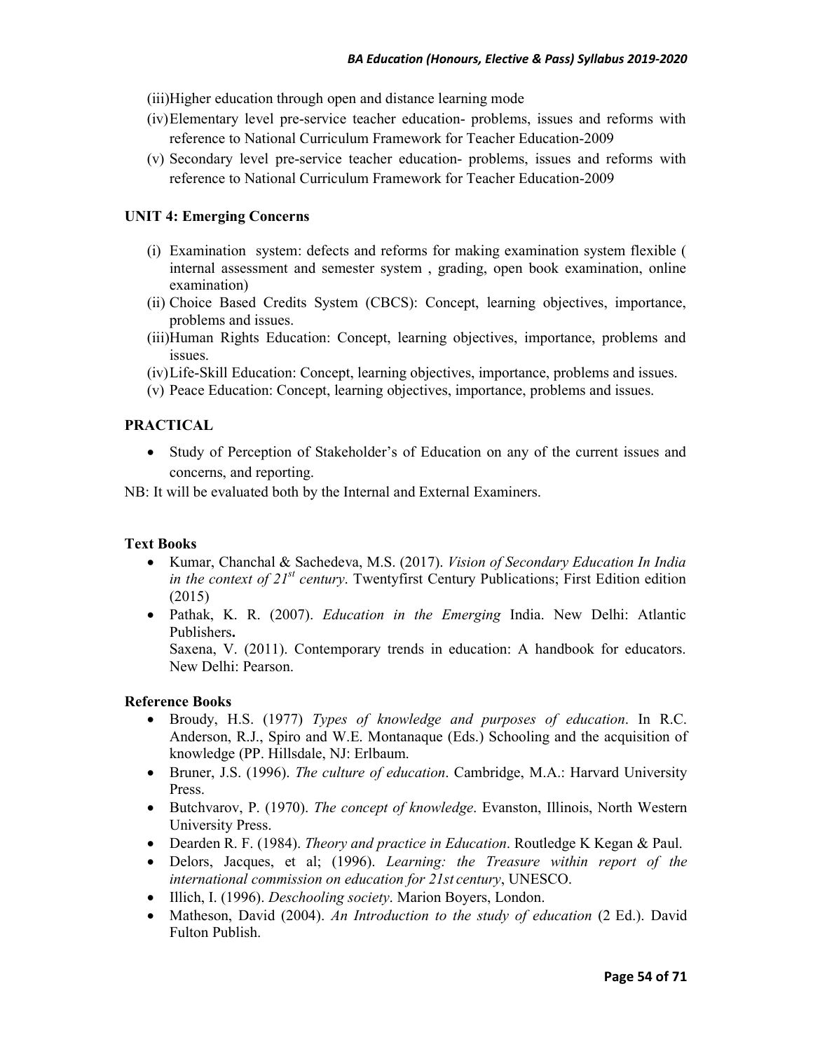(iii) Higher education through open and distance learning mode

(iv) Elementary level pre-service teacher education- problems, issues and reforms with reference to National Curriculum Framework for Teacher Education-2009

(v) Secondary level pre-service teacher education- problems, issues and reforms with reference to National Curriculum Framework for Teacher Education-2009

**UNIT 4: Emerging Concerns**

(i) Examination system: defects and reforms for making examination system flexible ( internal assessment and semester system , grading, open book examination, online examination)

(ii) Choice Based Credits System (CBCS): Concept, learning objectives, importance, problems and issues.

(iii) Human Rights Education: Concept, learning objectives, importance, problems and issues.

(iv) Life-Skill Education: Concept, learning objectives, importance, problems and issues.

(v) Peace Education: Concept, learning objectives, importance, problems and issues.

**PRACTICAL**

- Study of Perception of Stakeholder's of Education on any of the current issues and concerns, and reporting.

NB: It will be evaluated both by the Internal and External Examiners.

**Text Books**

- Kumar, Chanchal & Sachedeva, M.S. (2017). *Vision of Secondary Education In India in the context of 21st century*. Twentyfirst Century Publications; First Edition edition (2015)
- Pathak, K. R. (2007). *Education in the Emerging* India. New Delhi: Atlantic Publishers**.**
  Saxena, V. (2011). Contemporary trends in education: A handbook for educators. New Delhi: Pearson.

**Reference Books**

- Broudy, H.S. (1977) *Types of knowledge and purposes of education*. In R.C. Anderson, R.J., Spiro and W.E. Montanaque (Eds.) Schooling and the acquisition of knowledge (PP. Hillsdale, NJ: Erlbaum.
- Bruner, J.S. (1996). *The culture of education*. Cambridge, M.A.: Harvard University Press.
- Butchvarov, P. (1970). *The concept of knowledge*. Evanston, Illinois, North Western University Press.
- Dearden R. F. (1984). *Theory and practice in Education*. Routledge K Kegan & Paul.
- Delors, Jacques, et al; (1996). *Learning: the Treasure within report of the international commission on education for 21st century*, UNESCO.
- Illich, I. (1996). *Deschooling society*. Marion Boyers, London.
- Matheson, David (2004). *An Introduction to the study of education* (2 Ed.). David Fulton Publish.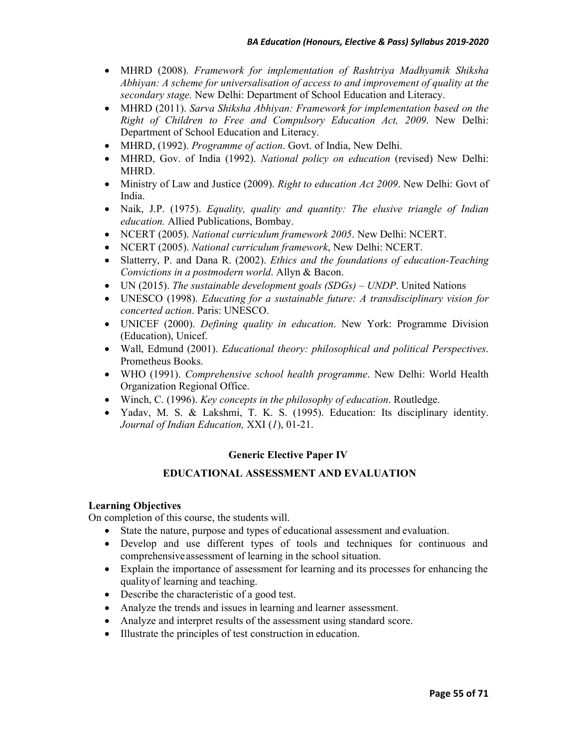- MHRD (2008). *Framework for implementation of Rashtriya Madhyamik Shiksha Abhiyan: A scheme for universalisation of access to and improvement of quality at the secondary stage.* New Delhi: Department of School Education and Literacy.
- MHRD (2011). *Sarva Shiksha Abhiyan: Framework for implementation based on the Right of Children to Free and Compulsory Education Act, 2009*. New Delhi: Department of School Education and Literacy.
- MHRD, (1992). *Programme of action*. Govt. of India, New Delhi.
- MHRD, Gov. of India (1992). *National policy on education* (revised) New Delhi: MHRD.
- Ministry of Law and Justice (2009). *Right to education Act 2009*. New Delhi: Govt of India.
- Naik, J.P. (1975). *Equality, quality and quantity: The elusive triangle of Indian education.* Allied Publications, Bombay.
- NCERT (2005). *National curriculum framework 2005*. New Delhi: NCERT.
- NCERT (2005). *National curriculum framework*, New Delhi: NCERT.
- Slatterry, P. and Dana R. (2002). *Ethics and the foundations of education-Teaching Convictions in a postmodern world*. Allyn & Bacon.
- UN (2015). *The sustainable development goals (SDGs) – UNDP*. United Nations
- UNESCO (1998). *Educating for a sustainable future: A transdisciplinary vision for concerted action*. Paris: UNESCO.
- UNICEF (2000). *Defining quality in education*. New York: Programme Division (Education), Unicef.
- Wall, Edmund (2001). *Educational theory: philosophical and political Perspectives*. Prometheus Books.
- WHO (1991). *Comprehensive school health programme*. New Delhi: World Health Organization Regional Office.
- Winch, C. (1996). *Key concepts in the philosophy of education*. Routledge.
- Yadav, M. S. & Lakshmi, T. K. S. (1995). Education: Its disciplinary identity. *Journal of Indian Education,* XXI (*1*), 01-21.

## Generic Elective Paper IV

## EDUCATIONAL ASSESSMENT AND EVALUATION

**Learning Objectives**

On completion of this course, the students will.

- State the nature, purpose and types of educational assessment and evaluation.
- Develop and use different types of tools and techniques for continuous and comprehensive assessment of learning in the school situation.
- Explain the importance of assessment for learning and its processes for enhancing the quality of learning and teaching.
- Describe the characteristic of a good test.
- Analyze the trends and issues in learning and learner assessment.
- Analyze and interpret results of the assessment using standard score.
- Illustrate the principles of test construction in education.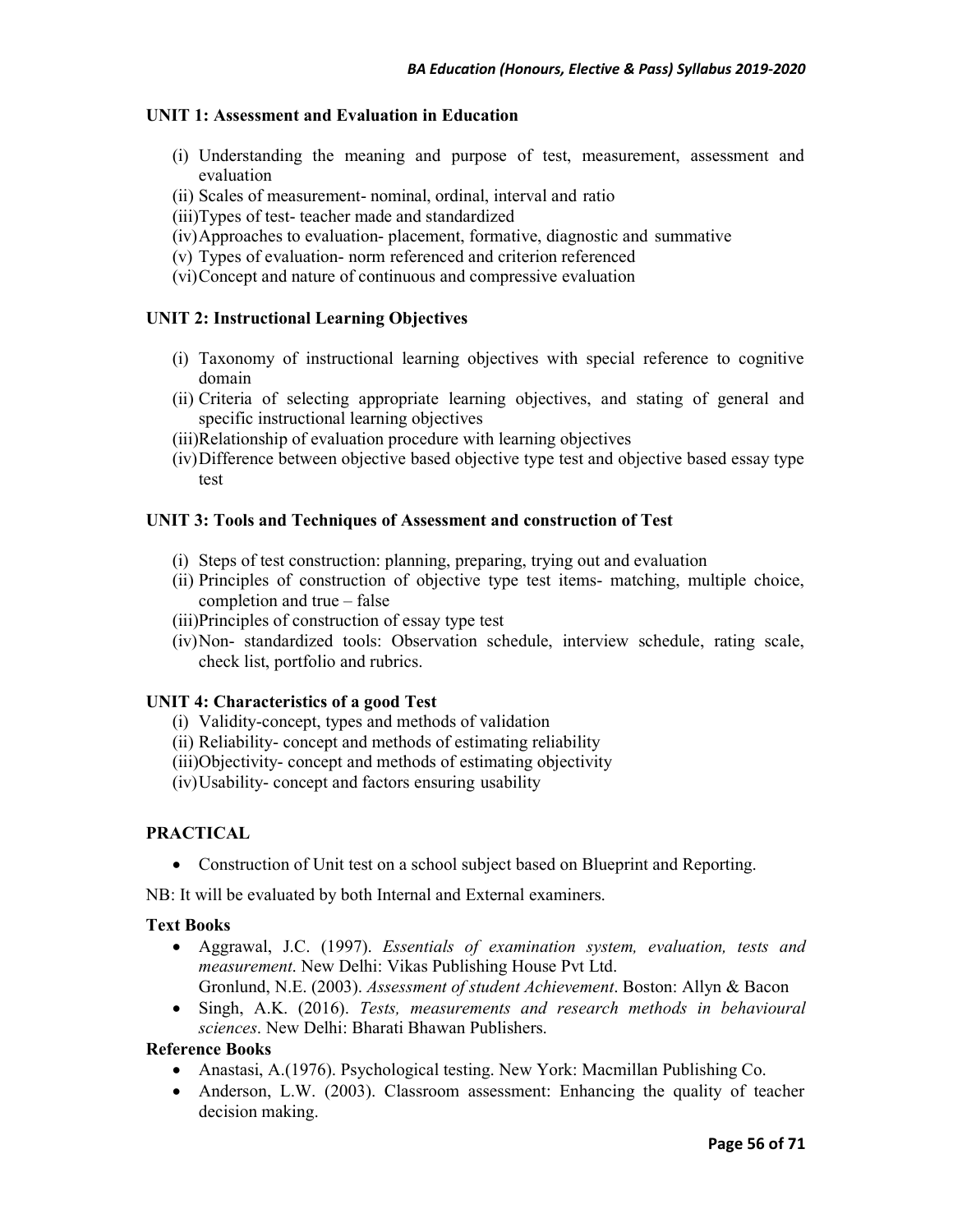### UNIT 1: Assessment and Evaluation in Education

(i) Understanding the meaning and purpose of test, measurement, assessment and evaluation
(ii) Scales of measurement- nominal, ordinal, interval and ratio
(iii)Types of test- teacher made and standardized
(iv)Approaches to evaluation- placement, formative, diagnostic and summative
(v) Types of evaluation- norm referenced and criterion referenced
(vi)Concept and nature of continuous and compressive evaluation

### UNIT 2: Instructional Learning Objectives

(i) Taxonomy of instructional learning objectives with special reference to cognitive domain
(ii) Criteria of selecting appropriate learning objectives, and stating of general and specific instructional learning objectives
(iii)Relationship of evaluation procedure with learning objectives
(iv)Difference between objective based objective type test and objective based essay type test

### UNIT 3: Tools and Techniques of Assessment and construction of Test

(i) Steps of test construction: planning, preparing, trying out and evaluation
(ii) Principles of construction of objective type test items- matching, multiple choice, completion and true – false
(iii)Principles of construction of essay type test
(iv)Non- standardized tools: Observation schedule, interview schedule, rating scale, check list, portfolio and rubrics.

### UNIT 4: Characteristics of a good Test

(i) Validity-concept, types and methods of validation
(ii) Reliability- concept and methods of estimating reliability
(iii)Objectivity- concept and methods of estimating objectivity
(iv)Usability- concept and factors ensuring usability

### PRACTICAL

- Construction of Unit test on a school subject based on Blueprint and Reporting.

NB: It will be evaluated by both Internal and External examiners.

**Text Books**

- Aggrawal, J.C. (1997). *Essentials of examination system, evaluation, tests and measurement*. New Delhi: Vikas Publishing House Pvt Ltd.
  Gronlund, N.E. (2003). *Assessment of student Achievement*. Boston: Allyn & Bacon
- Singh, A.K. (2016). *Tests, measurements and research methods in behavioural sciences*. New Delhi: Bharati Bhawan Publishers.

**Reference Books**

- Anastasi, A.(1976). Psychological testing. New York: Macmillan Publishing Co.
- Anderson, L.W. (2003). Classroom assessment: Enhancing the quality of teacher decision making.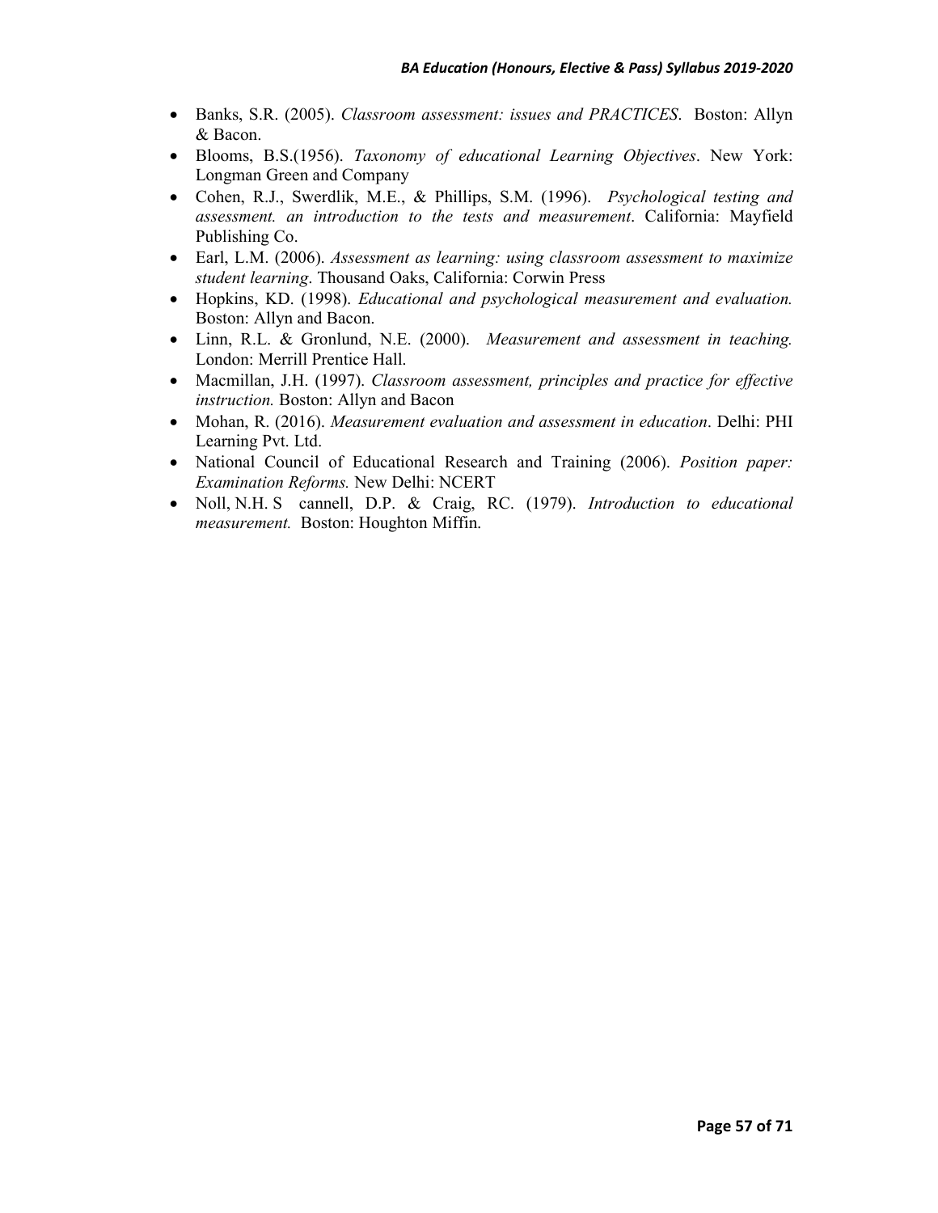- Banks, S.R. (2005). *Classroom assessment: issues and PRACTICES*. Boston: Allyn & Bacon.
- Blooms, B.S.(1956). *Taxonomy of educational Learning Objectives*. New York: Longman Green and Company
- Cohen, R.J., Swerdlik, M.E., & Phillips, S.M. (1996). *Psychological testing and assessment. an introduction to the tests and measurement*. California: Mayfield Publishing Co.
- Earl, L.M. (2006). *Assessment as learning: using classroom assessment to maximize student learning*. Thousand Oaks, California: Corwin Press
- Hopkins, KD. (1998). *Educational and psychological measurement and evaluation.* Boston: Allyn and Bacon.
- Linn, R.L. & Gronlund, N.E. (2000). *Measurement and assessment in teaching.* London: Merrill Prentice Hall.
- Macmillan, J.H. (1997). *Classroom assessment, principles and practice for effective instruction.* Boston: Allyn and Bacon
- Mohan, R. (2016). *Measurement evaluation and assessment in education*. Delhi: PHI Learning Pvt. Ltd.
- National Council of Educational Research and Training (2006). *Position paper: Examination Reforms.* New Delhi: NCERT
- Noll, N.H. S cannell, D.P. & Craig, RC. (1979). *Introduction to educational measurement.* Boston: Houghton Miffin.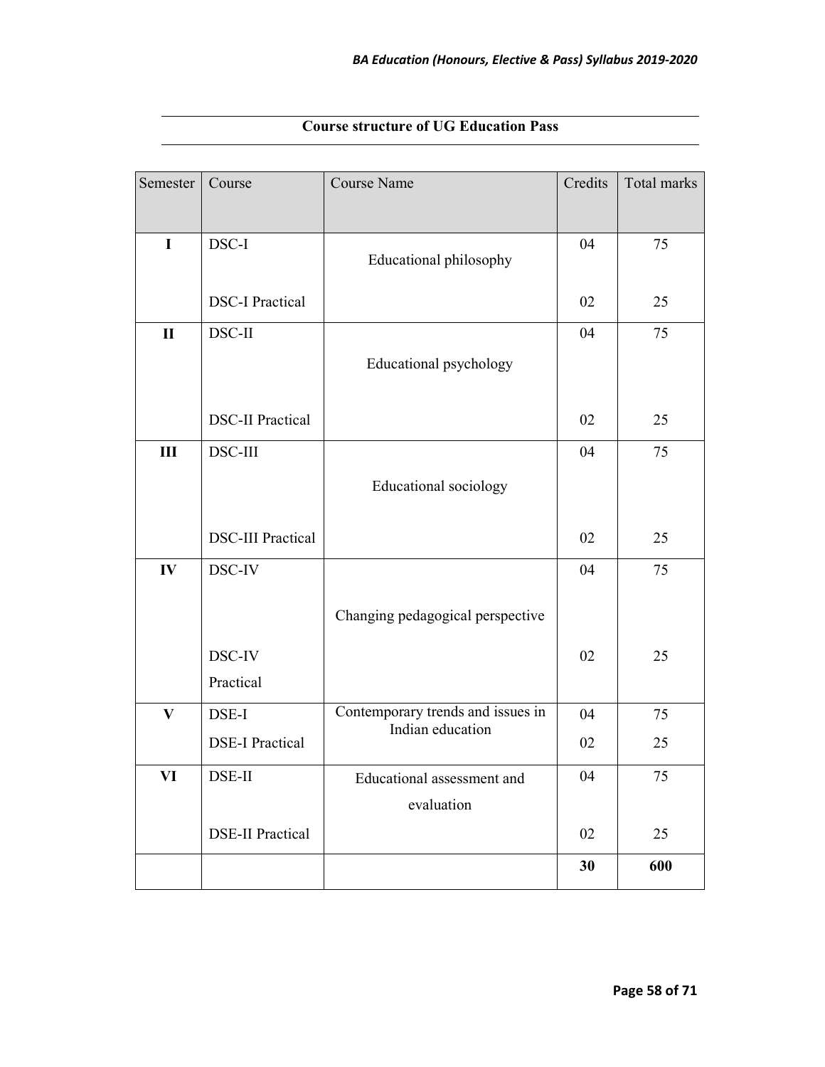## Course structure of UG Education Pass

| Semester | Course | Course Name | Credits | Total marks |
|---|---|---|---|---|
| **I** | DSC-I | Educational philosophy | 04 | 75 |
| | DSC-I Practical | | 02 | 25 |
| **II** | DSC-II | Educational psychology | 04 | 75 |
| | DSC-II Practical | | 02 | 25 |
| **III** | DSC-III | Educational sociology | 04 | 75 |
| | DSC-III Practical | | 02 | 25 |
| **IV** | DSC-IV | Changing pedagogical perspective | 04 | 75 |
| | DSC-IV Practical | | 02 | 25 |
| **V** | DSE-I | Contemporary trends and issues in Indian education | 04 | 75 |
| | DSE-I Practical | | 02 | 25 |
| **VI** | DSE-II | Educational assessment and evaluation | 04 | 75 |
| | DSE-II Practical | | 02 | 25 |
| | | | **30** | **600** |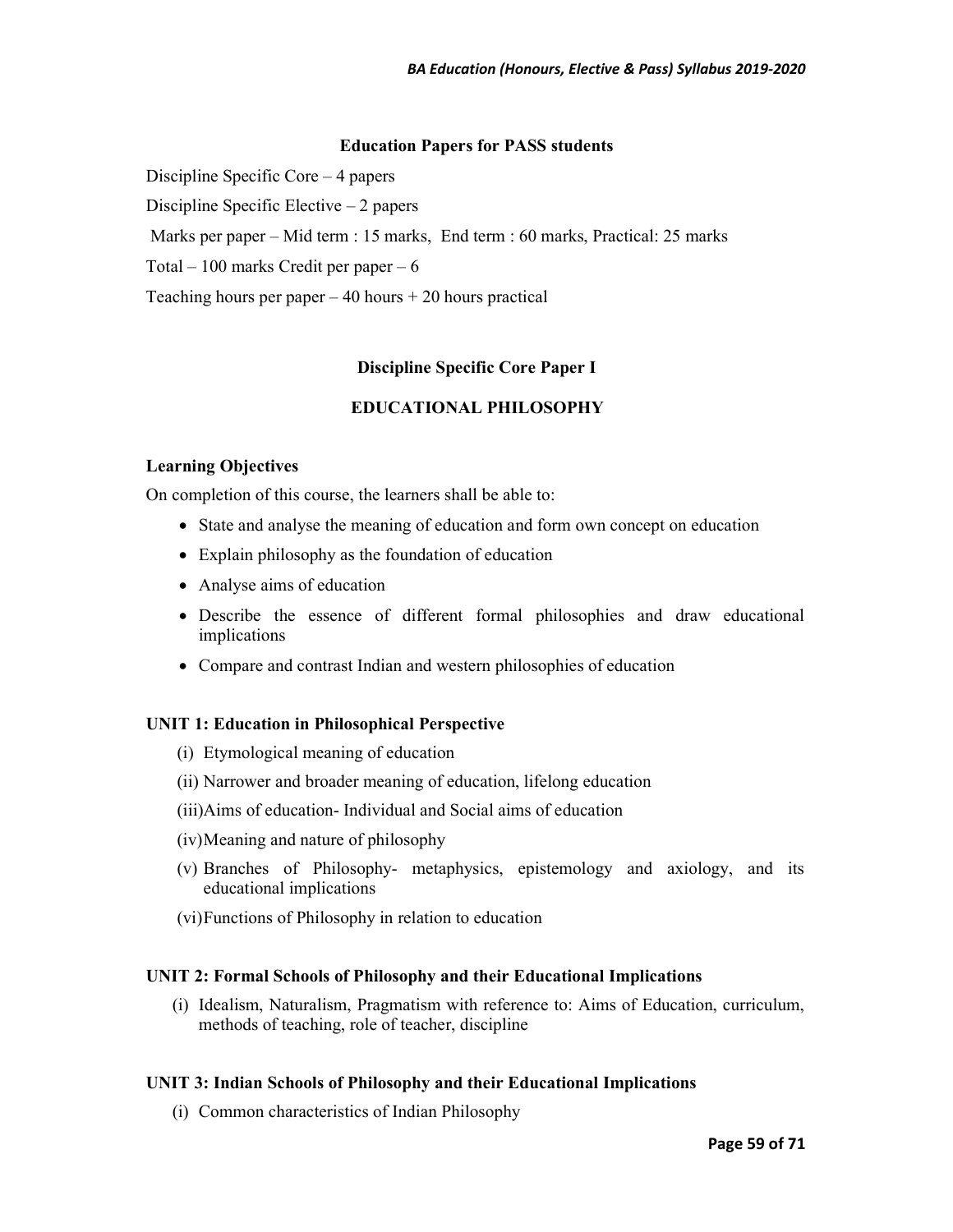## Education Papers for PASS students

Discipline Specific Core – 4 papers

Discipline Specific Elective – 2 papers

Marks per paper – Mid term : 15 marks, End term : 60 marks, Practical: 25 marks

Total – 100 marks Credit per paper – 6

Teaching hours per paper – 40 hours + 20 hours practical

## Discipline Specific Core Paper I

## EDUCATIONAL PHILOSOPHY

### Learning Objectives

On completion of this course, the learners shall be able to:

- State and analyse the meaning of education and form own concept on education
- Explain philosophy as the foundation of education
- Analyse aims of education
- Describe the essence of different formal philosophies and draw educational implications
- Compare and contrast Indian and western philosophies of education

### UNIT 1: Education in Philosophical Perspective

(i) Etymological meaning of education

(ii) Narrower and broader meaning of education, lifelong education

(iii) Aims of education- Individual and Social aims of education

(iv) Meaning and nature of philosophy

(v) Branches of Philosophy- metaphysics, epistemology and axiology, and its educational implications

(vi) Functions of Philosophy in relation to education

### UNIT 2: Formal Schools of Philosophy and their Educational Implications

(i) Idealism, Naturalism, Pragmatism with reference to: Aims of Education, curriculum, methods of teaching, role of teacher, discipline

### UNIT 3: Indian Schools of Philosophy and their Educational Implications

(i) Common characteristics of Indian Philosophy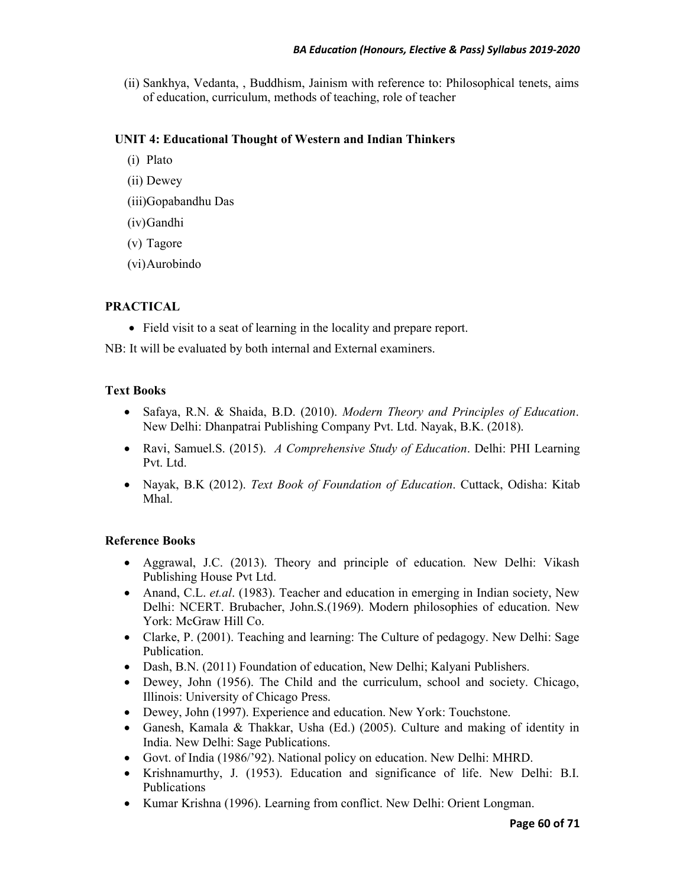(ii) Sankhya, Vedanta, , Buddhism, Jainism with reference to: Philosophical tenets, aims of education, curriculum, methods of teaching, role of teacher

### UNIT 4: Educational Thought of Western and Indian Thinkers

(i) Plato

(ii) Dewey

(iii)Gopabandhu Das

(iv)Gandhi

(v) Tagore

(vi)Aurobindo

### PRACTICAL

- Field visit to a seat of learning in the locality and prepare report.

NB: It will be evaluated by both internal and External examiners.

### Text Books

- Safaya, R.N. & Shaida, B.D. (2010). *Modern Theory and Principles of Education*. New Delhi: Dhanpatrai Publishing Company Pvt. Ltd. Nayak, B.K. (2018).
- Ravi, Samuel.S. (2015). *A Comprehensive Study of Education*. Delhi: PHI Learning Pvt. Ltd.
- Nayak, B.K (2012). *Text Book of Foundation of Education*. Cuttack, Odisha: Kitab Mhal.

### Reference Books

- Aggrawal, J.C. (2013). Theory and principle of education. New Delhi: Vikash Publishing House Pvt Ltd.
- Anand, C.L. *et.al*. (1983). Teacher and education in emerging in Indian society, New Delhi: NCERT. Brubacher, John.S.(1969). Modern philosophies of education. New York: McGraw Hill Co.
- Clarke, P. (2001). Teaching and learning: The Culture of pedagogy. New Delhi: Sage Publication.
- Dash, B.N. (2011) Foundation of education, New Delhi; Kalyani Publishers.
- Dewey, John (1956). The Child and the curriculum, school and society. Chicago, Illinois: University of Chicago Press.
- Dewey, John (1997). Experience and education. New York: Touchstone.
- Ganesh, Kamala & Thakkar, Usha (Ed.) (2005). Culture and making of identity in India. New Delhi: Sage Publications.
- Govt. of India (1986/'92). National policy on education. New Delhi: MHRD.
- Krishnamurthy, J. (1953). Education and significance of life. New Delhi: B.I. Publications
- Kumar Krishna (1996). Learning from conflict. New Delhi: Orient Longman.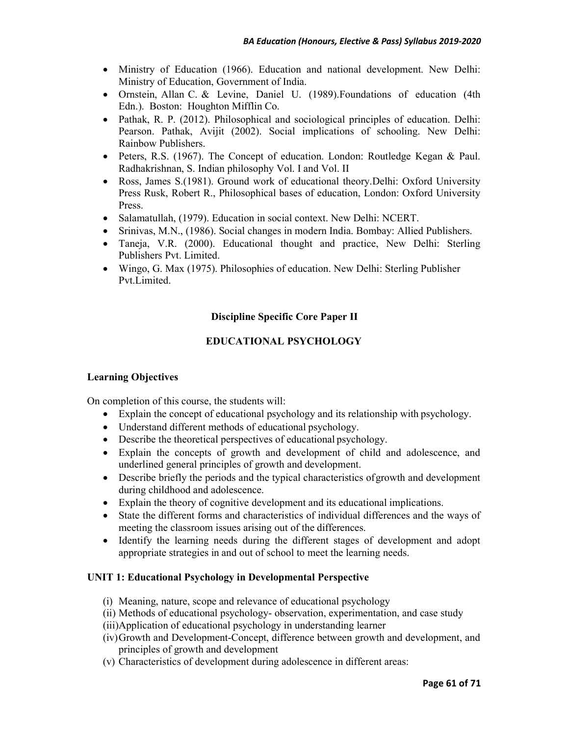- Ministry of Education (1966). Education and national development. New Delhi: Ministry of Education, Government of India.
- Ornstein, Allan C. & Levine, Daniel U. (1989).Foundations of education (4th Edn.). Boston: Houghton Mifflin Co.
- Pathak, R. P. (2012). Philosophical and sociological principles of education. Delhi: Pearson. Pathak, Avijit (2002). Social implications of schooling. New Delhi: Rainbow Publishers.
- Peters, R.S. (1967). The Concept of education. London: Routledge Kegan & Paul. Radhakrishnan, S. Indian philosophy Vol. I and Vol. II
- Ross, James S.(1981). Ground work of educational theory.Delhi: Oxford University Press Rusk, Robert R., Philosophical bases of education, London: Oxford University Press.
- Salamatullah, (1979). Education in social context. New Delhi: NCERT.
- Srinivas, M.N., (1986). Social changes in modern India. Bombay: Allied Publishers.
- Taneja, V.R. (2000). Educational thought and practice, New Delhi: Sterling Publishers Pvt. Limited.
- Wingo, G. Max (1975). Philosophies of education. New Delhi: Sterling Publisher Pvt.Limited.

## Discipline Specific Core Paper II

## EDUCATIONAL PSYCHOLOGY

### Learning Objectives

On completion of this course, the students will:

- Explain the concept of educational psychology and its relationship with psychology.
- Understand different methods of educational psychology.
- Describe the theoretical perspectives of educational psychology.
- Explain the concepts of growth and development of child and adolescence, and underlined general principles of growth and development.
- Describe briefly the periods and the typical characteristics of growth and development during childhood and adolescence.
- Explain the theory of cognitive development and its educational implications.
- State the different forms and characteristics of individual differences and the ways of meeting the classroom issues arising out of the differences.
- Identify the learning needs during the different stages of development and adopt appropriate strategies in and out of school to meet the learning needs.

### UNIT 1: Educational Psychology in Developmental Perspective

(i) Meaning, nature, scope and relevance of educational psychology
(ii) Methods of educational psychology- observation, experimentation, and case study
(iii) Application of educational psychology in understanding learner
(iv) Growth and Development-Concept, difference between growth and development, and principles of growth and development
(v) Characteristics of development during adolescence in different areas: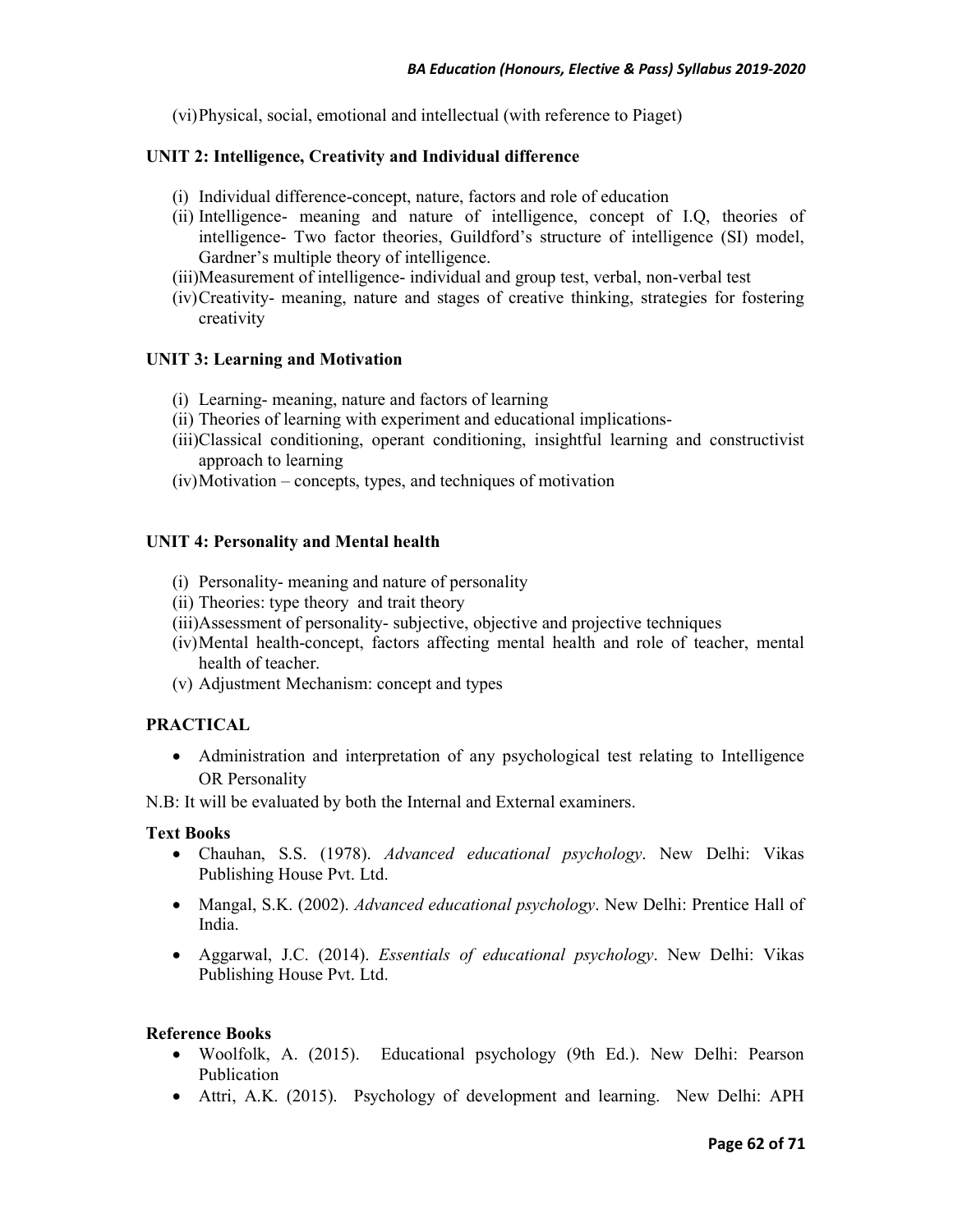(vi) Physical, social, emotional and intellectual (with reference to Piaget)

**UNIT 2: Intelligence, Creativity and Individual difference**

(i) Individual difference-concept, nature, factors and role of education
(ii) Intelligence- meaning and nature of intelligence, concept of I.Q, theories of intelligence- Two factor theories, Guildford's structure of intelligence (SI) model, Gardner's multiple theory of intelligence.
(iii) Measurement of intelligence- individual and group test, verbal, non-verbal test
(iv) Creativity- meaning, nature and stages of creative thinking, strategies for fostering creativity

**UNIT 3: Learning and Motivation**

(i) Learning- meaning, nature and factors of learning
(ii) Theories of learning with experiment and educational implications-
(iii) Classical conditioning, operant conditioning, insightful learning and constructivist approach to learning
(iv) Motivation – concepts, types, and techniques of motivation

**UNIT 4: Personality and Mental health**

(i) Personality- meaning and nature of personality
(ii) Theories: type theory and trait theory
(iii) Assessment of personality- subjective, objective and projective techniques
(iv) Mental health-concept, factors affecting mental health and role of teacher, mental health of teacher.
(v) Adjustment Mechanism: concept and types

**PRACTICAL**

- Administration and interpretation of any psychological test relating to Intelligence OR Personality

N.B: It will be evaluated by both the Internal and External examiners.

**Text Books**

- Chauhan, S.S. (1978). *Advanced educational psychology*. New Delhi: Vikas Publishing House Pvt. Ltd.
- Mangal, S.K. (2002). *Advanced educational psychology*. New Delhi: Prentice Hall of India.
- Aggarwal, J.C. (2014). *Essentials of educational psychology*. New Delhi: Vikas Publishing House Pvt. Ltd.

**Reference Books**

- Woolfolk, A. (2015). Educational psychology (9th Ed.). New Delhi: Pearson Publication
- Attri, A.K. (2015). Psychology of development and learning. New Delhi: APH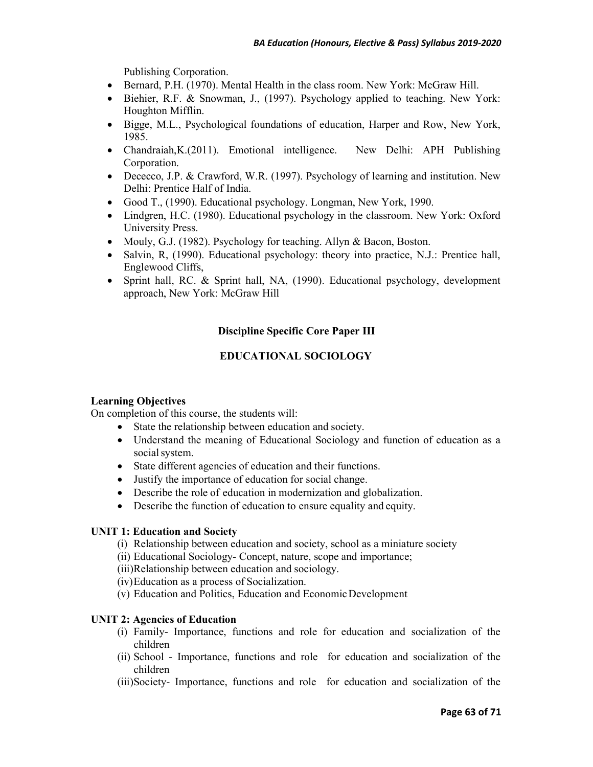Publishing Corporation.

- Bernard, P.H. (1970). Mental Health in the class room. New York: McGraw Hill.
- Biehier, R.F. & Snowman, J., (1997). Psychology applied to teaching. New York: Houghton Mifflin.
- Bigge, M.L., Psychological foundations of education, Harper and Row, New York, 1985.
- Chandraiah,K.(2011). Emotional intelligence. New Delhi: APH Publishing Corporation.
- Dececco, J.P. & Crawford, W.R. (1997). Psychology of learning and institution. New Delhi: Prentice Half of India.
- Good T., (1990). Educational psychology. Longman, New York, 1990.
- Lindgren, H.C. (1980). Educational psychology in the classroom. New York: Oxford University Press.
- Mouly, G.J. (1982). Psychology for teaching. Allyn & Bacon, Boston.
- Salvin, R, (1990). Educational psychology: theory into practice, N.J.: Prentice hall, Englewood Cliffs,
- Sprint hall, RC. & Sprint hall, NA, (1990). Educational psychology, development approach, New York: McGraw Hill

## Discipline Specific Core Paper III

## EDUCATIONAL SOCIOLOGY

**Learning Objectives**

On completion of this course, the students will:

- State the relationship between education and society.
- Understand the meaning of Educational Sociology and function of education as a social system.
- State different agencies of education and their functions.
- Justify the importance of education for social change.
- Describe the role of education in modernization and globalization.
- Describe the function of education to ensure equality and equity.

**UNIT 1: Education and Society**

(i) Relationship between education and society, school as a miniature society
(ii) Educational Sociology- Concept, nature, scope and importance;
(iii) Relationship between education and sociology.
(iv) Education as a process of Socialization.
(v) Education and Politics, Education and Economic Development

**UNIT 2: Agencies of Education**

(i) Family- Importance, functions and role for education and socialization of the children
(ii) School - Importance, functions and role for education and socialization of the children
(iii) Society- Importance, functions and role for education and socialization of the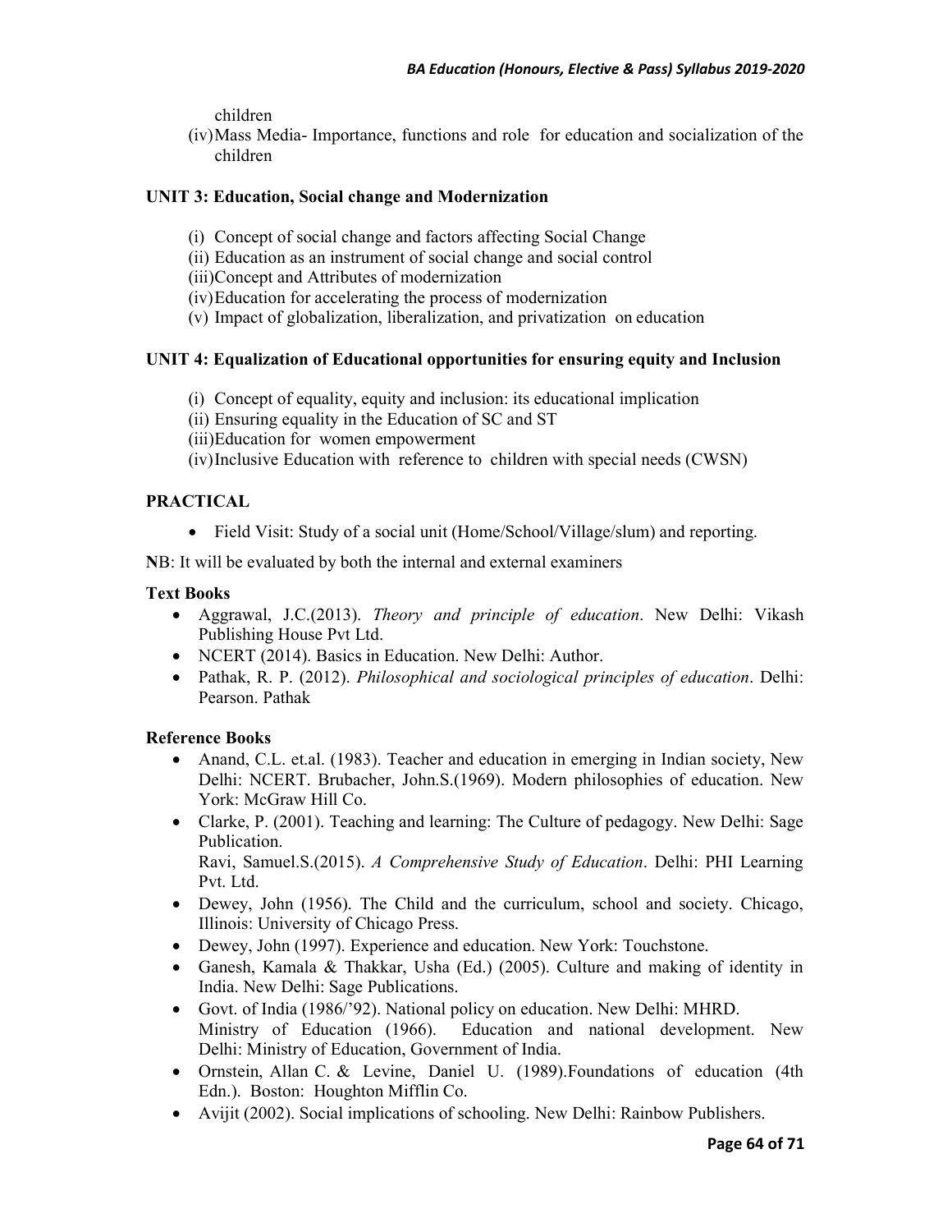children

(iv) Mass Media- Importance, functions and role for education and socialization of the children

**UNIT 3: Education, Social change and Modernization**

(i) Concept of social change and factors affecting Social Change
(ii) Education as an instrument of social change and social control
(iii) Concept and Attributes of modernization
(iv) Education for accelerating the process of modernization
(v) Impact of globalization, liberalization, and privatization on education

**UNIT 4: Equalization of Educational opportunities for ensuring equity and Inclusion**

(i) Concept of equality, equity and inclusion: its educational implication
(ii) Ensuring equality in the Education of SC and ST
(iii) Education for women empowerment
(iv) Inclusive Education with reference to children with special needs (CWSN)

**PRACTICAL**

- Field Visit: Study of a social unit (Home/School/Village/slum) and reporting.

**N**B: It will be evaluated by both the internal and external examiners

**Text Books**

- Aggrawal, J.C.(2013). *Theory and principle of education*. New Delhi: Vikash Publishing House Pvt Ltd.
- NCERT (2014). Basics in Education. New Delhi: Author.
- Pathak, R. P. (2012). *Philosophical and sociological principles of education*. Delhi: Pearson. Pathak

**Reference Books**

- Anand, C.L. et.al. (1983). Teacher and education in emerging in Indian society, New Delhi: NCERT. Brubacher, John.S.(1969). Modern philosophies of education. New York: McGraw Hill Co.
- Clarke, P. (2001). Teaching and learning: The Culture of pedagogy. New Delhi: Sage Publication.
  Ravi, Samuel.S.(2015). *A Comprehensive Study of Education*. Delhi: PHI Learning Pvt. Ltd.
- Dewey, John (1956). The Child and the curriculum, school and society. Chicago, Illinois: University of Chicago Press.
- Dewey, John (1997). Experience and education. New York: Touchstone.
- Ganesh, Kamala & Thakkar, Usha (Ed.) (2005). Culture and making of identity in India. New Delhi: Sage Publications.
- Govt. of India (1986/'92). National policy on education. New Delhi: MHRD.
  Ministry of Education (1966). Education and national development. New Delhi: Ministry of Education, Government of India.
- Ornstein, Allan C. & Levine, Daniel U. (1989).Foundations of education (4th Edn.). Boston: Houghton Mifflin Co.
- Avijit (2002). Social implications of schooling. New Delhi: Rainbow Publishers.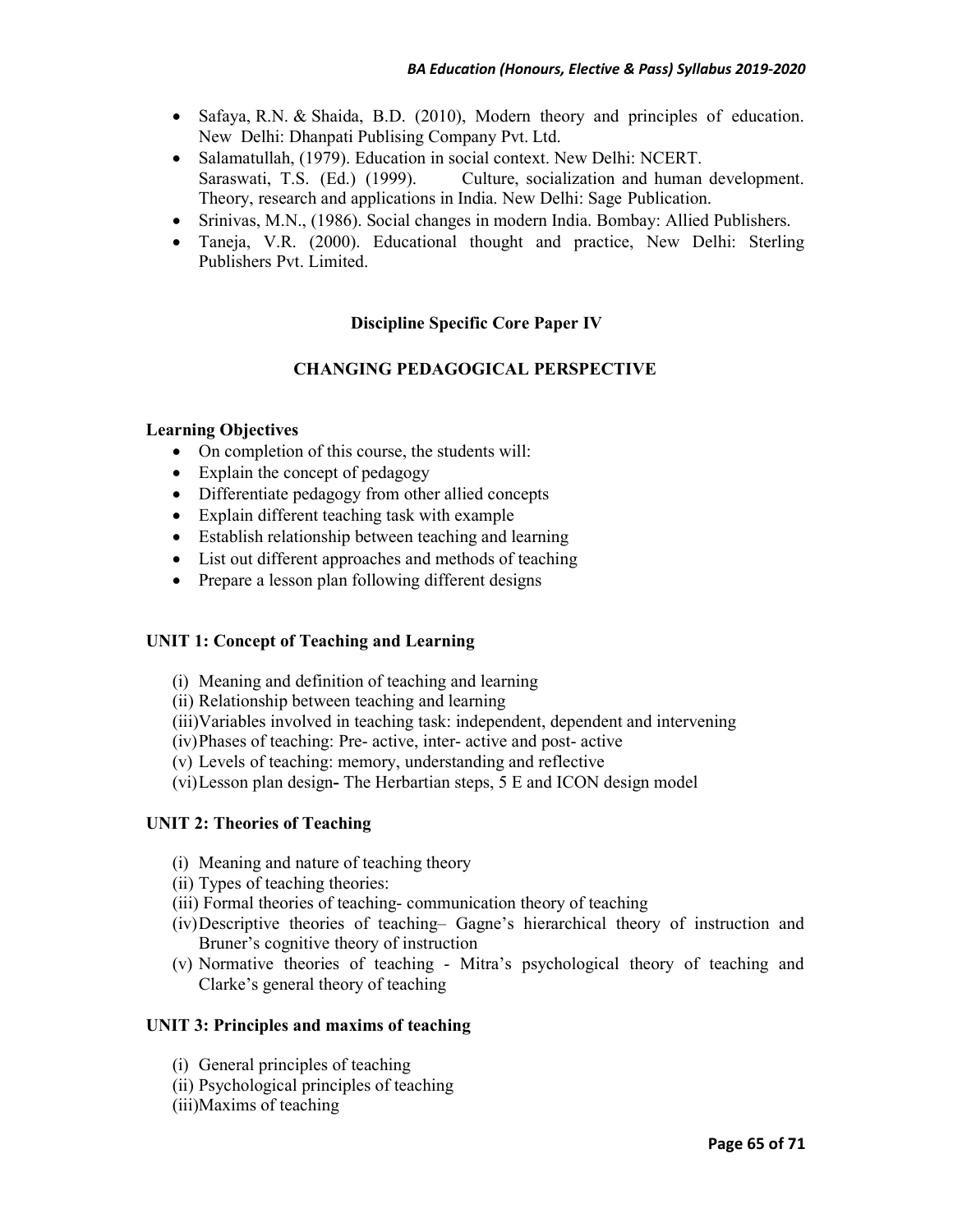- Safaya, R.N. & Shaida, B.D. (2010), Modern theory and principles of education. New Delhi: Dhanpati Publising Company Pvt. Ltd.
- Salamatullah, (1979). Education in social context. New Delhi: NCERT. Saraswati, T.S. (Ed.) (1999). Culture, socialization and human development. Theory, research and applications in India. New Delhi: Sage Publication.
- Srinivas, M.N., (1986). Social changes in modern India. Bombay: Allied Publishers.
- Taneja, V.R. (2000). Educational thought and practice, New Delhi: Sterling Publishers Pvt. Limited.

## Discipline Specific Core Paper IV

## CHANGING PEDAGOGICAL PERSPECTIVE

**Learning Objectives**

- On completion of this course, the students will:
- Explain the concept of pedagogy
- Differentiate pedagogy from other allied concepts
- Explain different teaching task with example
- Establish relationship between teaching and learning
- List out different approaches and methods of teaching
- Prepare a lesson plan following different designs

### UNIT 1: Concept of Teaching and Learning

(i) Meaning and definition of teaching and learning
(ii) Relationship between teaching and learning
(iii) Variables involved in teaching task: independent, dependent and intervening
(iv) Phases of teaching: Pre- active, inter- active and post- active
(v) Levels of teaching: memory, understanding and reflective
(vi) Lesson plan design**-** The Herbartian steps, 5 E and ICON design model

### UNIT 2: Theories of Teaching

(i) Meaning and nature of teaching theory
(ii) Types of teaching theories:
(iii) Formal theories of teaching- communication theory of teaching
(iv) Descriptive theories of teaching– Gagne's hierarchical theory of instruction and Bruner's cognitive theory of instruction
(v) Normative theories of teaching - Mitra's psychological theory of teaching and Clarke's general theory of teaching

### UNIT 3: Principles and maxims of teaching

(i) General principles of teaching
(ii) Psychological principles of teaching
(iii) Maxims of teaching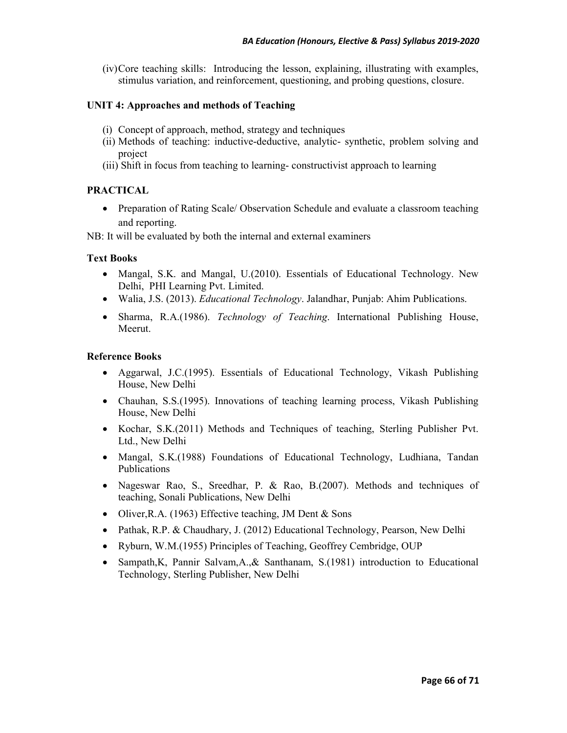(iv) Core teaching skills: Introducing the lesson, explaining, illustrating with examples, stimulus variation, and reinforcement, questioning, and probing questions, closure.

**UNIT 4: Approaches and methods of Teaching**

(i) Concept of approach, method, strategy and techniques
(ii) Methods of teaching: inductive-deductive, analytic- synthetic, problem solving and project
(iii) Shift in focus from teaching to learning- constructivist approach to learning

**PRACTICAL**

- Preparation of Rating Scale/ Observation Schedule and evaluate a classroom teaching and reporting.

NB: It will be evaluated by both the internal and external examiners

**Text Books**

- Mangal, S.K. and Mangal, U.(2010). Essentials of Educational Technology. New Delhi, PHI Learning Pvt. Limited.
- Walia, J.S. (2013). *Educational Technology*. Jalandhar, Punjab: Ahim Publications.
- Sharma, R.A.(1986). *Technology of Teaching*. International Publishing House, Meerut.

**Reference Books**

- Aggarwal, J.C.(1995). Essentials of Educational Technology, Vikash Publishing House, New Delhi
- Chauhan, S.S.(1995). Innovations of teaching learning process, Vikash Publishing House, New Delhi
- Kochar, S.K.(2011) Methods and Techniques of teaching, Sterling Publisher Pvt. Ltd., New Delhi
- Mangal, S.K.(1988) Foundations of Educational Technology, Ludhiana, Tandan Publications
- Nageswar Rao, S., Sreedhar, P. & Rao, B.(2007). Methods and techniques of teaching, Sonali Publications, New Delhi
- Oliver,R.A. (1963) Effective teaching, JM Dent & Sons
- Pathak, R.P. & Chaudhary, J. (2012) Educational Technology, Pearson, New Delhi
- Ryburn, W.M.(1955) Principles of Teaching, Geoffrey Cembridge, OUP
- Sampath,K, Pannir Salvam,A.,& Santhanam, S.(1981) introduction to Educational Technology, Sterling Publisher, New Delhi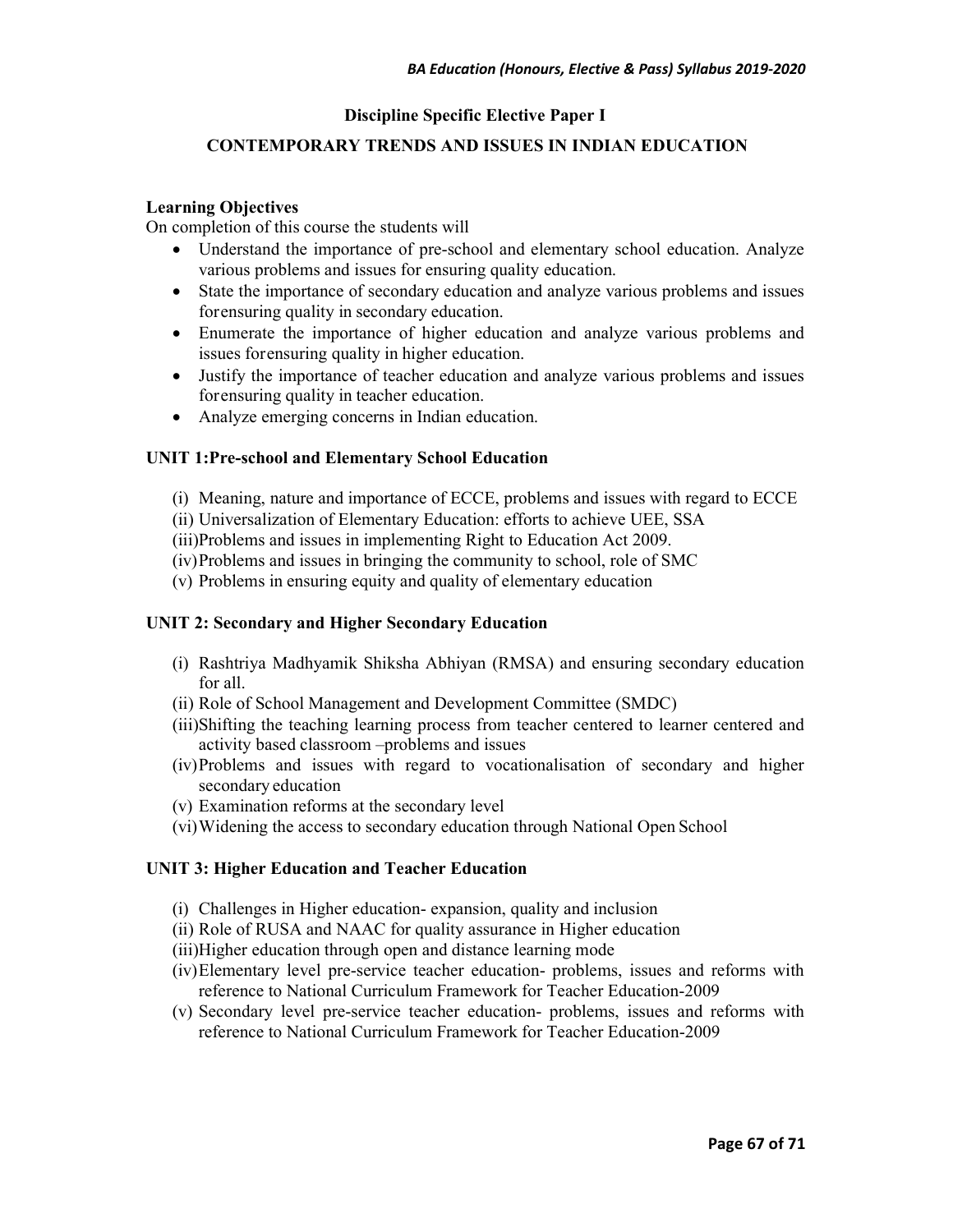## Discipline Specific Elective Paper I

## CONTEMPORARY TRENDS AND ISSUES IN INDIAN EDUCATION

### Learning Objectives

On completion of this course the students will

- Understand the importance of pre-school and elementary school education. Analyze various problems and issues for ensuring quality education.
- State the importance of secondary education and analyze various problems and issues forensuring quality in secondary education.
- Enumerate the importance of higher education and analyze various problems and issues forensuring quality in higher education.
- Justify the importance of teacher education and analyze various problems and issues forensuring quality in teacher education.
- Analyze emerging concerns in Indian education.

### UNIT 1:Pre-school and Elementary School Education

(i) Meaning, nature and importance of ECCE, problems and issues with regard to ECCE

(ii) Universalization of Elementary Education: efforts to achieve UEE, SSA

(iii)Problems and issues in implementing Right to Education Act 2009.

(iv)Problems and issues in bringing the community to school, role of SMC

(v) Problems in ensuring equity and quality of elementary education

### UNIT 2: Secondary and Higher Secondary Education

(i) Rashtriya Madhyamik Shiksha Abhiyan (RMSA) and ensuring secondary education for all.

(ii) Role of School Management and Development Committee (SMDC)

(iii)Shifting the teaching learning process from teacher centered to learner centered and activity based classroom –problems and issues

(iv)Problems and issues with regard to vocationalisation of secondary and higher secondary education

(v) Examination reforms at the secondary level

(vi)Widening the access to secondary education through National Open School

### UNIT 3: Higher Education and Teacher Education

(i) Challenges in Higher education- expansion, quality and inclusion

(ii) Role of RUSA and NAAC for quality assurance in Higher education

(iii)Higher education through open and distance learning mode

(iv)Elementary level pre-service teacher education- problems, issues and reforms with reference to National Curriculum Framework for Teacher Education-2009

(v) Secondary level pre-service teacher education- problems, issues and reforms with reference to National Curriculum Framework for Teacher Education-2009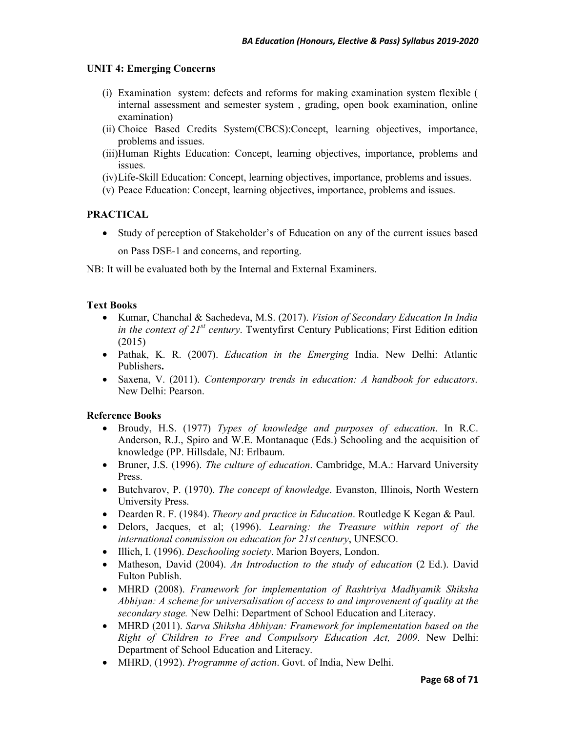### UNIT 4: Emerging Concerns

(i) Examination system: defects and reforms for making examination system flexible ( internal assessment and semester system , grading, open book examination, online examination)

(ii) Choice Based Credits System(CBCS):Concept, learning objectives, importance, problems and issues.

(iii) Human Rights Education: Concept, learning objectives, importance, problems and issues.

(iv) Life-Skill Education: Concept, learning objectives, importance, problems and issues.

(v) Peace Education: Concept, learning objectives, importance, problems and issues.

### PRACTICAL

- Study of perception of Stakeholder's of Education on any of the current issues based on Pass DSE-1 and concerns, and reporting.

NB: It will be evaluated both by the Internal and External Examiners.

### Text Books

- Kumar, Chanchal & Sachedeva, M.S. (2017). *Vision of Secondary Education In India in the context of 21st century*. Twentyfirst Century Publications; First Edition edition (2015)
- Pathak, K. R. (2007). *Education in the Emerging* India. New Delhi: Atlantic Publishers**.**
- Saxena, V. (2011). *Contemporary trends in education: A handbook for educators*. New Delhi: Pearson.

### Reference Books

- Broudy, H.S. (1977) *Types of knowledge and purposes of education*. In R.C. Anderson, R.J., Spiro and W.E. Montanaque (Eds.) Schooling and the acquisition of knowledge (PP. Hillsdale, NJ: Erlbaum.
- Bruner, J.S. (1996). *The culture of education*. Cambridge, M.A.: Harvard University Press.
- Butchvarov, P. (1970). *The concept of knowledge*. Evanston, Illinois, North Western University Press.
- Dearden R. F. (1984). *Theory and practice in Education*. Routledge K Kegan & Paul.
- Delors, Jacques, et al; (1996). *Learning: the Treasure within report of the international commission on education for 21st century*, UNESCO.
- Illich, I. (1996). *Deschooling society*. Marion Boyers, London.
- Matheson, David (2004). *An Introduction to the study of education* (2 Ed.). David Fulton Publish.
- MHRD (2008). *Framework for implementation of Rashtriya Madhyamik Shiksha Abhiyan: A scheme for universalisation of access to and improvement of quality at the secondary stage.* New Delhi: Department of School Education and Literacy.
- MHRD (2011). *Sarva Shiksha Abhiyan: Framework for implementation based on the Right of Children to Free and Compulsory Education Act, 2009*. New Delhi: Department of School Education and Literacy.
- MHRD, (1992). *Programme of action*. Govt. of India, New Delhi.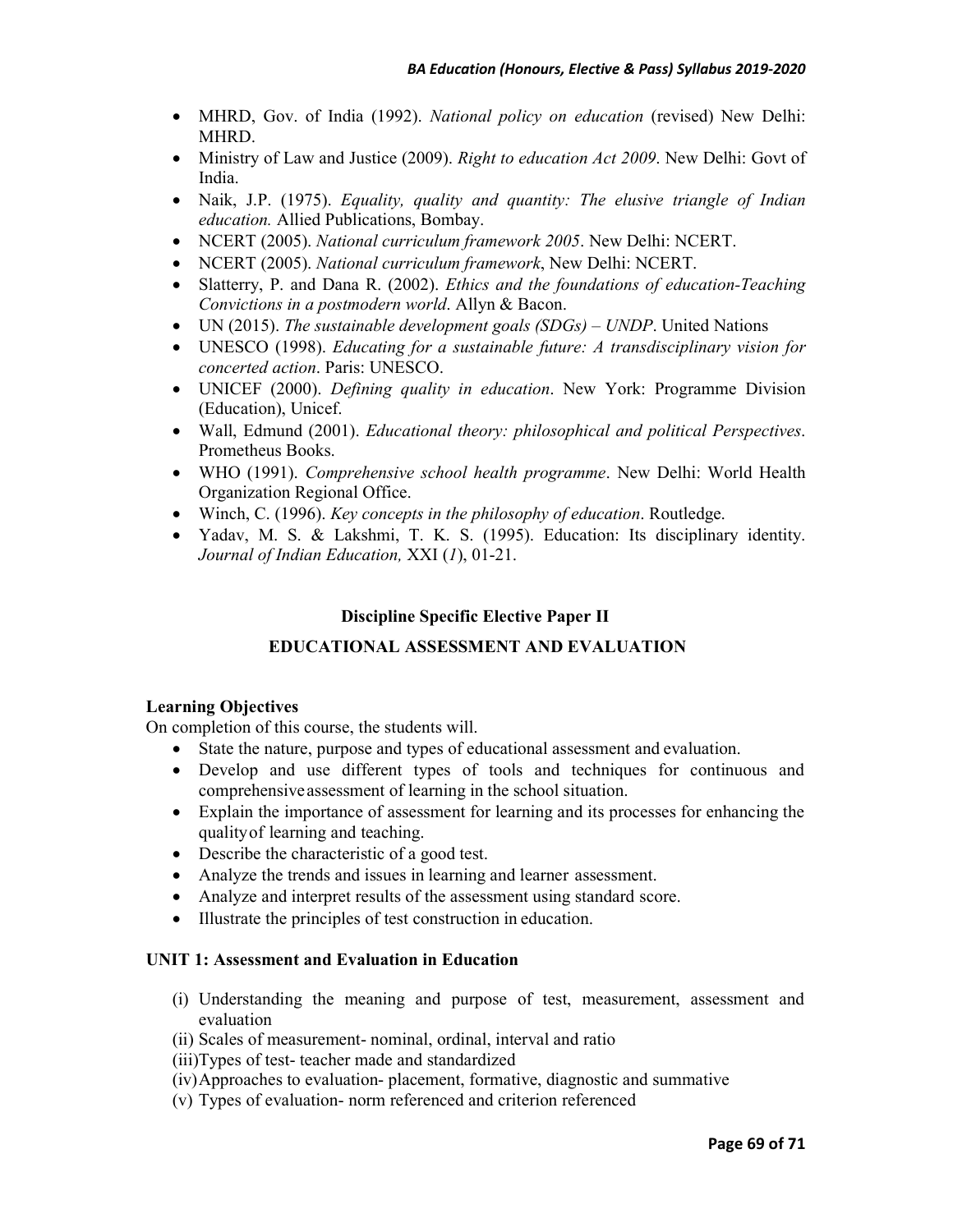- MHRD, Gov. of India (1992). *National policy on education* (revised) New Delhi: MHRD.
- Ministry of Law and Justice (2009). *Right to education Act 2009*. New Delhi: Govt of India.
- Naik, J.P. (1975). *Equality, quality and quantity: The elusive triangle of Indian education.* Allied Publications, Bombay.
- NCERT (2005). *National curriculum framework 2005*. New Delhi: NCERT.
- NCERT (2005). *National curriculum framework*, New Delhi: NCERT.
- Slatterry, P. and Dana R. (2002). *Ethics and the foundations of education-Teaching Convictions in a postmodern world*. Allyn & Bacon.
- UN (2015). *The sustainable development goals (SDGs) – UNDP*. United Nations
- UNESCO (1998). *Educating for a sustainable future: A transdisciplinary vision for concerted action*. Paris: UNESCO.
- UNICEF (2000). *Defining quality in education*. New York: Programme Division (Education), Unicef.
- Wall, Edmund (2001). *Educational theory: philosophical and political Perspectives*. Prometheus Books.
- WHO (1991). *Comprehensive school health programme*. New Delhi: World Health Organization Regional Office.
- Winch, C. (1996). *Key concepts in the philosophy of education*. Routledge.
- Yadav, M. S. & Lakshmi, T. K. S. (1995). Education: Its disciplinary identity. *Journal of Indian Education,* XXI (*1*), 01-21.

## Discipline Specific Elective Paper II

## EDUCATIONAL ASSESSMENT AND EVALUATION

**Learning Objectives**

On completion of this course, the students will.

- State the nature, purpose and types of educational assessment and evaluation.
- Develop and use different types of tools and techniques for continuous and comprehensive assessment of learning in the school situation.
- Explain the importance of assessment for learning and its processes for enhancing the quality of learning and teaching.
- Describe the characteristic of a good test.
- Analyze the trends and issues in learning and learner assessment.
- Analyze and interpret results of the assessment using standard score.
- Illustrate the principles of test construction in education.

**UNIT 1: Assessment and Evaluation in Education**

(i) Understanding the meaning and purpose of test, measurement, assessment and evaluation
(ii) Scales of measurement- nominal, ordinal, interval and ratio
(iii) Types of test- teacher made and standardized
(iv) Approaches to evaluation- placement, formative, diagnostic and summative
(v) Types of evaluation- norm referenced and criterion referenced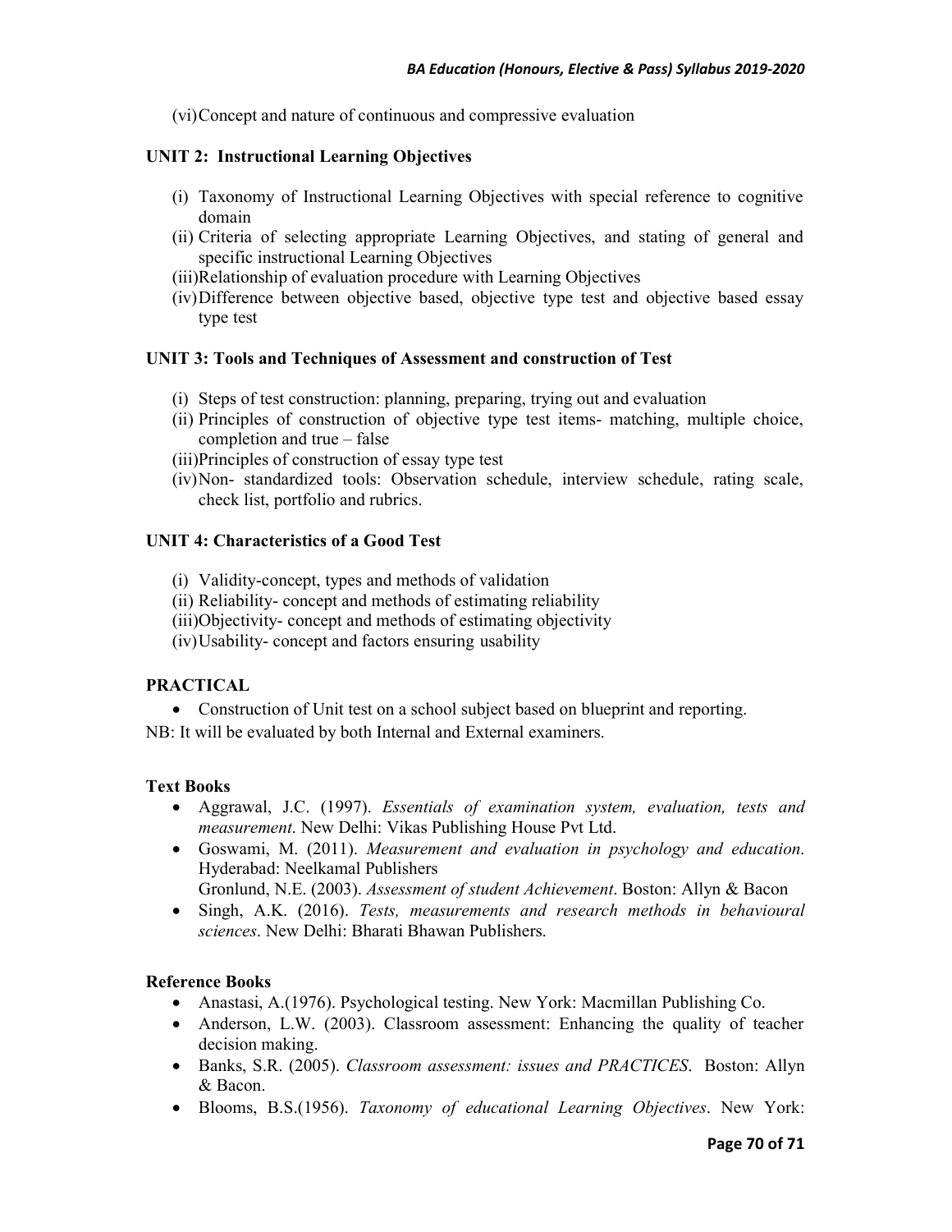(vi) Concept and nature of continuous and compressive evaluation

**UNIT 2: Instructional Learning Objectives**

(i) Taxonomy of Instructional Learning Objectives with special reference to cognitive domain
(ii) Criteria of selecting appropriate Learning Objectives, and stating of general and specific instructional Learning Objectives
(iii) Relationship of evaluation procedure with Learning Objectives
(iv) Difference between objective based, objective type test and objective based essay type test

**UNIT 3: Tools and Techniques of Assessment and construction of Test**

(i) Steps of test construction: planning, preparing, trying out and evaluation
(ii) Principles of construction of objective type test items- matching, multiple choice, completion and true – false
(iii) Principles of construction of essay type test
(iv) Non- standardized tools: Observation schedule, interview schedule, rating scale, check list, portfolio and rubrics.

**UNIT 4: Characteristics of a Good Test**

(i) Validity-concept, types and methods of validation
(ii) Reliability- concept and methods of estimating reliability
(iii) Objectivity- concept and methods of estimating objectivity
(iv) Usability- concept and factors ensuring usability

**PRACTICAL**

- Construction of Unit test on a school subject based on blueprint and reporting.

NB: It will be evaluated by both Internal and External examiners.

**Text Books**

- Aggrawal, J.C. (1997). *Essentials of examination system, evaluation, tests and measurement*. New Delhi: Vikas Publishing House Pvt Ltd.
- Goswami, M. (2011). *Measurement and evaluation in psychology and education*. Hyderabad: Neelkamal Publishers
  Gronlund, N.E. (2003). *Assessment of student Achievement*. Boston: Allyn & Bacon
- Singh, A.K. (2016). *Tests, measurements and research methods in behavioural sciences*. New Delhi: Bharati Bhawan Publishers.

**Reference Books**

- Anastasi, A.(1976). Psychological testing. New York: Macmillan Publishing Co.
- Anderson, L.W. (2003). Classroom assessment: Enhancing the quality of teacher decision making.
- Banks, S.R. (2005). *Classroom assessment: issues and PRACTICES*. Boston: Allyn & Bacon.
- Blooms, B.S.(1956). *Taxonomy of educational Learning Objectives*. New York: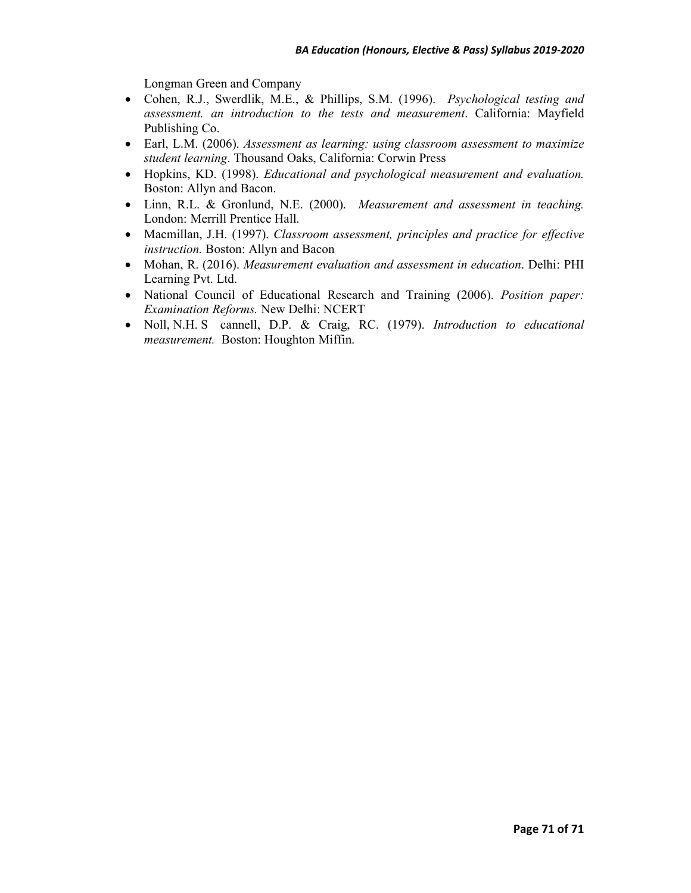Longman Green and Company

- Cohen, R.J., Swerdlik, M.E., & Phillips, S.M. (1996). *Psychological testing and assessment. an introduction to the tests and measurement*. California: Mayfield Publishing Co.
- Earl, L.M. (2006). *Assessment as learning: using classroom assessment to maximize student learning*. Thousand Oaks, California: Corwin Press
- Hopkins, KD. (1998). *Educational and psychological measurement and evaluation.* Boston: Allyn and Bacon.
- Linn, R.L. & Gronlund, N.E. (2000). *Measurement and assessment in teaching.* London: Merrill Prentice Hall.
- Macmillan, J.H. (1997). *Classroom assessment, principles and practice for effective instruction.* Boston: Allyn and Bacon
- Mohan, R. (2016). *Measurement evaluation and assessment in education*. Delhi: PHI Learning Pvt. Ltd.
- National Council of Educational Research and Training (2006). *Position paper: Examination Reforms.* New Delhi: NCERT
- Noll, N.H. S cannell, D.P. & Craig, RC. (1979). *Introduction to educational measurement.* Boston: Houghton Miffin.